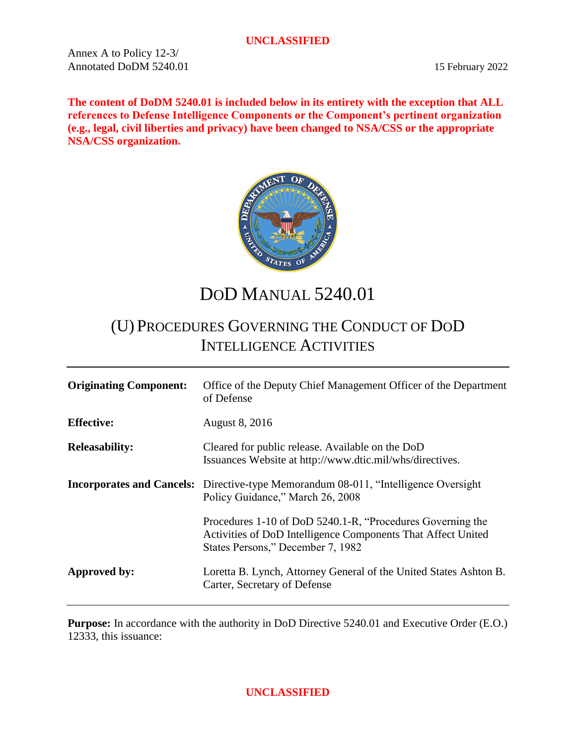Annex A to Policy 12-3/
Annotated DoDM 5240.01

15 February 2022

**The content of DoDM 5240.01 is included below in its entirety with the exception that ALL references to Defense Intelligence Components or the Component's pertinent organization (e.g., legal, civil liberties and privacy) have been changed to NSA/CSS or the appropriate NSA/CSS organization.**

# DoD MANUAL 5240.01

## (U) PROCEDURES GOVERNING THE CONDUCT OF DoD INTELLIGENCE ACTIVITIES

| | |
|---|---|
| **Originating Component:** | Office of the Deputy Chief Management Officer of the Department of Defense |
| **Effective:** | August 8, 2016 |
| **Releasability:** | Cleared for public release. Available on the DoD Issuances Website at http://www.dtic.mil/whs/directives. |
| **Incorporates and Cancels:** | Directive-type Memorandum 08-011, "Intelligence Oversight Policy Guidance," March 26, 2008<br><br>Procedures 1-10 of DoD 5240.1-R, "Procedures Governing the Activities of DoD Intelligence Components That Affect United States Persons," December 7, 1982 |
| **Approved by:** | Loretta B. Lynch, Attorney General of the United States Ashton B. Carter, Secretary of Defense |

**Purpose:** In accordance with the authority in DoD Directive 5240.01 and Executive Order (E.O.) 12333, this issuance: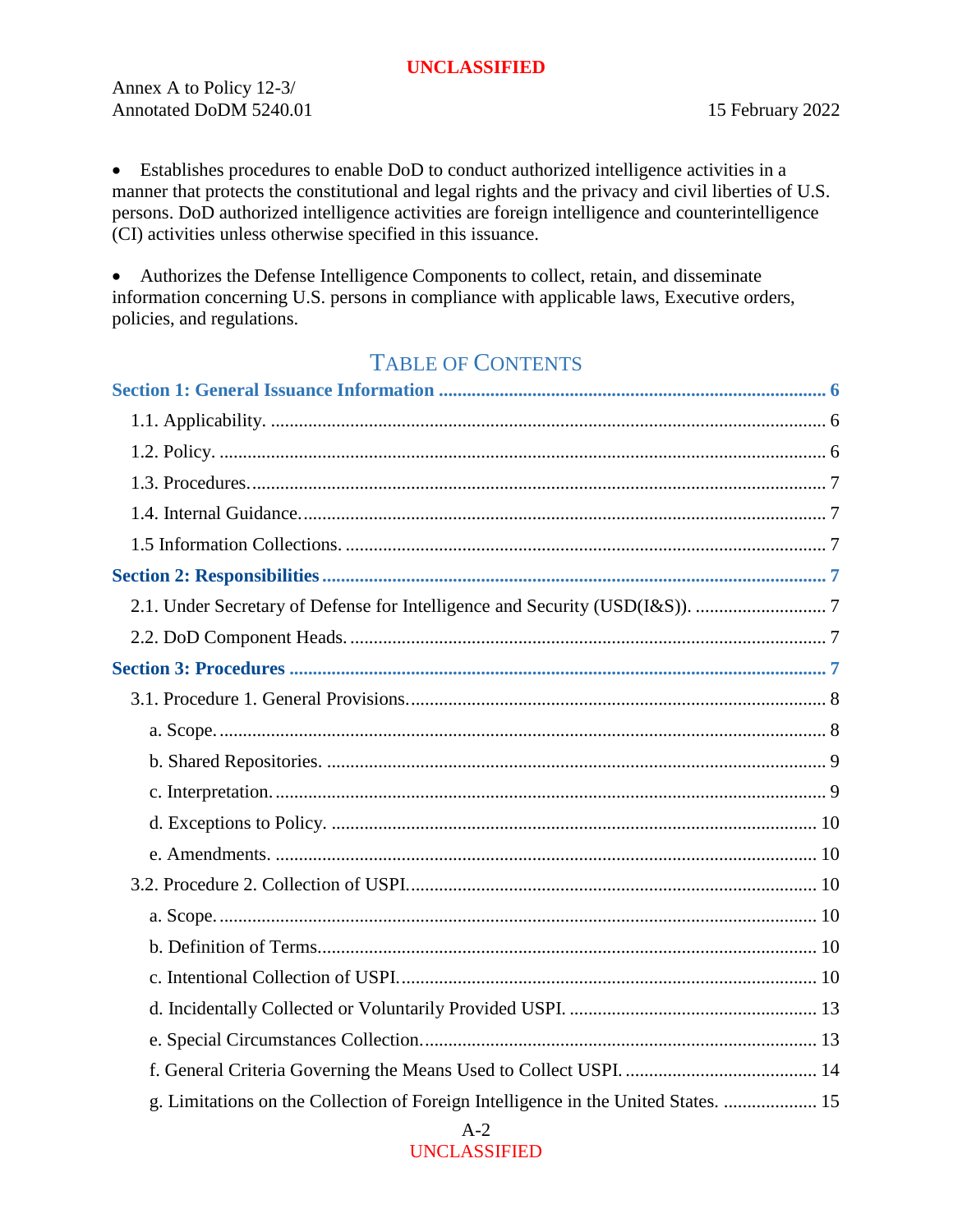- Establishes procedures to enable DoD to conduct authorized intelligence activities in a manner that protects the constitutional and legal rights and the privacy and civil liberties of U.S. persons. DoD authorized intelligence activities are foreign intelligence and counterintelligence (CI) activities unless otherwise specified in this issuance.

- Authorizes the Defense Intelligence Components to collect, retain, and disseminate information concerning U.S. persons in compliance with applicable laws, Executive orders, policies, and regulations.

## TABLE OF CONTENTS

**Section 1: General Issuance Information** .......... 6
- 1.1. Applicability. .......... 6
- 1.2. Policy. .......... 6
- 1.3. Procedures. .......... 7
- 1.4. Internal Guidance. .......... 7
- 1.5 Information Collections. .......... 7

**Section 2: Responsibilities** .......... 7
- 2.1. Under Secretary of Defense for Intelligence and Security (USD(I&S)). .......... 7
- 2.2. DoD Component Heads. .......... 7

**Section 3: Procedures** .......... 7
- 3.1. Procedure 1. General Provisions. .......... 8
  - a. Scope. .......... 8
  - b. Shared Repositories. .......... 9
  - c. Interpretation. .......... 9
  - d. Exceptions to Policy. .......... 10
  - e. Amendments. .......... 10
- 3.2. Procedure 2. Collection of USPI. .......... 10
  - a. Scope. .......... 10
  - b. Definition of Terms. .......... 10
  - c. Intentional Collection of USPI. .......... 10
  - d. Incidentally Collected or Voluntarily Provided USPI. .......... 13
  - e. Special Circumstances Collection. .......... 13
  - f. General Criteria Governing the Means Used to Collect USPI. .......... 14
  - g. Limitations on the Collection of Foreign Intelligence in the United States. .......... 15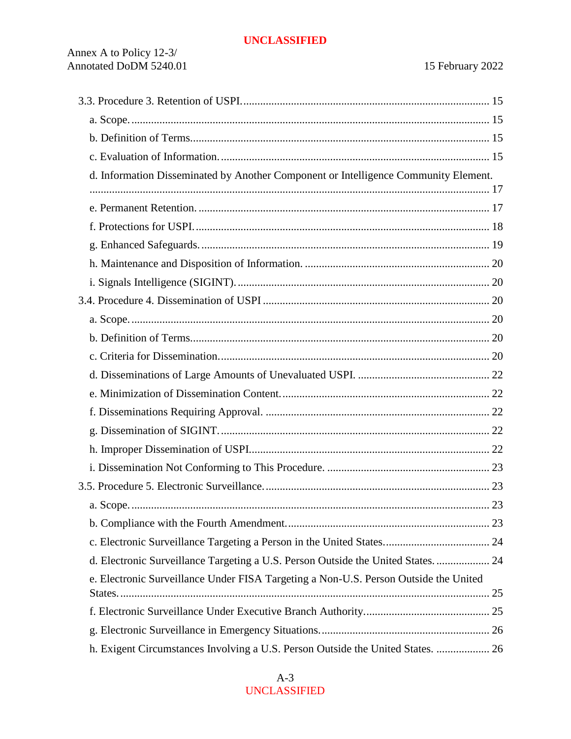3.3. Procedure 3. Retention of USPI. 15

- a. Scope. 15
- b. Definition of Terms. 15
- c. Evaluation of Information. 15
- d. Information Disseminated by Another Component or Intelligence Community Element. 17
- e. Permanent Retention. 17
- f. Protections for USPI. 18
- g. Enhanced Safeguards. 19
- h. Maintenance and Disposition of Information. 20
- i. Signals Intelligence (SIGINT). 20

3.4. Procedure 4. Dissemination of USPI 20

- a. Scope. 20
- b. Definition of Terms. 20
- c. Criteria for Dissemination. 20
- d. Disseminations of Large Amounts of Unevaluated USPI. 22
- e. Minimization of Dissemination Content. 22
- f. Disseminations Requiring Approval. 22
- g. Dissemination of SIGINT. 22
- h. Improper Dissemination of USPI. 22
- i. Dissemination Not Conforming to This Procedure. 23

3.5. Procedure 5. Electronic Surveillance. 23

- a. Scope. 23
- b. Compliance with the Fourth Amendment. 23
- c. Electronic Surveillance Targeting a Person in the United States. 24
- d. Electronic Surveillance Targeting a U.S. Person Outside the United States. 24
- e. Electronic Surveillance Under FISA Targeting a Non-U.S. Person Outside the United States. 25
- f. Electronic Surveillance Under Executive Branch Authority. 25
- g. Electronic Surveillance in Emergency Situations. 26
- h. Exigent Circumstances Involving a U.S. Person Outside the United States. 26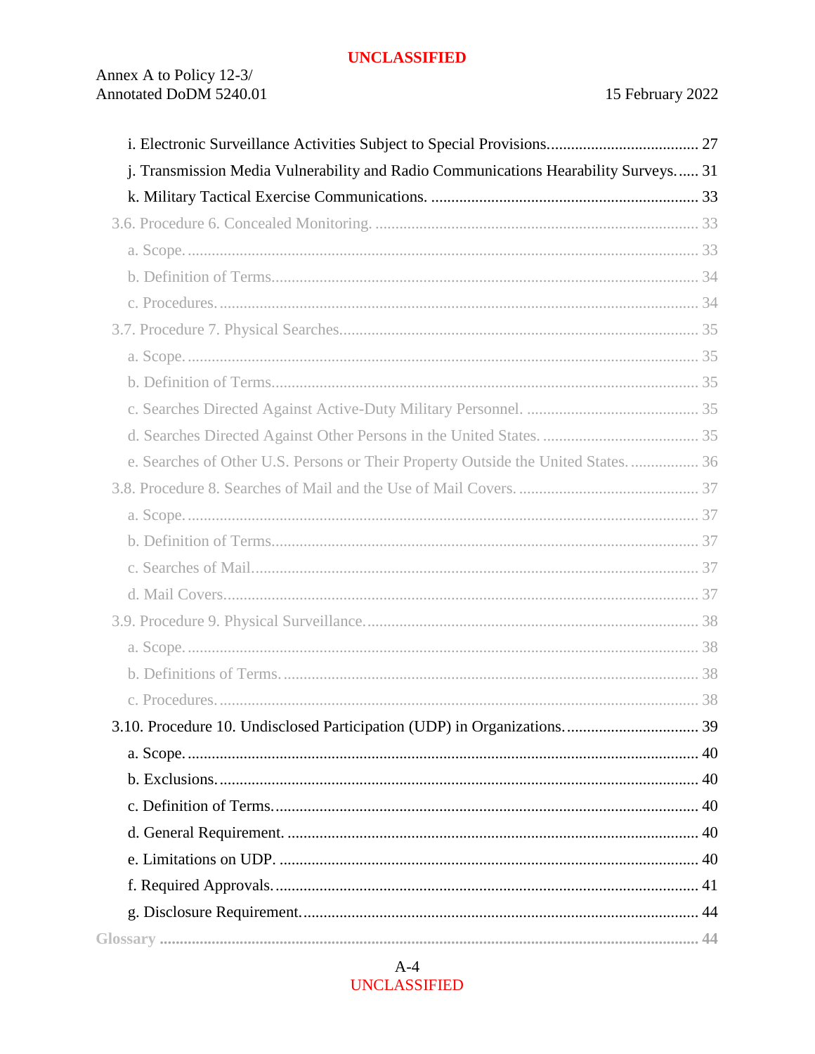i. Electronic Surveillance Activities Subject to Special Provisions..................................... 27

j. Transmission Media Vulnerability and Radio Communications Hearability Surveys...... 31

k. Military Tactical Exercise Communications. .................................................................. 33

3.6. Procedure 6. Concealed Monitoring. ................................................................................ 33

a. Scope. .............................................................................................................................. 33

b. Definition of Terms......................................................................................................... 34

c. Procedures. ...................................................................................................................... 34

3.7. Procedure 7. Physical Searches......................................................................................... 35

a. Scope. .............................................................................................................................. 35

b. Definition of Terms......................................................................................................... 35

c. Searches Directed Against Active-Duty Military Personnel. .......................................... 35

d. Searches Directed Against Other Persons in the United States. ...................................... 35

e. Searches of Other U.S. Persons or Their Property Outside the United States. ................ 36

3.8. Procedure 8. Searches of Mail and the Use of Mail Covers. ............................................. 37

a. Scope. .............................................................................................................................. 37

b. Definition of Terms......................................................................................................... 37

c. Searches of Mail.............................................................................................................. 37

d. Mail Covers..................................................................................................................... 37

3.9. Procedure 9. Physical Surveillance................................................................................... 38

a. Scope. .............................................................................................................................. 38

b. Definitions of Terms. ....................................................................................................... 38

c. Procedures. ...................................................................................................................... 38

3.10. Procedure 10. Undisclosed Participation (UDP) in Organizations................................. 39

a. Scope. .............................................................................................................................. 40

b. Exclusions. ...................................................................................................................... 40

c. Definition of Terms.......................................................................................................... 40

d. General Requirement. ...................................................................................................... 40

e. Limitations on UDP. ........................................................................................................ 40

f. Required Approvals.......................................................................................................... 41

g. Disclosure Requirement................................................................................................... 44

**Glossary** ...................................................................................................................................... **44**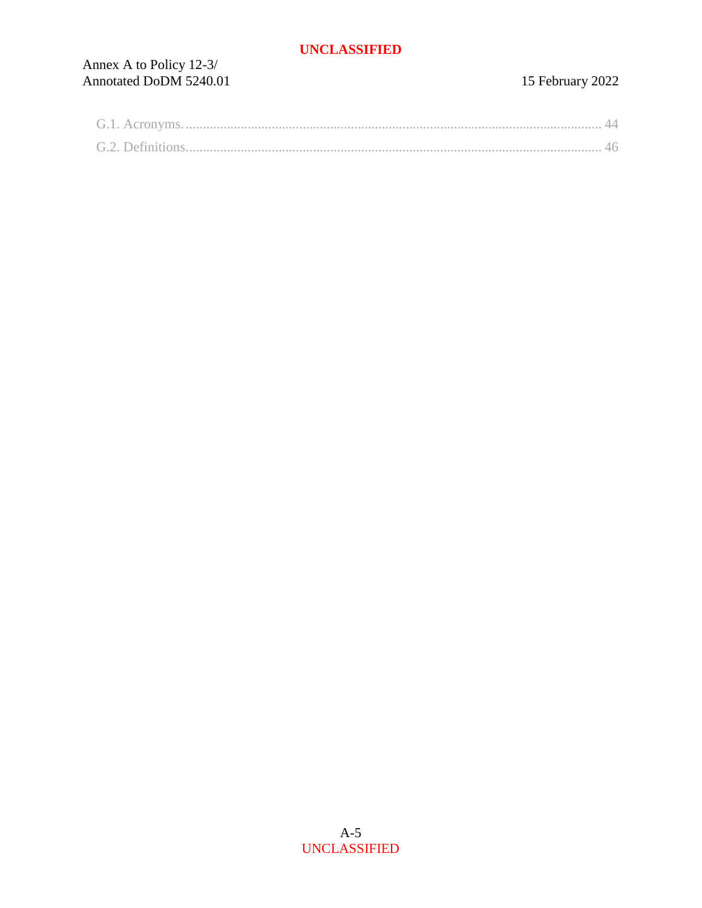G.1. Acronyms. ........................................................................................................................ 44
G.2. Definitions......................................................................................................................... 46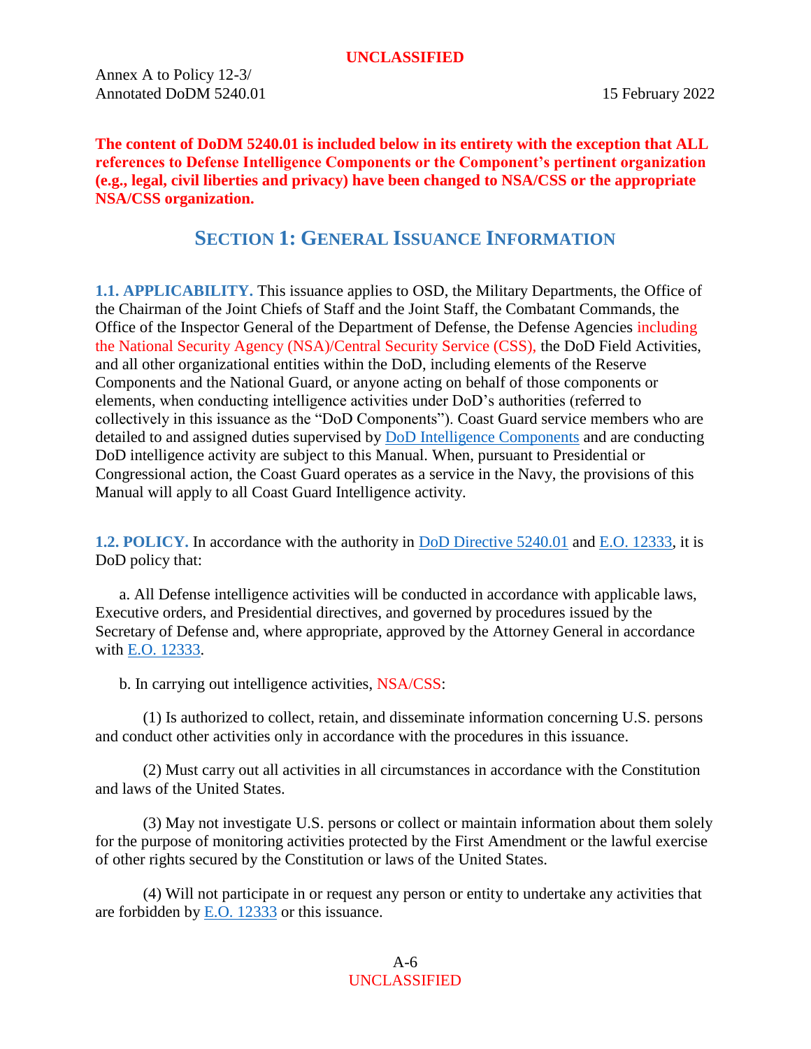**The content of DoDM 5240.01 is included below in its entirety with the exception that ALL references to Defense Intelligence Components or the Component's pertinent organization (e.g., legal, civil liberties and privacy) have been changed to NSA/CSS or the appropriate NSA/CSS organization.**

## SECTION 1: GENERAL ISSUANCE INFORMATION

**1.1. APPLICABILITY.** This issuance applies to OSD, the Military Departments, the Office of the Chairman of the Joint Chiefs of Staff and the Joint Staff, the Combatant Commands, the Office of the Inspector General of the Department of Defense, the Defense Agencies including the National Security Agency (NSA)/Central Security Service (CSS), the DoD Field Activities, and all other organizational entities within the DoD, including elements of the Reserve Components and the National Guard, or anyone acting on behalf of those components or elements, when conducting intelligence activities under DoD's authorities (referred to collectively in this issuance as the "DoD Components"). Coast Guard service members who are detailed to and assigned duties supervised by DoD Intelligence Components and are conducting DoD intelligence activity are subject to this Manual. When, pursuant to Presidential or Congressional action, the Coast Guard operates as a service in the Navy, the provisions of this Manual will apply to all Coast Guard Intelligence activity.

**1.2. POLICY.** In accordance with the authority in DoD Directive 5240.01 and E.O. 12333, it is DoD policy that:

a. All Defense intelligence activities will be conducted in accordance with applicable laws, Executive orders, and Presidential directives, and governed by procedures issued by the Secretary of Defense and, where appropriate, approved by the Attorney General in accordance with E.O. 12333.

b. In carrying out intelligence activities, NSA/CSS:

(1) Is authorized to collect, retain, and disseminate information concerning U.S. persons and conduct other activities only in accordance with the procedures in this issuance.

(2) Must carry out all activities in all circumstances in accordance with the Constitution and laws of the United States.

(3) May not investigate U.S. persons or collect or maintain information about them solely for the purpose of monitoring activities protected by the First Amendment or the lawful exercise of other rights secured by the Constitution or laws of the United States.

(4) Will not participate in or request any person or entity to undertake any activities that are forbidden by E.O. 12333 or this issuance.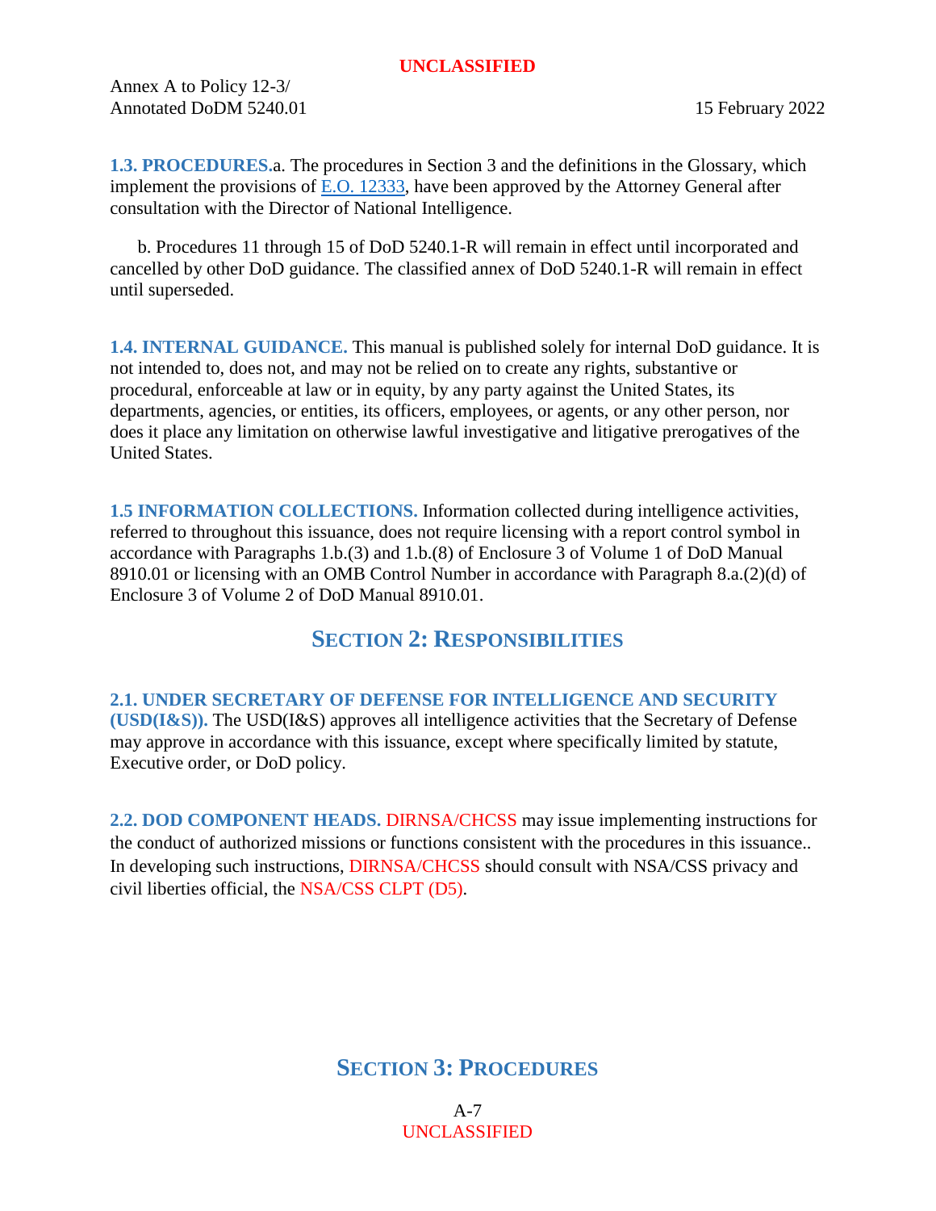**1.3. PROCEDURES.** a. The procedures in Section 3 and the definitions in the Glossary, which implement the provisions of E.O. 12333, have been approved by the Attorney General after consultation with the Director of National Intelligence.

b. Procedures 11 through 15 of DoD 5240.1-R will remain in effect until incorporated and cancelled by other DoD guidance. The classified annex of DoD 5240.1-R will remain in effect until superseded.

**1.4. INTERNAL GUIDANCE.** This manual is published solely for internal DoD guidance. It is not intended to, does not, and may not be relied on to create any rights, substantive or procedural, enforceable at law or in equity, by any party against the United States, its departments, agencies, or entities, its officers, employees, or agents, or any other person, nor does it place any limitation on otherwise lawful investigative and litigative prerogatives of the United States.

**1.5 INFORMATION COLLECTIONS.** Information collected during intelligence activities, referred to throughout this issuance, does not require licensing with a report control symbol in accordance with Paragraphs 1.b.(3) and 1.b.(8) of Enclosure 3 of Volume 1 of DoD Manual 8910.01 or licensing with an OMB Control Number in accordance with Paragraph 8.a.(2)(d) of Enclosure 3 of Volume 2 of DoD Manual 8910.01.

## SECTION 2: RESPONSIBILITIES

**2.1. UNDER SECRETARY OF DEFENSE FOR INTELLIGENCE AND SECURITY (USD(I&S)).** The USD(I&S) approves all intelligence activities that the Secretary of Defense may approve in accordance with this issuance, except where specifically limited by statute, Executive order, or DoD policy.

**2.2. DOD COMPONENT HEADS.** DIRNSA/CHCSS may issue implementing instructions for the conduct of authorized missions or functions consistent with the procedures in this issuance.. In developing such instructions, DIRNSA/CHCSS should consult with NSA/CSS privacy and civil liberties official, the NSA/CSS CLPT (D5).

## SECTION 3: PROCEDURES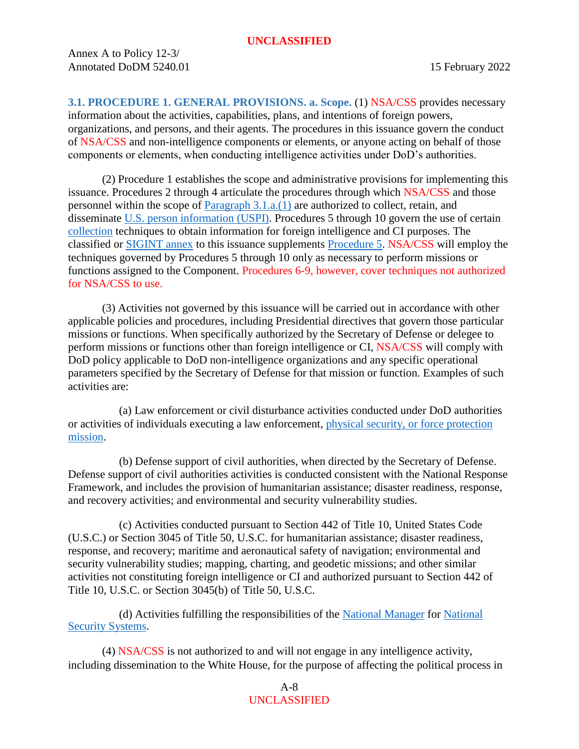**3.1. PROCEDURE 1. GENERAL PROVISIONS. a. Scope.** (1) NSA/CSS provides necessary information about the activities, capabilities, plans, and intentions of foreign powers, organizations, and persons, and their agents. The procedures in this issuance govern the conduct of NSA/CSS and non-intelligence components or elements, or anyone acting on behalf of those components or elements, when conducting intelligence activities under DoD's authorities.

(2) Procedure 1 establishes the scope and administrative provisions for implementing this issuance. Procedures 2 through 4 articulate the procedures through which NSA/CSS and those personnel within the scope of Paragraph 3.1.a.(1) are authorized to collect, retain, and disseminate U.S. person information (USPI). Procedures 5 through 10 govern the use of certain collection techniques to obtain information for foreign intelligence and CI purposes. The classified or SIGINT annex to this issuance supplements Procedure 5. NSA/CSS will employ the techniques governed by Procedures 5 through 10 only as necessary to perform missions or functions assigned to the Component. Procedures 6-9, however, cover techniques not authorized for NSA/CSS to use.

(3) Activities not governed by this issuance will be carried out in accordance with other applicable policies and procedures, including Presidential directives that govern those particular missions or functions. When specifically authorized by the Secretary of Defense or delegee to perform missions or functions other than foreign intelligence or CI, NSA/CSS will comply with DoD policy applicable to DoD non-intelligence organizations and any specific operational parameters specified by the Secretary of Defense for that mission or function. Examples of such activities are:

(a) Law enforcement or civil disturbance activities conducted under DoD authorities or activities of individuals executing a law enforcement, physical security, or force protection mission.

(b) Defense support of civil authorities, when directed by the Secretary of Defense. Defense support of civil authorities activities is conducted consistent with the National Response Framework, and includes the provision of humanitarian assistance; disaster readiness, response, and recovery activities; and environmental and security vulnerability studies.

(c) Activities conducted pursuant to Section 442 of Title 10, United States Code (U.S.C.) or Section 3045 of Title 50, U.S.C. for humanitarian assistance; disaster readiness, response, and recovery; maritime and aeronautical safety of navigation; environmental and security vulnerability studies; mapping, charting, and geodetic missions; and other similar activities not constituting foreign intelligence or CI and authorized pursuant to Section 442 of Title 10, U.S.C. or Section 3045(b) of Title 50, U.S.C.

(d) Activities fulfilling the responsibilities of the National Manager for National Security Systems.

(4) NSA/CSS is not authorized to and will not engage in any intelligence activity, including dissemination to the White House, for the purpose of affecting the political process in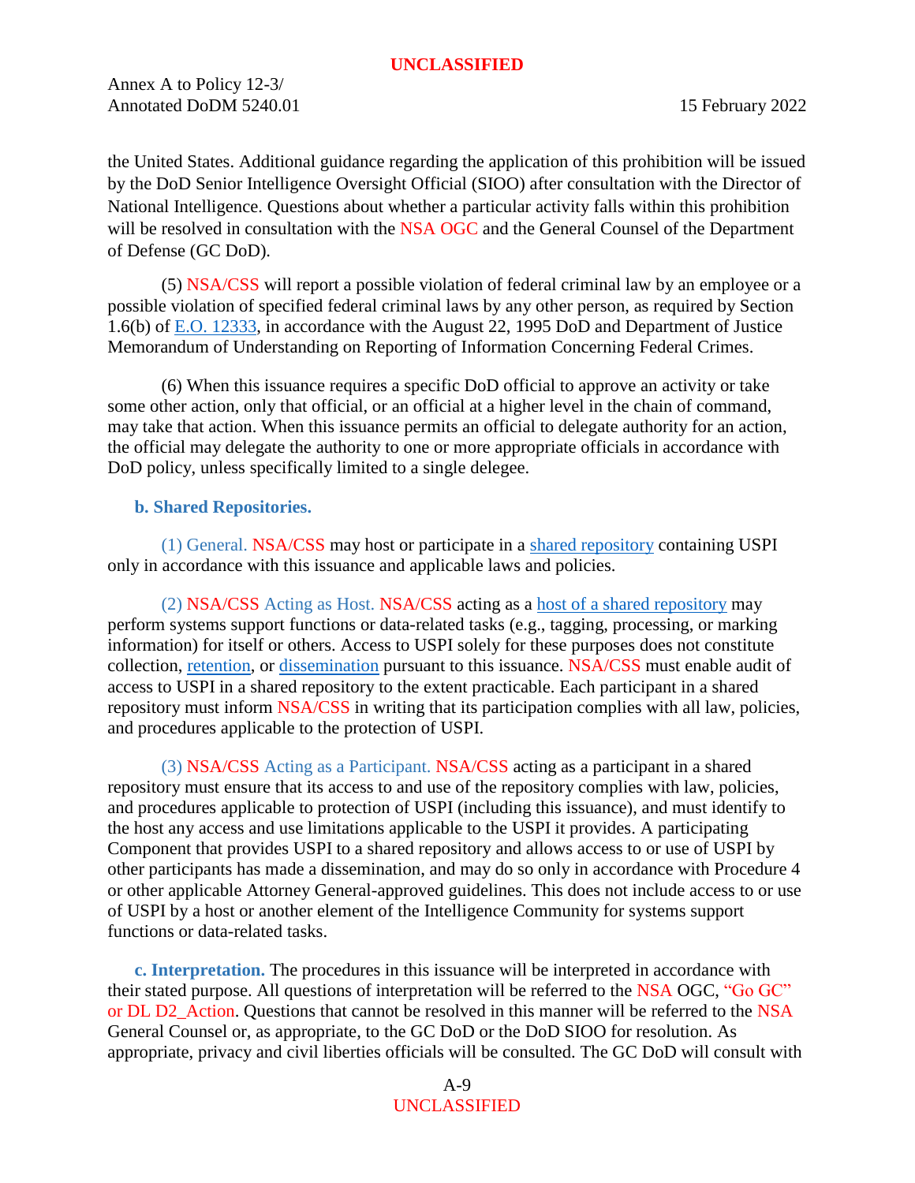the United States. Additional guidance regarding the application of this prohibition will be issued by the DoD Senior Intelligence Oversight Official (SIOO) after consultation with the Director of National Intelligence. Questions about whether a particular activity falls within this prohibition will be resolved in consultation with the NSA OGC and the General Counsel of the Department of Defense (GC DoD).

(5) NSA/CSS will report a possible violation of federal criminal law by an employee or a possible violation of specified federal criminal laws by any other person, as required by Section 1.6(b) of E.O. 12333, in accordance with the August 22, 1995 DoD and Department of Justice Memorandum of Understanding on Reporting of Information Concerning Federal Crimes.

(6) When this issuance requires a specific DoD official to approve an activity or take some other action, only that official, or an official at a higher level in the chain of command, may take that action. When this issuance permits an official to delegate authority for an action, the official may delegate the authority to one or more appropriate officials in accordance with DoD policy, unless specifically limited to a single delegee.

**b. Shared Repositories.**

(1) General. NSA/CSS may host or participate in a shared repository containing USPI only in accordance with this issuance and applicable laws and policies.

(2) NSA/CSS Acting as Host. NSA/CSS acting as a host of a shared repository may perform systems support functions or data-related tasks (e.g., tagging, processing, or marking information) for itself or others. Access to USPI solely for these purposes does not constitute collection, retention, or dissemination pursuant to this issuance. NSA/CSS must enable audit of access to USPI in a shared repository to the extent practicable. Each participant in a shared repository must inform NSA/CSS in writing that its participation complies with all law, policies, and procedures applicable to the protection of USPI.

(3) NSA/CSS Acting as a Participant. NSA/CSS acting as a participant in a shared repository must ensure that its access to and use of the repository complies with law, policies, and procedures applicable to protection of USPI (including this issuance), and must identify to the host any access and use limitations applicable to the USPI it provides. A participating Component that provides USPI to a shared repository and allows access to or use of USPI by other participants has made a dissemination, and may do so only in accordance with Procedure 4 or other applicable Attorney General-approved guidelines. This does not include access to or use of USPI by a host or another element of the Intelligence Community for systems support functions or data-related tasks.

**c. Interpretation.** The procedures in this issuance will be interpreted in accordance with their stated purpose. All questions of interpretation will be referred to the NSA OGC, "Go GC" or DL D2_Action. Questions that cannot be resolved in this manner will be referred to the NSA General Counsel or, as appropriate, to the GC DoD or the DoD SIOO for resolution. As appropriate, privacy and civil liberties officials will be consulted. The GC DoD will consult with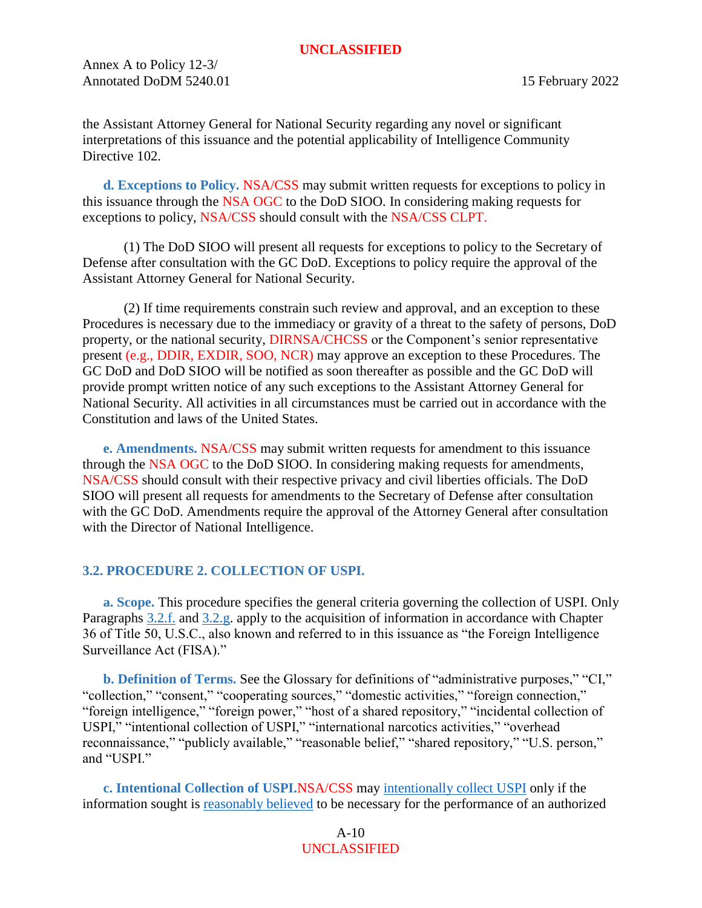the Assistant Attorney General for National Security regarding any novel or significant interpretations of this issuance and the potential applicability of Intelligence Community Directive 102.

**d. Exceptions to Policy.** NSA/CSS may submit written requests for exceptions to policy in this issuance through the NSA OGC to the DoD SIOO. In considering making requests for exceptions to policy, NSA/CSS should consult with the NSA/CSS CLPT.

(1) The DoD SIOO will present all requests for exceptions to policy to the Secretary of Defense after consultation with the GC DoD. Exceptions to policy require the approval of the Assistant Attorney General for National Security.

(2) If time requirements constrain such review and approval, and an exception to these Procedures is necessary due to the immediacy or gravity of a threat to the safety of persons, DoD property, or the national security, DIRNSA/CHCSS or the Component's senior representative present (e.g., DDIR, EXDIR, SOO, NCR) may approve an exception to these Procedures. The GC DoD and DoD SIOO will be notified as soon thereafter as possible and the GC DoD will provide prompt written notice of any such exceptions to the Assistant Attorney General for National Security. All activities in all circumstances must be carried out in accordance with the Constitution and laws of the United States.

**e. Amendments.** NSA/CSS may submit written requests for amendment to this issuance through the NSA OGC to the DoD SIOO. In considering making requests for amendments, NSA/CSS should consult with their respective privacy and civil liberties officials. The DoD SIOO will present all requests for amendments to the Secretary of Defense after consultation with the GC DoD. Amendments require the approval of the Attorney General after consultation with the Director of National Intelligence.

## 3.2. PROCEDURE 2. COLLECTION OF USPI.

**a. Scope.** This procedure specifies the general criteria governing the collection of USPI. Only Paragraphs 3.2.f. and 3.2.g. apply to the acquisition of information in accordance with Chapter 36 of Title 50, U.S.C., also known and referred to in this issuance as "the Foreign Intelligence Surveillance Act (FISA)."

**b. Definition of Terms.** See the Glossary for definitions of "administrative purposes," "CI," "collection," "consent," "cooperating sources," "domestic activities," "foreign connection," "foreign intelligence," "foreign power," "host of a shared repository," "incidental collection of USPI," "intentional collection of USPI," "international narcotics activities," "overhead reconnaissance," "publicly available," "reasonable belief," "shared repository," "U.S. person," and "USPI."

**c. Intentional Collection of USPI.** NSA/CSS may intentionally collect USPI only if the information sought is reasonably believed to be necessary for the performance of an authorized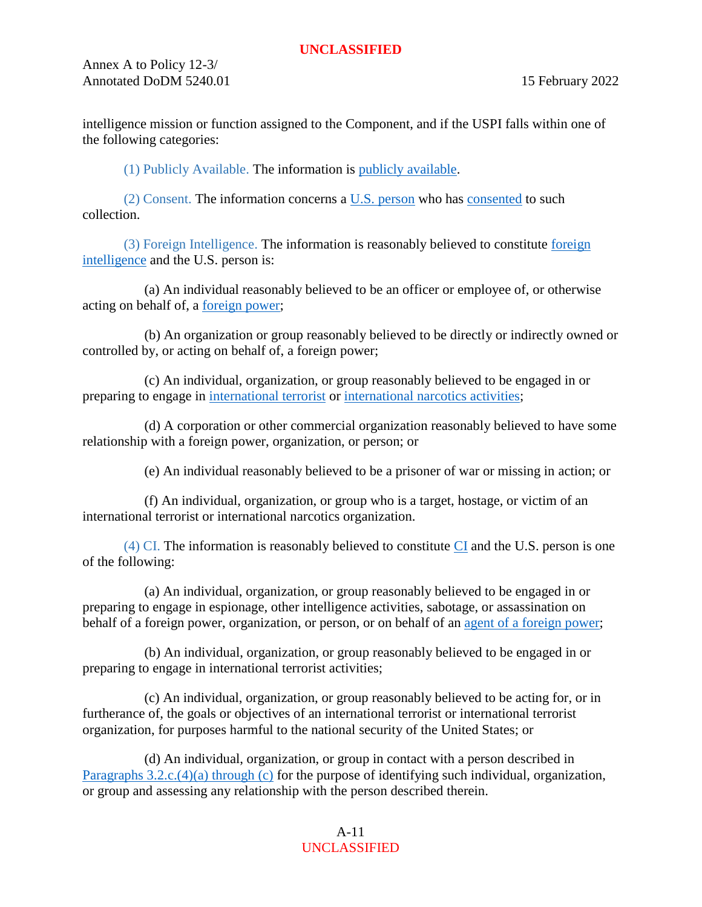intelligence mission or function assigned to the Component, and if the USPI falls within one of the following categories:

(1) Publicly Available. The information is publicly available.

(2) Consent. The information concerns a U.S. person who has consented to such collection.

(3) Foreign Intelligence. The information is reasonably believed to constitute foreign intelligence and the U.S. person is:

(a) An individual reasonably believed to be an officer or employee of, or otherwise acting on behalf of, a foreign power;

(b) An organization or group reasonably believed to be directly or indirectly owned or controlled by, or acting on behalf of, a foreign power;

(c) An individual, organization, or group reasonably believed to be engaged in or preparing to engage in international terrorist or international narcotics activities;

(d) A corporation or other commercial organization reasonably believed to have some relationship with a foreign power, organization, or person; or

(e) An individual reasonably believed to be a prisoner of war or missing in action; or

(f) An individual, organization, or group who is a target, hostage, or victim of an international terrorist or international narcotics organization.

(4) CI. The information is reasonably believed to constitute CI and the U.S. person is one of the following:

(a) An individual, organization, or group reasonably believed to be engaged in or preparing to engage in espionage, other intelligence activities, sabotage, or assassination on behalf of a foreign power, organization, or person, or on behalf of an agent of a foreign power;

(b) An individual, organization, or group reasonably believed to be engaged in or preparing to engage in international terrorist activities;

(c) An individual, organization, or group reasonably believed to be acting for, or in furtherance of, the goals or objectives of an international terrorist or international terrorist organization, for purposes harmful to the national security of the United States; or

(d) An individual, organization, or group in contact with a person described in Paragraphs 3.2.c.(4)(a) through (c) for the purpose of identifying such individual, organization, or group and assessing any relationship with the person described therein.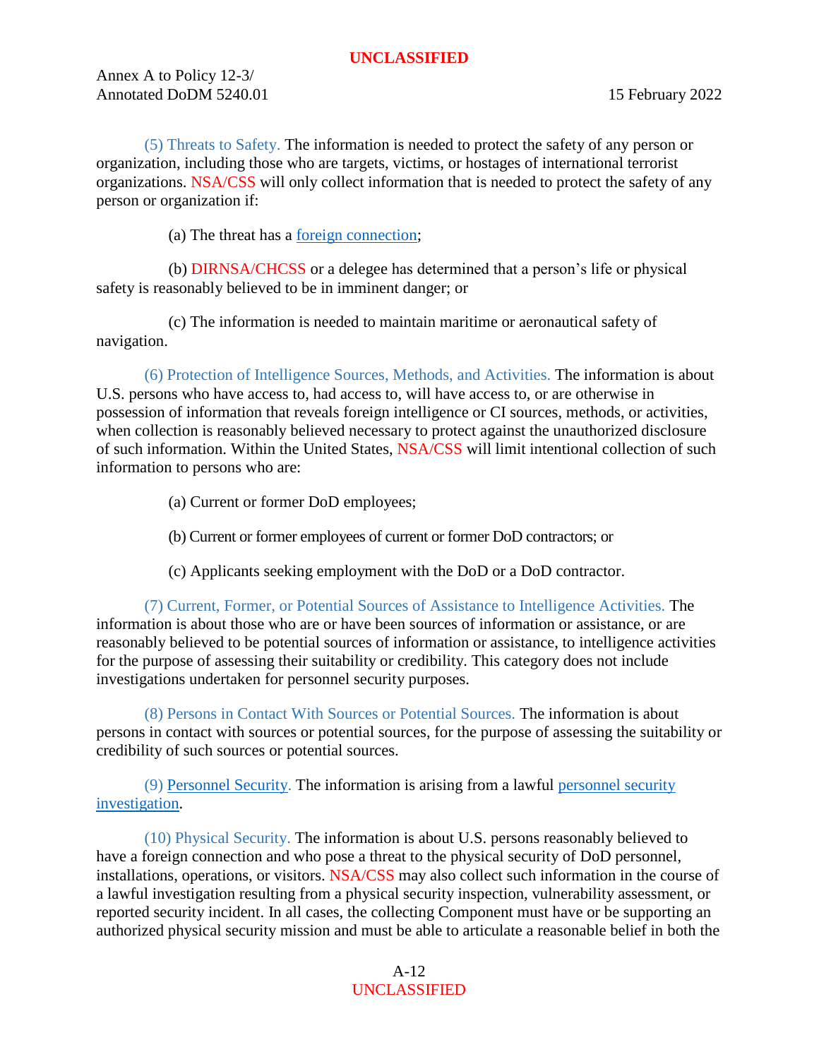(5) Threats to Safety. The information is needed to protect the safety of any person or organization, including those who are targets, victims, or hostages of international terrorist organizations. NSA/CSS will only collect information that is needed to protect the safety of any person or organization if:

(a) The threat has a foreign connection;

(b) DIRNSA/CHCSS or a delegee has determined that a person's life or physical safety is reasonably believed to be in imminent danger; or

(c) The information is needed to maintain maritime or aeronautical safety of navigation.

(6) Protection of Intelligence Sources, Methods, and Activities. The information is about U.S. persons who have access to, had access to, will have access to, or are otherwise in possession of information that reveals foreign intelligence or CI sources, methods, or activities, when collection is reasonably believed necessary to protect against the unauthorized disclosure of such information. Within the United States, NSA/CSS will limit intentional collection of such information to persons who are:

(a) Current or former DoD employees;

(b) Current or former employees of current or former DoD contractors; or

(c) Applicants seeking employment with the DoD or a DoD contractor.

(7) Current, Former, or Potential Sources of Assistance to Intelligence Activities. The information is about those who are or have been sources of information or assistance, or are reasonably believed to be potential sources of information or assistance, to intelligence activities for the purpose of assessing their suitability or credibility. This category does not include investigations undertaken for personnel security purposes.

(8) Persons in Contact With Sources or Potential Sources. The information is about persons in contact with sources or potential sources, for the purpose of assessing the suitability or credibility of such sources or potential sources.

(9) Personnel Security. The information is arising from a lawful personnel security investigation.

(10) Physical Security. The information is about U.S. persons reasonably believed to have a foreign connection and who pose a threat to the physical security of DoD personnel, installations, operations, or visitors. NSA/CSS may also collect such information in the course of a lawful investigation resulting from a physical security inspection, vulnerability assessment, or reported security incident. In all cases, the collecting Component must have or be supporting an authorized physical security mission and must be able to articulate a reasonable belief in both the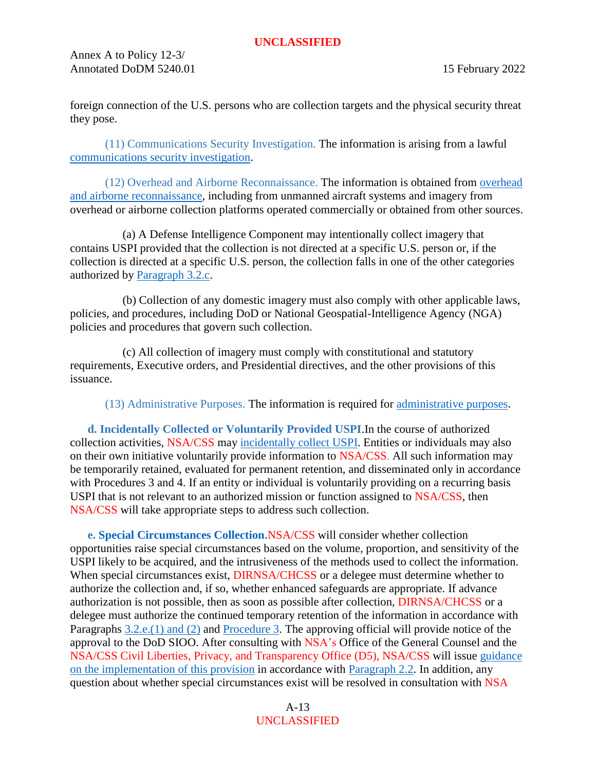foreign connection of the U.S. persons who are collection targets and the physical security threat they pose.

(11) Communications Security Investigation. The information is arising from a lawful communications security investigation.

(12) Overhead and Airborne Reconnaissance. The information is obtained from overhead and airborne reconnaissance, including from unmanned aircraft systems and imagery from overhead or airborne collection platforms operated commercially or obtained from other sources.

(a) A Defense Intelligence Component may intentionally collect imagery that contains USPI provided that the collection is not directed at a specific U.S. person or, if the collection is directed at a specific U.S. person, the collection falls in one of the other categories authorized by Paragraph 3.2.c.

(b) Collection of any domestic imagery must also comply with other applicable laws, policies, and procedures, including DoD or National Geospatial-Intelligence Agency (NGA) policies and procedures that govern such collection.

(c) All collection of imagery must comply with constitutional and statutory requirements, Executive orders, and Presidential directives, and the other provisions of this issuance.

(13) Administrative Purposes. The information is required for administrative purposes.

**d. Incidentally Collected or Voluntarily Provided USPI.** In the course of authorized collection activities, NSA/CSS may incidentally collect USPI. Entities or individuals may also on their own initiative voluntarily provide information to NSA/CSS. All such information may be temporarily retained, evaluated for permanent retention, and disseminated only in accordance with Procedures 3 and 4. If an entity or individual is voluntarily providing on a recurring basis USPI that is not relevant to an authorized mission or function assigned to NSA/CSS, then NSA/CSS will take appropriate steps to address such collection.

**e. Special Circumstances Collection.** NSA/CSS will consider whether collection opportunities raise special circumstances based on the volume, proportion, and sensitivity of the USPI likely to be acquired, and the intrusiveness of the methods used to collect the information. When special circumstances exist, DIRNSA/CHCSS or a delegee must determine whether to authorize the collection and, if so, whether enhanced safeguards are appropriate. If advance authorization is not possible, then as soon as possible after collection, DIRNSA/CHCSS or a delegee must authorize the continued temporary retention of the information in accordance with Paragraphs 3.2.e.(1) and (2) and Procedure 3. The approving official will provide notice of the approval to the DoD SIOO. After consulting with NSA's Office of the General Counsel and the NSA/CSS Civil Liberties, Privacy, and Transparency Office (D5), NSA/CSS will issue guidance on the implementation of this provision in accordance with Paragraph 2.2. In addition, any question about whether special circumstances exist will be resolved in consultation with NSA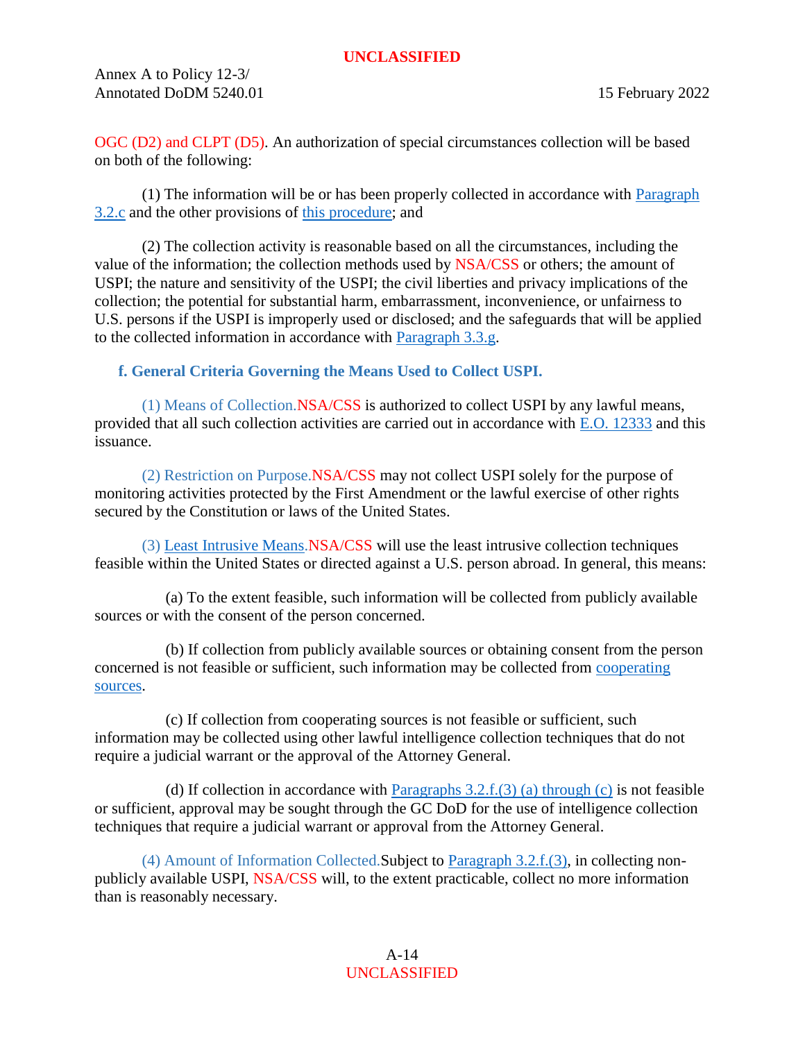OGC (D2) and CLPT (D5). An authorization of special circumstances collection will be based on both of the following:

(1) The information will be or has been properly collected in accordance with Paragraph 3.2.c and the other provisions of this procedure; and

(2) The collection activity is reasonable based on all the circumstances, including the value of the information; the collection methods used by NSA/CSS or others; the amount of USPI; the nature and sensitivity of the USPI; the civil liberties and privacy implications of the collection; the potential for substantial harm, embarrassment, inconvenience, or unfairness to U.S. persons if the USPI is improperly used or disclosed; and the safeguards that will be applied to the collected information in accordance with Paragraph 3.3.g.

**f. General Criteria Governing the Means Used to Collect USPI.**

(1) Means of Collection. NSA/CSS is authorized to collect USPI by any lawful means, provided that all such collection activities are carried out in accordance with E.O. 12333 and this issuance.

(2) Restriction on Purpose. NSA/CSS may not collect USPI solely for the purpose of monitoring activities protected by the First Amendment or the lawful exercise of other rights secured by the Constitution or laws of the United States.

(3) Least Intrusive Means. NSA/CSS will use the least intrusive collection techniques feasible within the United States or directed against a U.S. person abroad. In general, this means:

(a) To the extent feasible, such information will be collected from publicly available sources or with the consent of the person concerned.

(b) If collection from publicly available sources or obtaining consent from the person concerned is not feasible or sufficient, such information may be collected from cooperating sources.

(c) If collection from cooperating sources is not feasible or sufficient, such information may be collected using other lawful intelligence collection techniques that do not require a judicial warrant or the approval of the Attorney General.

(d) If collection in accordance with Paragraphs 3.2.f.(3) (a) through (c) is not feasible or sufficient, approval may be sought through the GC DoD for the use of intelligence collection techniques that require a judicial warrant or approval from the Attorney General.

(4) Amount of Information Collected. Subject to Paragraph 3.2.f.(3), in collecting non-publicly available USPI, NSA/CSS will, to the extent practicable, collect no more information than is reasonably necessary.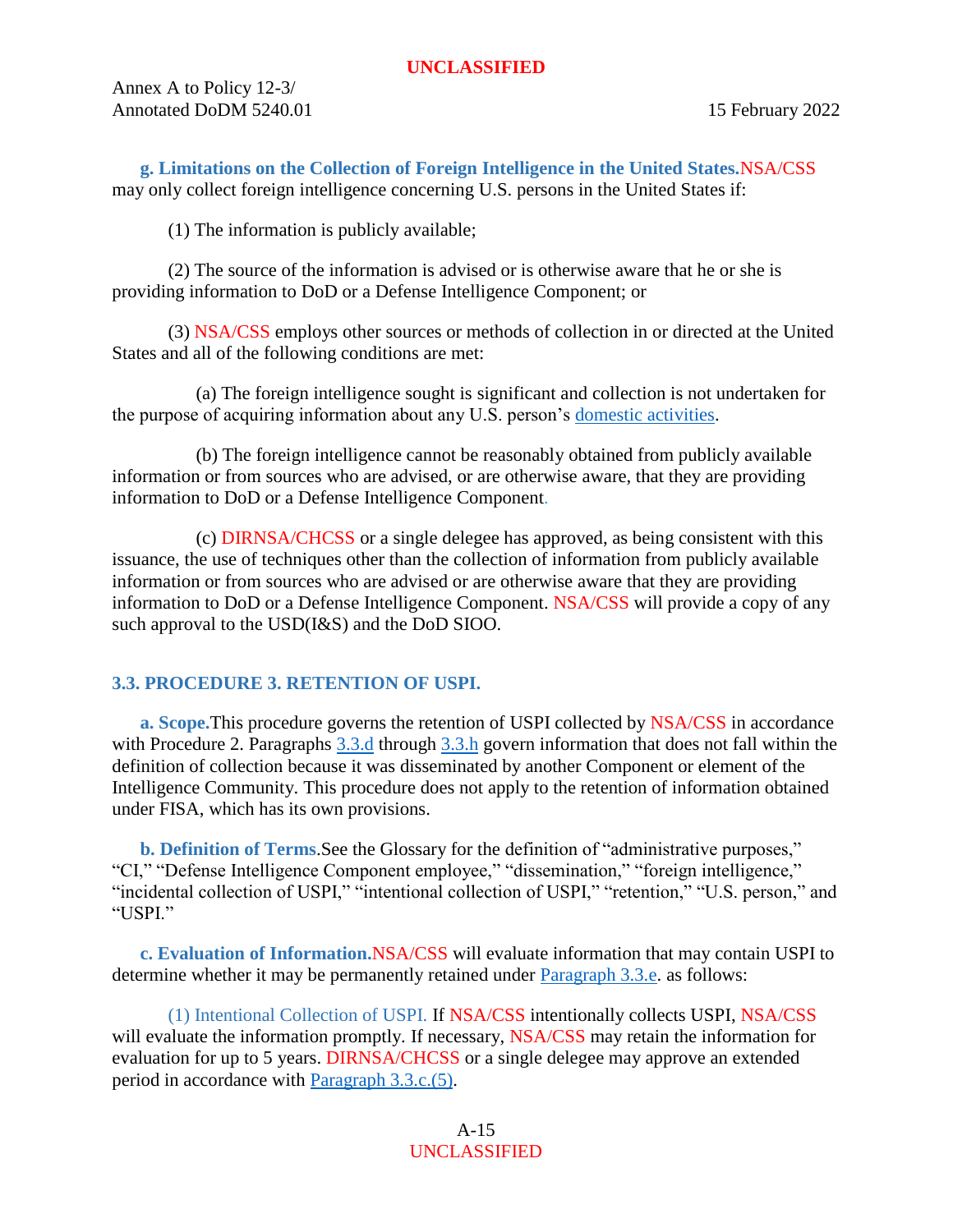**g. Limitations on the Collection of Foreign Intelligence in the United States.** NSA/CSS may only collect foreign intelligence concerning U.S. persons in the United States if:

(1) The information is publicly available;

(2) The source of the information is advised or is otherwise aware that he or she is providing information to DoD or a Defense Intelligence Component; or

(3) NSA/CSS employs other sources or methods of collection in or directed at the United States and all of the following conditions are met:

(a) The foreign intelligence sought is significant and collection is not undertaken for the purpose of acquiring information about any U.S. person's domestic activities.

(b) The foreign intelligence cannot be reasonably obtained from publicly available information or from sources who are advised, or are otherwise aware, that they are providing information to DoD or a Defense Intelligence Component.

(c) DIRNSA/CHCSS or a single delegee has approved, as being consistent with this issuance, the use of techniques other than the collection of information from publicly available information or from sources who are advised or are otherwise aware that they are providing information to DoD or a Defense Intelligence Component. NSA/CSS will provide a copy of any such approval to the USD(I&S) and the DoD SIOO.

## 3.3. PROCEDURE 3. RETENTION OF USPI.

**a. Scope.** This procedure governs the retention of USPI collected by NSA/CSS in accordance with Procedure 2. Paragraphs 3.3.d through 3.3.h govern information that does not fall within the definition of collection because it was disseminated by another Component or element of the Intelligence Community. This procedure does not apply to the retention of information obtained under FISA, which has its own provisions.

**b. Definition of Terms.** See the Glossary for the definition of "administrative purposes," "CI," "Defense Intelligence Component employee," "dissemination," "foreign intelligence," "incidental collection of USPI," "intentional collection of USPI," "retention," "U.S. person," and "USPI."

**c. Evaluation of Information.** NSA/CSS will evaluate information that may contain USPI to determine whether it may be permanently retained under Paragraph 3.3.e. as follows:

(1) Intentional Collection of USPI. If NSA/CSS intentionally collects USPI, NSA/CSS will evaluate the information promptly. If necessary, NSA/CSS may retain the information for evaluation for up to 5 years. DIRNSA/CHCSS or a single delegee may approve an extended period in accordance with Paragraph 3.3.c.(5).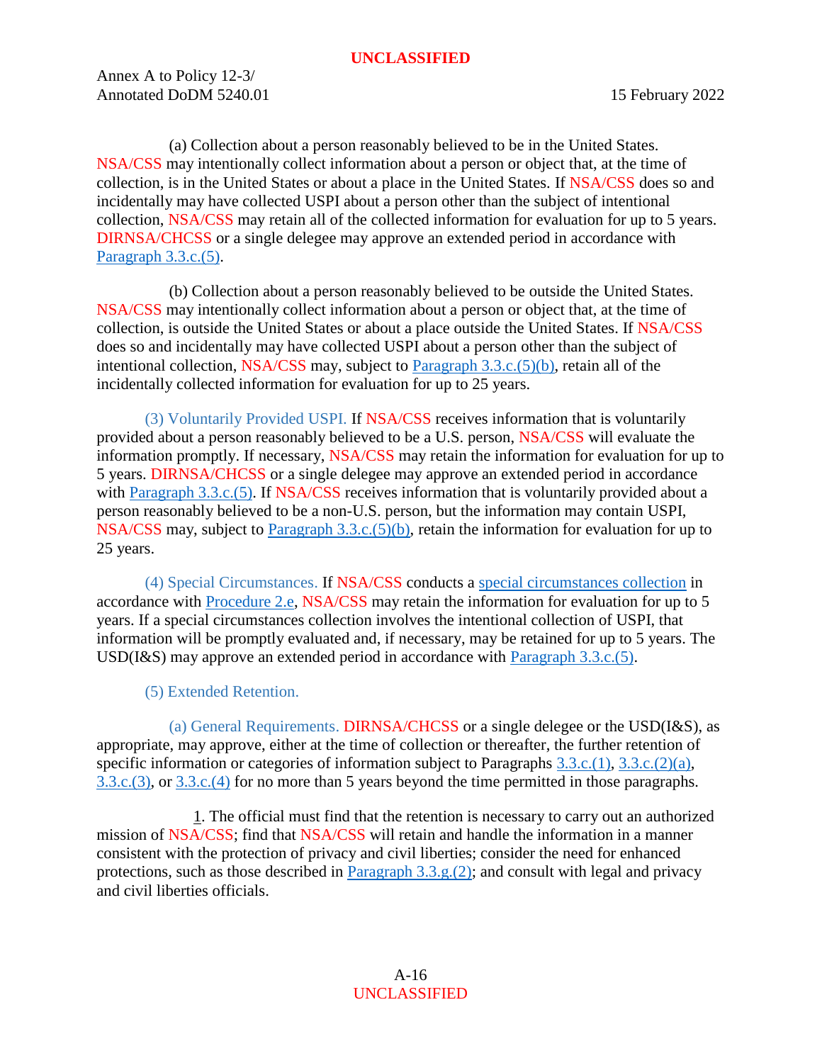(a) Collection about a person reasonably believed to be in the United States. NSA/CSS may intentionally collect information about a person or object that, at the time of collection, is in the United States or about a place in the United States. If NSA/CSS does so and incidentally may have collected USPI about a person other than the subject of intentional collection, NSA/CSS may retain all of the collected information for evaluation for up to 5 years. DIRNSA/CHCSS or a single delegee may approve an extended period in accordance with Paragraph 3.3.c.(5).

(b) Collection about a person reasonably believed to be outside the United States. NSA/CSS may intentionally collect information about a person or object that, at the time of collection, is outside the United States or about a place outside the United States. If NSA/CSS does so and incidentally may have collected USPI about a person other than the subject of intentional collection, NSA/CSS may, subject to Paragraph 3.3.c.(5)(b), retain all of the incidentally collected information for evaluation for up to 25 years.

(3) Voluntarily Provided USPI. If NSA/CSS receives information that is voluntarily provided about a person reasonably believed to be a U.S. person, NSA/CSS will evaluate the information promptly. If necessary, NSA/CSS may retain the information for evaluation for up to 5 years. DIRNSA/CHCSS or a single delegee may approve an extended period in accordance with Paragraph 3.3.c.(5). If NSA/CSS receives information that is voluntarily provided about a person reasonably believed to be a non-U.S. person, but the information may contain USPI, NSA/CSS may, subject to Paragraph 3.3.c.(5)(b), retain the information for evaluation for up to 25 years.

(4) Special Circumstances. If NSA/CSS conducts a special circumstances collection in accordance with Procedure 2.e, NSA/CSS may retain the information for evaluation for up to 5 years. If a special circumstances collection involves the intentional collection of USPI, that information will be promptly evaluated and, if necessary, may be retained for up to 5 years. The USD(I&S) may approve an extended period in accordance with Paragraph 3.3.c.(5).

(5) Extended Retention.

(a) General Requirements. DIRNSA/CHCSS or a single delegee or the USD(I&S), as appropriate, may approve, either at the time of collection or thereafter, the further retention of specific information or categories of information subject to Paragraphs 3.3.c.(1), 3.3.c.(2)(a), 3.3.c.(3), or 3.3.c.(4) for no more than 5 years beyond the time permitted in those paragraphs.

1. The official must find that the retention is necessary to carry out an authorized mission of NSA/CSS; find that NSA/CSS will retain and handle the information in a manner consistent with the protection of privacy and civil liberties; consider the need for enhanced protections, such as those described in Paragraph 3.3.g.(2); and consult with legal and privacy and civil liberties officials.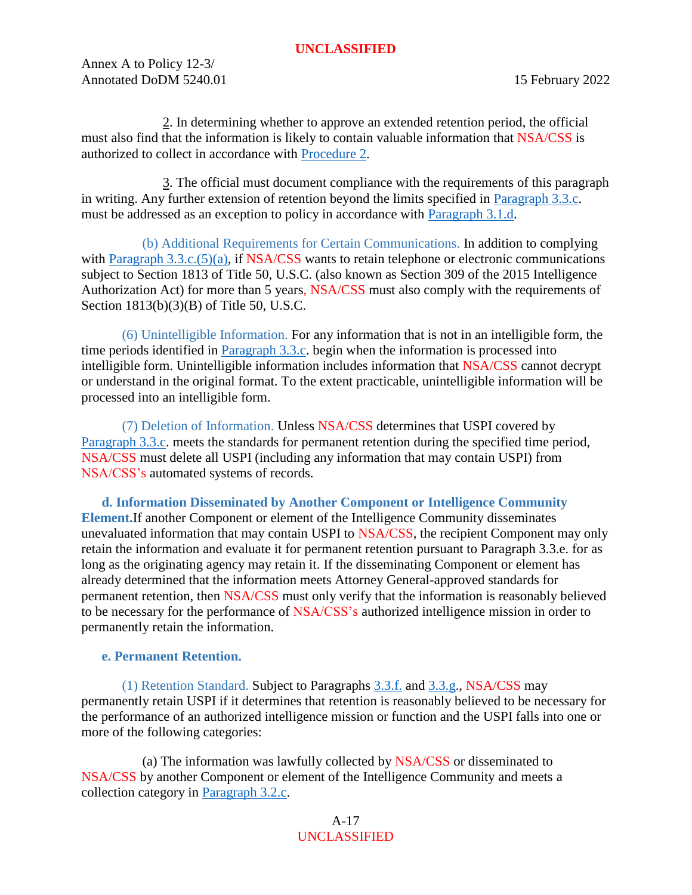2. In determining whether to approve an extended retention period, the official must also find that the information is likely to contain valuable information that NSA/CSS is authorized to collect in accordance with Procedure 2.

3. The official must document compliance with the requirements of this paragraph in writing. Any further extension of retention beyond the limits specified in Paragraph 3.3.c. must be addressed as an exception to policy in accordance with Paragraph 3.1.d.

(b) Additional Requirements for Certain Communications. In addition to complying with Paragraph 3.3.c.(5)(a), if NSA/CSS wants to retain telephone or electronic communications subject to Section 1813 of Title 50, U.S.C. (also known as Section 309 of the 2015 Intelligence Authorization Act) for more than 5 years, NSA/CSS must also comply with the requirements of Section 1813(b)(3)(B) of Title 50, U.S.C.

(6) Unintelligible Information. For any information that is not in an intelligible form, the time periods identified in Paragraph 3.3.c. begin when the information is processed into intelligible form. Unintelligible information includes information that NSA/CSS cannot decrypt or understand in the original format. To the extent practicable, unintelligible information will be processed into an intelligible form.

(7) Deletion of Information. Unless NSA/CSS determines that USPI covered by Paragraph 3.3.c. meets the standards for permanent retention during the specified time period, NSA/CSS must delete all USPI (including any information that may contain USPI) from NSA/CSS's automated systems of records.

**d. Information Disseminated by Another Component or Intelligence Community Element.** If another Component or element of the Intelligence Community disseminates unevaluated information that may contain USPI to NSA/CSS, the recipient Component may only retain the information and evaluate it for permanent retention pursuant to Paragraph 3.3.e. for as long as the originating agency may retain it. If the disseminating Component or element has already determined that the information meets Attorney General-approved standards for permanent retention, then NSA/CSS must only verify that the information is reasonably believed to be necessary for the performance of NSA/CSS's authorized intelligence mission in order to permanently retain the information.

**e. Permanent Retention.**

(1) Retention Standard. Subject to Paragraphs 3.3.f. and 3.3.g., NSA/CSS may permanently retain USPI if it determines that retention is reasonably believed to be necessary for the performance of an authorized intelligence mission or function and the USPI falls into one or more of the following categories:

(a) The information was lawfully collected by NSA/CSS or disseminated to NSA/CSS by another Component or element of the Intelligence Community and meets a collection category in Paragraph 3.2.c.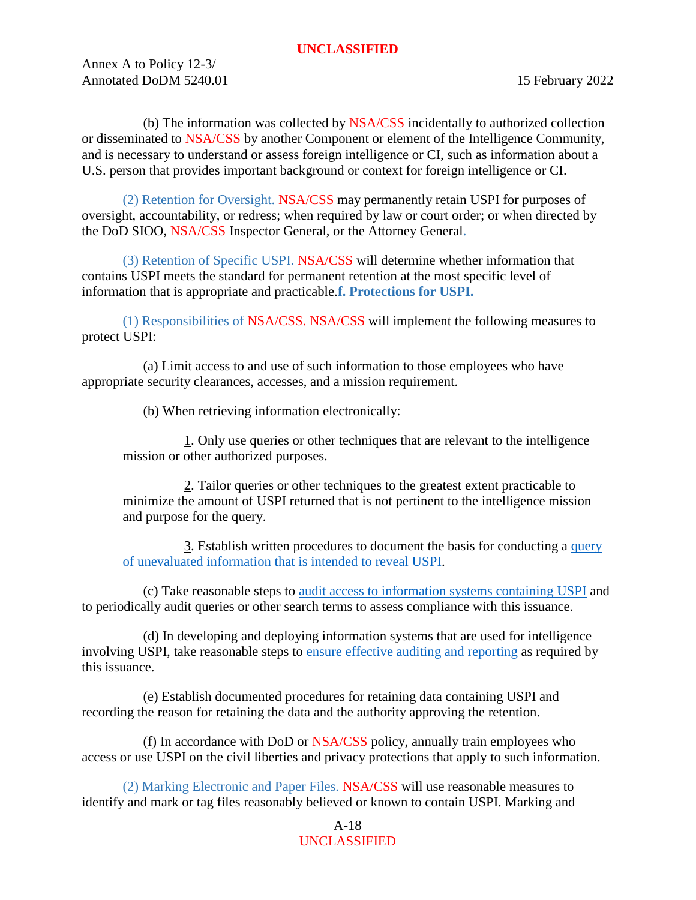(b) The information was collected by NSA/CSS incidentally to authorized collection or disseminated to NSA/CSS by another Component or element of the Intelligence Community, and is necessary to understand or assess foreign intelligence or CI, such as information about a U.S. person that provides important background or context for foreign intelligence or CI.

(2) Retention for Oversight. NSA/CSS may permanently retain USPI for purposes of oversight, accountability, or redress; when required by law or court order; or when directed by the DoD SIOO, NSA/CSS Inspector General, or the Attorney General.

(3) Retention of Specific USPI. NSA/CSS will determine whether information that contains USPI meets the standard for permanent retention at the most specific level of information that is appropriate and practicable.

**f. Protections for USPI.**

(1) Responsibilities of NSA/CSS. NSA/CSS will implement the following measures to protect USPI:

(a) Limit access to and use of such information to those employees who have appropriate security clearances, accesses, and a mission requirement.

(b) When retrieving information electronically:

1. Only use queries or other techniques that are relevant to the intelligence mission or other authorized purposes.

2. Tailor queries or other techniques to the greatest extent practicable to minimize the amount of USPI returned that is not pertinent to the intelligence mission and purpose for the query.

3. Establish written procedures to document the basis for conducting a query of unevaluated information that is intended to reveal USPI.

(c) Take reasonable steps to audit access to information systems containing USPI and to periodically audit queries or other search terms to assess compliance with this issuance.

(d) In developing and deploying information systems that are used for intelligence involving USPI, take reasonable steps to ensure effective auditing and reporting as required by this issuance.

(e) Establish documented procedures for retaining data containing USPI and recording the reason for retaining the data and the authority approving the retention.

(f) In accordance with DoD or NSA/CSS policy, annually train employees who access or use USPI on the civil liberties and privacy protections that apply to such information.

(2) Marking Electronic and Paper Files. NSA/CSS will use reasonable measures to identify and mark or tag files reasonably believed or known to contain USPI. Marking and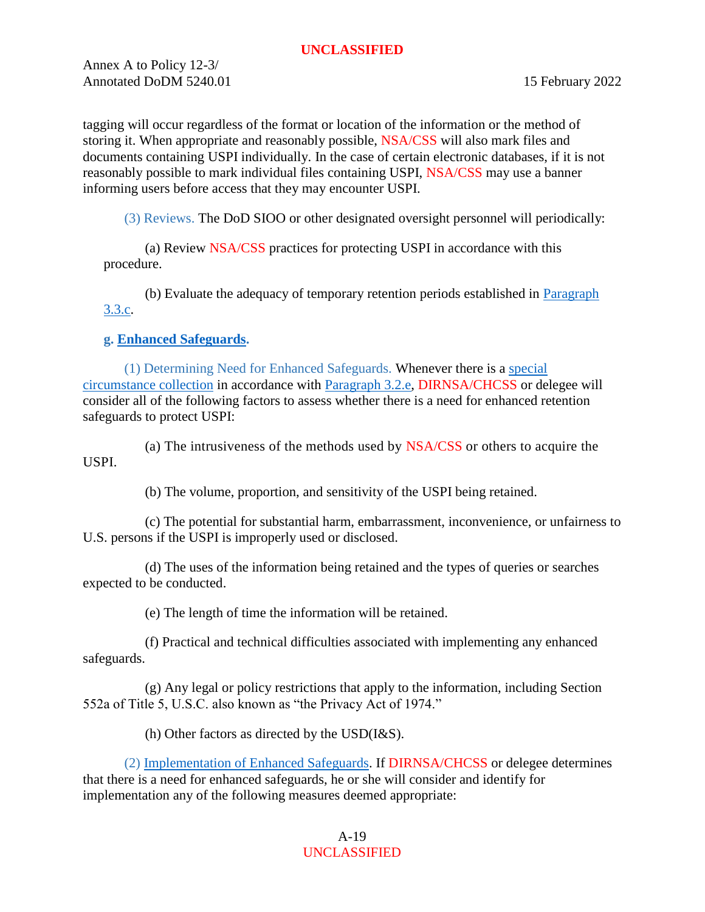tagging will occur regardless of the format or location of the information or the method of storing it. When appropriate and reasonably possible, NSA/CSS will also mark files and documents containing USPI individually. In the case of certain electronic databases, if it is not reasonably possible to mark individual files containing USPI, NSA/CSS may use a banner informing users before access that they may encounter USPI.

(3) Reviews. The DoD SIOO or other designated oversight personnel will periodically:

(a) Review NSA/CSS practices for protecting USPI in accordance with this procedure.

(b) Evaluate the adequacy of temporary retention periods established in Paragraph 3.3.c.

**g. Enhanced Safeguards.**

(1) Determining Need for Enhanced Safeguards. Whenever there is a special circumstance collection in accordance with Paragraph 3.2.e, DIRNSA/CHCSS or delegee will consider all of the following factors to assess whether there is a need for enhanced retention safeguards to protect USPI:

(a) The intrusiveness of the methods used by NSA/CSS or others to acquire the USPI.

(b) The volume, proportion, and sensitivity of the USPI being retained.

(c) The potential for substantial harm, embarrassment, inconvenience, or unfairness to U.S. persons if the USPI is improperly used or disclosed.

(d) The uses of the information being retained and the types of queries or searches expected to be conducted.

(e) The length of time the information will be retained.

(f) Practical and technical difficulties associated with implementing any enhanced safeguards.

(g) Any legal or policy restrictions that apply to the information, including Section 552a of Title 5, U.S.C. also known as "the Privacy Act of 1974."

(h) Other factors as directed by the USD(I&S).

(2) Implementation of Enhanced Safeguards. If DIRNSA/CHCSS or delegee determines that there is a need for enhanced safeguards, he or she will consider and identify for implementation any of the following measures deemed appropriate: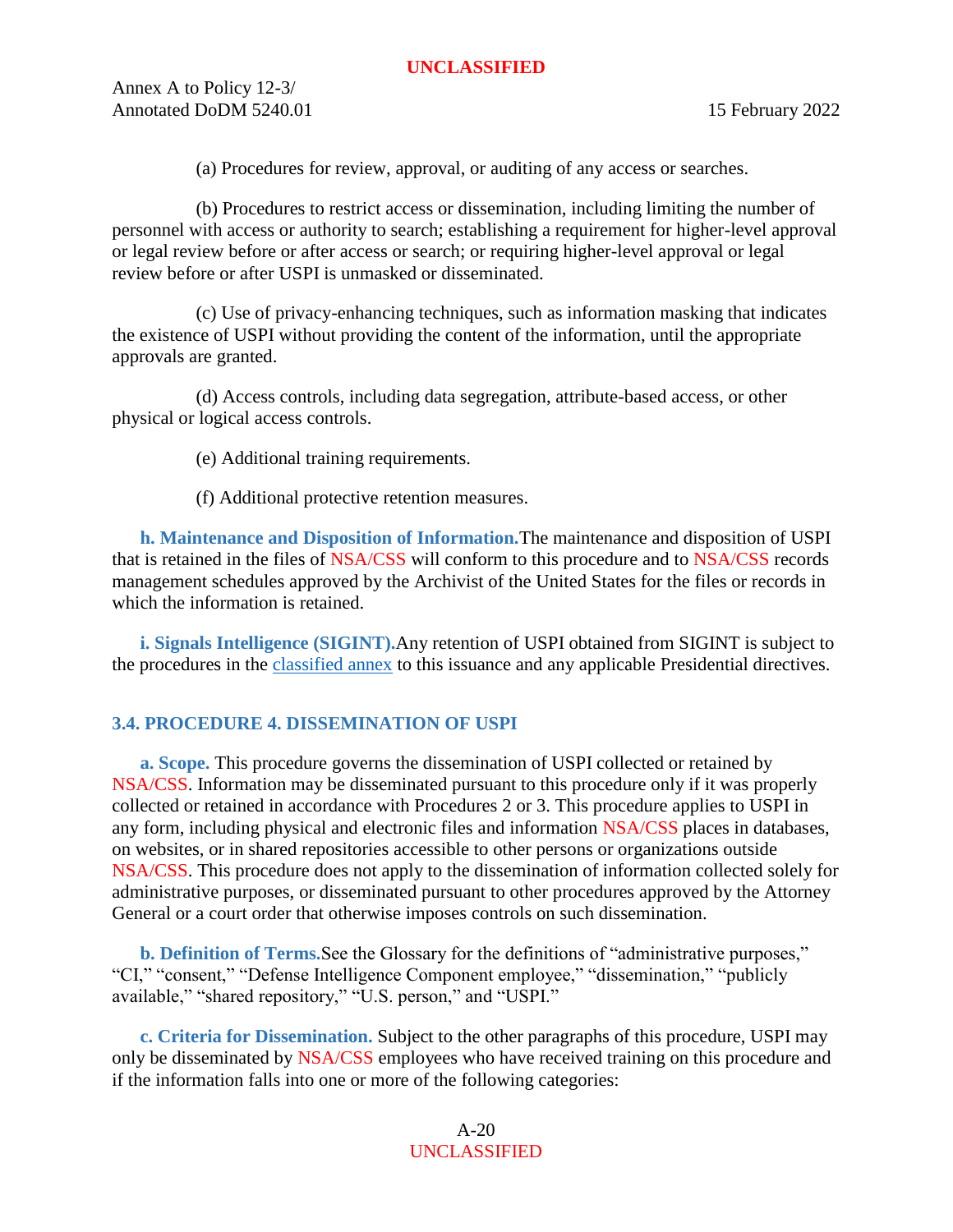(a) Procedures for review, approval, or auditing of any access or searches.

(b) Procedures to restrict access or dissemination, including limiting the number of personnel with access or authority to search; establishing a requirement for higher-level approval or legal review before or after access or search; or requiring higher-level approval or legal review before or after USPI is unmasked or disseminated.

(c) Use of privacy-enhancing techniques, such as information masking that indicates the existence of USPI without providing the content of the information, until the appropriate approvals are granted.

(d) Access controls, including data segregation, attribute-based access, or other physical or logical access controls.

(e) Additional training requirements.

(f) Additional protective retention measures.

**h. Maintenance and Disposition of Information.** The maintenance and disposition of USPI that is retained in the files of NSA/CSS will conform to this procedure and to NSA/CSS records management schedules approved by the Archivist of the United States for the files or records in which the information is retained.

**i. Signals Intelligence (SIGINT).** Any retention of USPI obtained from SIGINT is subject to the procedures in the classified annex to this issuance and any applicable Presidential directives.

### 3.4. PROCEDURE 4. DISSEMINATION OF USPI

**a. Scope.** This procedure governs the dissemination of USPI collected or retained by NSA/CSS. Information may be disseminated pursuant to this procedure only if it was properly collected or retained in accordance with Procedures 2 or 3. This procedure applies to USPI in any form, including physical and electronic files and information NSA/CSS places in databases, on websites, or in shared repositories accessible to other persons or organizations outside NSA/CSS. This procedure does not apply to the dissemination of information collected solely for administrative purposes, or disseminated pursuant to other procedures approved by the Attorney General or a court order that otherwise imposes controls on such dissemination.

**b. Definition of Terms.** See the Glossary for the definitions of "administrative purposes," "CI," "consent," "Defense Intelligence Component employee," "dissemination," "publicly available," "shared repository," "U.S. person," and "USPI."

**c. Criteria for Dissemination.** Subject to the other paragraphs of this procedure, USPI may only be disseminated by NSA/CSS employees who have received training on this procedure and if the information falls into one or more of the following categories: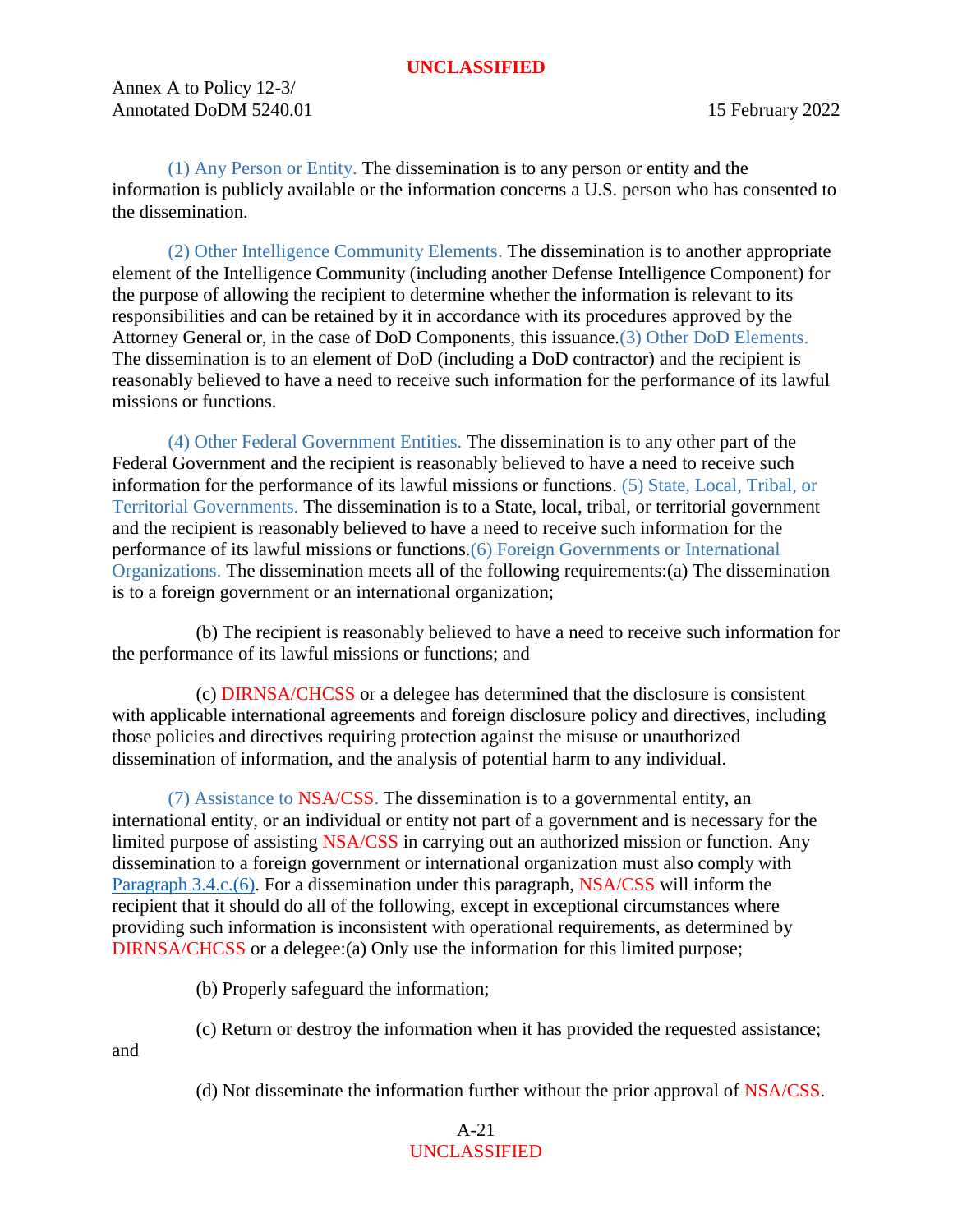(1) Any Person or Entity. The dissemination is to any person or entity and the information is publicly available or the information concerns a U.S. person who has consented to the dissemination.

(2) Other Intelligence Community Elements. The dissemination is to another appropriate element of the Intelligence Community (including another Defense Intelligence Component) for the purpose of allowing the recipient to determine whether the information is relevant to its responsibilities and can be retained by it in accordance with its procedures approved by the Attorney General or, in the case of DoD Components, this issuance.

(3) Other DoD Elements. The dissemination is to an element of DoD (including a DoD contractor) and the recipient is reasonably believed to have a need to receive such information for the performance of its lawful missions or functions.

(4) Other Federal Government Entities. The dissemination is to any other part of the Federal Government and the recipient is reasonably believed to have a need to receive such information for the performance of its lawful missions or functions.

(5) State, Local, Tribal, or Territorial Governments. The dissemination is to a State, local, tribal, or territorial government and the recipient is reasonably believed to have a need to receive such information for the performance of its lawful missions or functions.

(6) Foreign Governments or International Organizations. The dissemination meets all of the following requirements:

(a) The dissemination is to a foreign government or an international organization;

(b) The recipient is reasonably believed to have a need to receive such information for the performance of its lawful missions or functions; and

(c) DIRNSA/CHCSS or a delegee has determined that the disclosure is consistent with applicable international agreements and foreign disclosure policy and directives, including those policies and directives requiring protection against the misuse or unauthorized dissemination of information, and the analysis of potential harm to any individual.

(7) Assistance to NSA/CSS. The dissemination is to a governmental entity, an international entity, or an individual or entity not part of a government and is necessary for the limited purpose of assisting NSA/CSS in carrying out an authorized mission or function. Any dissemination to a foreign government or international organization must also comply with Paragraph 3.4.c.(6). For a dissemination under this paragraph, NSA/CSS will inform the recipient that it should do all of the following, except in exceptional circumstances where providing such information is inconsistent with operational requirements, as determined by DIRNSA/CHCSS or a delegee:

(a) Only use the information for this limited purpose;

(b) Properly safeguard the information;

(c) Return or destroy the information when it has provided the requested assistance; and

(d) Not disseminate the information further without the prior approval of NSA/CSS.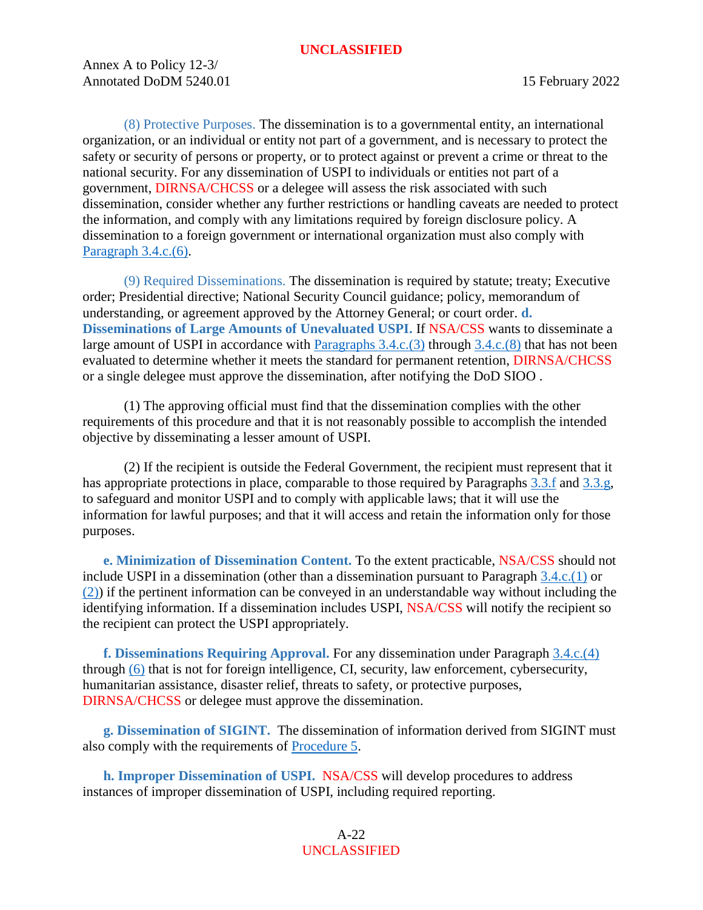(8) Protective Purposes. The dissemination is to a governmental entity, an international organization, or an individual or entity not part of a government, and is necessary to protect the safety or security of persons or property, or to protect against or prevent a crime or threat to the national security. For any dissemination of USPI to individuals or entities not part of a government, DIRNSA/CHCSS or a delegee will assess the risk associated with such dissemination, consider whether any further restrictions or handling caveats are needed to protect the information, and comply with any limitations required by foreign disclosure policy. A dissemination to a foreign government or international organization must also comply with Paragraph 3.4.c.(6).

(9) Required Disseminations. The dissemination is required by statute; treaty; Executive order; Presidential directive; National Security Council guidance; policy, memorandum of understanding, or agreement approved by the Attorney General; or court order. **d. Disseminations of Large Amounts of Unevaluated USPI.** If NSA/CSS wants to disseminate a large amount of USPI in accordance with Paragraphs 3.4.c.(3) through 3.4.c.(8) that has not been evaluated to determine whether it meets the standard for permanent retention, DIRNSA/CHCSS or a single delegee must approve the dissemination, after notifying the DoD SIOO .

(1) The approving official must find that the dissemination complies with the other requirements of this procedure and that it is not reasonably possible to accomplish the intended objective by disseminating a lesser amount of USPI.

(2) If the recipient is outside the Federal Government, the recipient must represent that it has appropriate protections in place, comparable to those required by Paragraphs 3.3.f and 3.3.g, to safeguard and monitor USPI and to comply with applicable laws; that it will use the information for lawful purposes; and that it will access and retain the information only for those purposes.

**e. Minimization of Dissemination Content.** To the extent practicable, NSA/CSS should not include USPI in a dissemination (other than a dissemination pursuant to Paragraph 3.4.c.(1) or (2)) if the pertinent information can be conveyed in an understandable way without including the identifying information. If a dissemination includes USPI, NSA/CSS will notify the recipient so the recipient can protect the USPI appropriately.

**f. Disseminations Requiring Approval.** For any dissemination under Paragraph 3.4.c.(4) through (6) that is not for foreign intelligence, CI, security, law enforcement, cybersecurity, humanitarian assistance, disaster relief, threats to safety, or protective purposes, DIRNSA/CHCSS or delegee must approve the dissemination.

**g. Dissemination of SIGINT.** The dissemination of information derived from SIGINT must also comply with the requirements of Procedure 5.

**h. Improper Dissemination of USPI.** NSA/CSS will develop procedures to address instances of improper dissemination of USPI, including required reporting.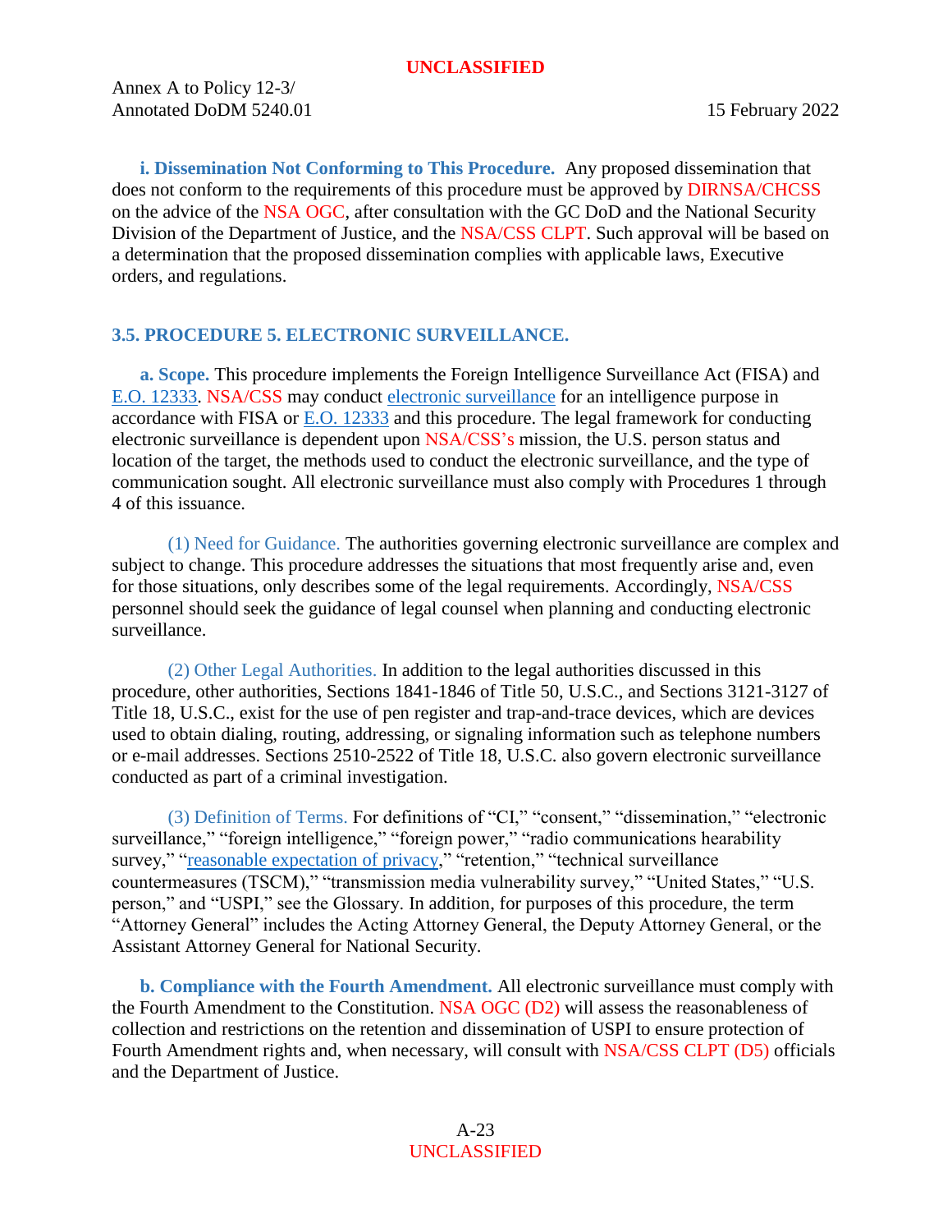**i. Dissemination Not Conforming to This Procedure.** Any proposed dissemination that does not conform to the requirements of this procedure must be approved by DIRNSA/CHCSS on the advice of the NSA OGC, after consultation with the GC DoD and the National Security Division of the Department of Justice, and the NSA/CSS CLPT. Such approval will be based on a determination that the proposed dissemination complies with applicable laws, Executive orders, and regulations.

## 3.5. PROCEDURE 5. ELECTRONIC SURVEILLANCE.

**a. Scope.** This procedure implements the Foreign Intelligence Surveillance Act (FISA) and E.O. 12333. NSA/CSS may conduct electronic surveillance for an intelligence purpose in accordance with FISA or E.O. 12333 and this procedure. The legal framework for conducting electronic surveillance is dependent upon NSA/CSS's mission, the U.S. person status and location of the target, the methods used to conduct the electronic surveillance, and the type of communication sought. All electronic surveillance must also comply with Procedures 1 through 4 of this issuance.

(1) Need for Guidance. The authorities governing electronic surveillance are complex and subject to change. This procedure addresses the situations that most frequently arise and, even for those situations, only describes some of the legal requirements. Accordingly, NSA/CSS personnel should seek the guidance of legal counsel when planning and conducting electronic surveillance.

(2) Other Legal Authorities. In addition to the legal authorities discussed in this procedure, other authorities, Sections 1841-1846 of Title 50, U.S.C., and Sections 3121-3127 of Title 18, U.S.C., exist for the use of pen register and trap-and-trace devices, which are devices used to obtain dialing, routing, addressing, or signaling information such as telephone numbers or e-mail addresses. Sections 2510-2522 of Title 18, U.S.C. also govern electronic surveillance conducted as part of a criminal investigation.

(3) Definition of Terms. For definitions of "CI," "consent," "dissemination," "electronic surveillance," "foreign intelligence," "foreign power," "radio communications hearability survey," "reasonable expectation of privacy," "retention," "technical surveillance countermeasures (TSCM)," "transmission media vulnerability survey," "United States," "U.S. person," and "USPI," see the Glossary. In addition, for purposes of this procedure, the term "Attorney General" includes the Acting Attorney General, the Deputy Attorney General, or the Assistant Attorney General for National Security.

**b. Compliance with the Fourth Amendment.** All electronic surveillance must comply with the Fourth Amendment to the Constitution. NSA OGC (D2) will assess the reasonableness of collection and restrictions on the retention and dissemination of USPI to ensure protection of Fourth Amendment rights and, when necessary, will consult with NSA/CSS CLPT (D5) officials and the Department of Justice.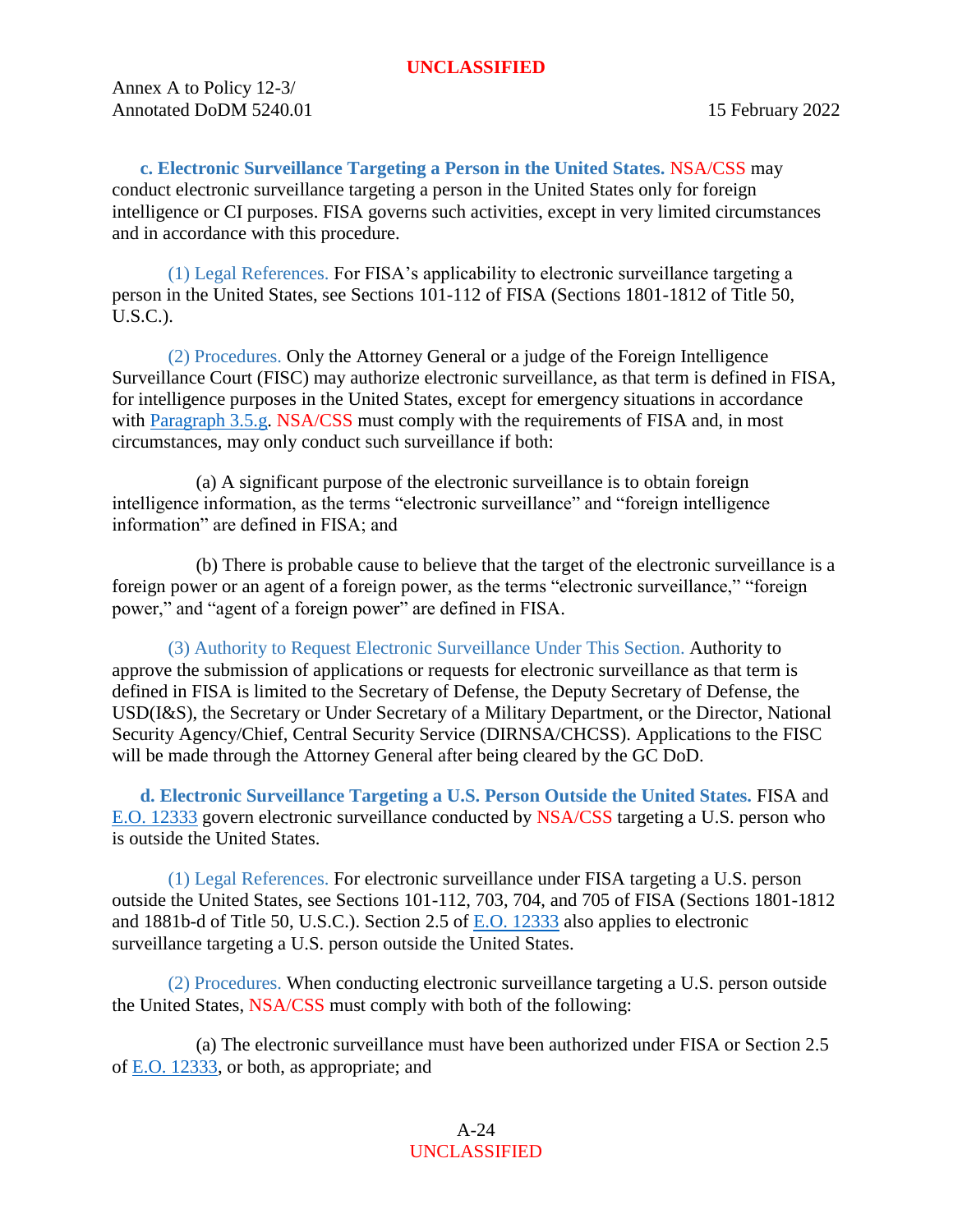**c. Electronic Surveillance Targeting a Person in the United States.** NSA/CSS may conduct electronic surveillance targeting a person in the United States only for foreign intelligence or CI purposes. FISA governs such activities, except in very limited circumstances and in accordance with this procedure.

(1) Legal References. For FISA's applicability to electronic surveillance targeting a person in the United States, see Sections 101-112 of FISA (Sections 1801-1812 of Title 50, U.S.C.).

(2) Procedures. Only the Attorney General or a judge of the Foreign Intelligence Surveillance Court (FISC) may authorize electronic surveillance, as that term is defined in FISA, for intelligence purposes in the United States, except for emergency situations in accordance with Paragraph 3.5.g. NSA/CSS must comply with the requirements of FISA and, in most circumstances, may only conduct such surveillance if both:

(a) A significant purpose of the electronic surveillance is to obtain foreign intelligence information, as the terms "electronic surveillance" and "foreign intelligence information" are defined in FISA; and

(b) There is probable cause to believe that the target of the electronic surveillance is a foreign power or an agent of a foreign power, as the terms "electronic surveillance," "foreign power," and "agent of a foreign power" are defined in FISA.

(3) Authority to Request Electronic Surveillance Under This Section. Authority to approve the submission of applications or requests for electronic surveillance as that term is defined in FISA is limited to the Secretary of Defense, the Deputy Secretary of Defense, the USD(I&S), the Secretary or Under Secretary of a Military Department, or the Director, National Security Agency/Chief, Central Security Service (DIRNSA/CHCSS). Applications to the FISC will be made through the Attorney General after being cleared by the GC DoD.

**d. Electronic Surveillance Targeting a U.S. Person Outside the United States.** FISA and E.O. 12333 govern electronic surveillance conducted by NSA/CSS targeting a U.S. person who is outside the United States.

(1) Legal References. For electronic surveillance under FISA targeting a U.S. person outside the United States, see Sections 101-112, 703, 704, and 705 of FISA (Sections 1801-1812 and 1881b-d of Title 50, U.S.C.). Section 2.5 of E.O. 12333 also applies to electronic surveillance targeting a U.S. person outside the United States.

(2) Procedures. When conducting electronic surveillance targeting a U.S. person outside the United States, NSA/CSS must comply with both of the following:

(a) The electronic surveillance must have been authorized under FISA or Section 2.5 of E.O. 12333, or both, as appropriate; and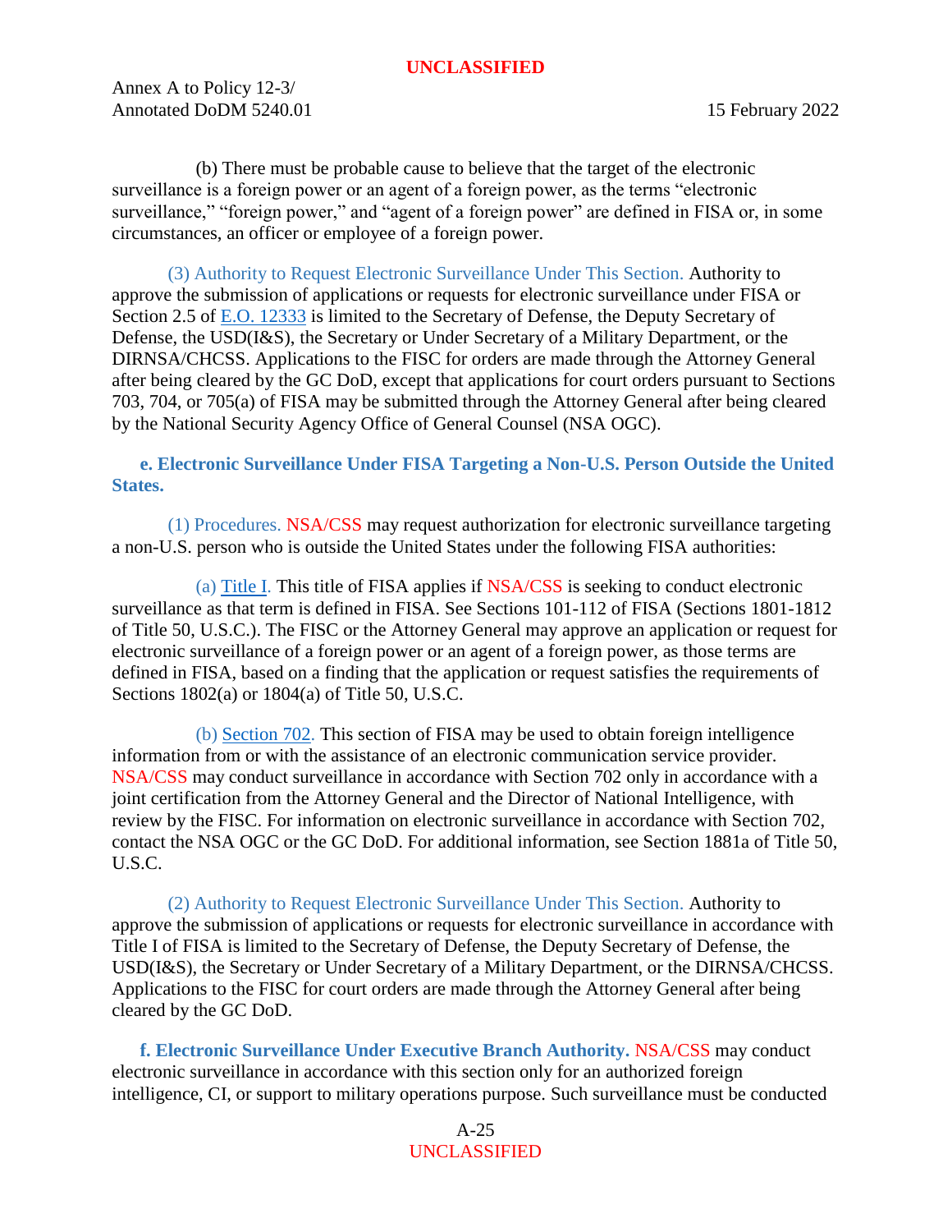(b) There must be probable cause to believe that the target of the electronic surveillance is a foreign power or an agent of a foreign power, as the terms "electronic surveillance," "foreign power," and "agent of a foreign power" are defined in FISA or, in some circumstances, an officer or employee of a foreign power.

(3) Authority to Request Electronic Surveillance Under This Section. Authority to approve the submission of applications or requests for electronic surveillance under FISA or Section 2.5 of E.O. 12333 is limited to the Secretary of Defense, the Deputy Secretary of Defense, the USD(I&S), the Secretary or Under Secretary of a Military Department, or the DIRNSA/CHCSS. Applications to the FISC for orders are made through the Attorney General after being cleared by the GC DoD, except that applications for court orders pursuant to Sections 703, 704, or 705(a) of FISA may be submitted through the Attorney General after being cleared by the National Security Agency Office of General Counsel (NSA OGC).

**e. Electronic Surveillance Under FISA Targeting a Non-U.S. Person Outside the United States.**

(1) Procedures. NSA/CSS may request authorization for electronic surveillance targeting a non-U.S. person who is outside the United States under the following FISA authorities:

(a) Title I. This title of FISA applies if NSA/CSS is seeking to conduct electronic surveillance as that term is defined in FISA. See Sections 101-112 of FISA (Sections 1801-1812 of Title 50, U.S.C.). The FISC or the Attorney General may approve an application or request for electronic surveillance of a foreign power or an agent of a foreign power, as those terms are defined in FISA, based on a finding that the application or request satisfies the requirements of Sections 1802(a) or 1804(a) of Title 50, U.S.C.

(b) Section 702. This section of FISA may be used to obtain foreign intelligence information from or with the assistance of an electronic communication service provider. NSA/CSS may conduct surveillance in accordance with Section 702 only in accordance with a joint certification from the Attorney General and the Director of National Intelligence, with review by the FISC. For information on electronic surveillance in accordance with Section 702, contact the NSA OGC or the GC DoD. For additional information, see Section 1881a of Title 50, U.S.C.

(2) Authority to Request Electronic Surveillance Under This Section. Authority to approve the submission of applications or requests for electronic surveillance in accordance with Title I of FISA is limited to the Secretary of Defense, the Deputy Secretary of Defense, the USD(I&S), the Secretary or Under Secretary of a Military Department, or the DIRNSA/CHCSS. Applications to the FISC for court orders are made through the Attorney General after being cleared by the GC DoD.

**f. Electronic Surveillance Under Executive Branch Authority.** NSA/CSS may conduct electronic surveillance in accordance with this section only for an authorized foreign intelligence, CI, or support to military operations purpose. Such surveillance must be conducted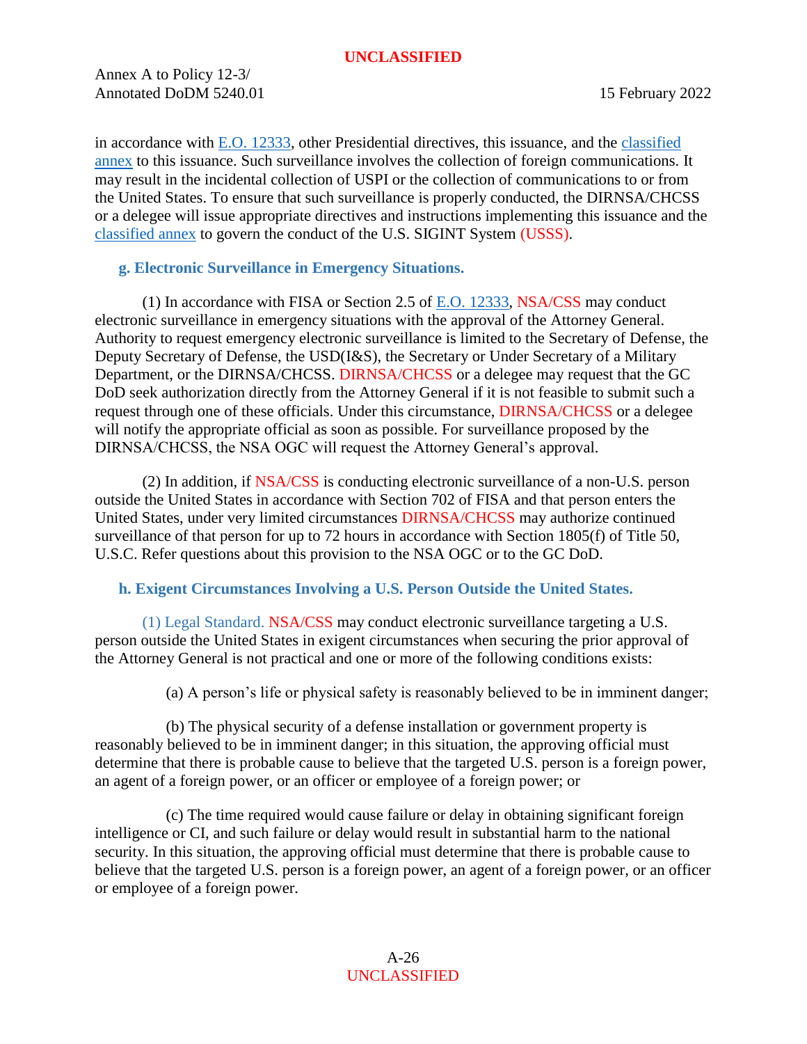in accordance with E.O. 12333, other Presidential directives, this issuance, and the classified annex to this issuance. Such surveillance involves the collection of foreign communications. It may result in the incidental collection of USPI or the collection of communications to or from the United States. To ensure that such surveillance is properly conducted, the DIRNSA/CHCSS or a delegee will issue appropriate directives and instructions implementing this issuance and the classified annex to govern the conduct of the U.S. SIGINT System (USSS).

**g. Electronic Surveillance in Emergency Situations.**

(1) In accordance with FISA or Section 2.5 of E.O. 12333, NSA/CSS may conduct electronic surveillance in emergency situations with the approval of the Attorney General. Authority to request emergency electronic surveillance is limited to the Secretary of Defense, the Deputy Secretary of Defense, the USD(I&S), the Secretary or Under Secretary of a Military Department, or the DIRNSA/CHCSS. DIRNSA/CHCSS or a delegee may request that the GC DoD seek authorization directly from the Attorney General if it is not feasible to submit such a request through one of these officials. Under this circumstance, DIRNSA/CHCSS or a delegee will notify the appropriate official as soon as possible. For surveillance proposed by the DIRNSA/CHCSS, the NSA OGC will request the Attorney General's approval.

(2) In addition, if NSA/CSS is conducting electronic surveillance of a non-U.S. person outside the United States in accordance with Section 702 of FISA and that person enters the United States, under very limited circumstances DIRNSA/CHCSS may authorize continued surveillance of that person for up to 72 hours in accordance with Section 1805(f) of Title 50, U.S.C. Refer questions about this provision to the NSA OGC or to the GC DoD.

**h. Exigent Circumstances Involving a U.S. Person Outside the United States.**

(1) Legal Standard. NSA/CSS may conduct electronic surveillance targeting a U.S. person outside the United States in exigent circumstances when securing the prior approval of the Attorney General is not practical and one or more of the following conditions exists:

(a) A person's life or physical safety is reasonably believed to be in imminent danger;

(b) The physical security of a defense installation or government property is reasonably believed to be in imminent danger; in this situation, the approving official must determine that there is probable cause to believe that the targeted U.S. person is a foreign power, an agent of a foreign power, or an officer or employee of a foreign power; or

(c) The time required would cause failure or delay in obtaining significant foreign intelligence or CI, and such failure or delay would result in substantial harm to the national security. In this situation, the approving official must determine that there is probable cause to believe that the targeted U.S. person is a foreign power, an agent of a foreign power, or an officer or employee of a foreign power.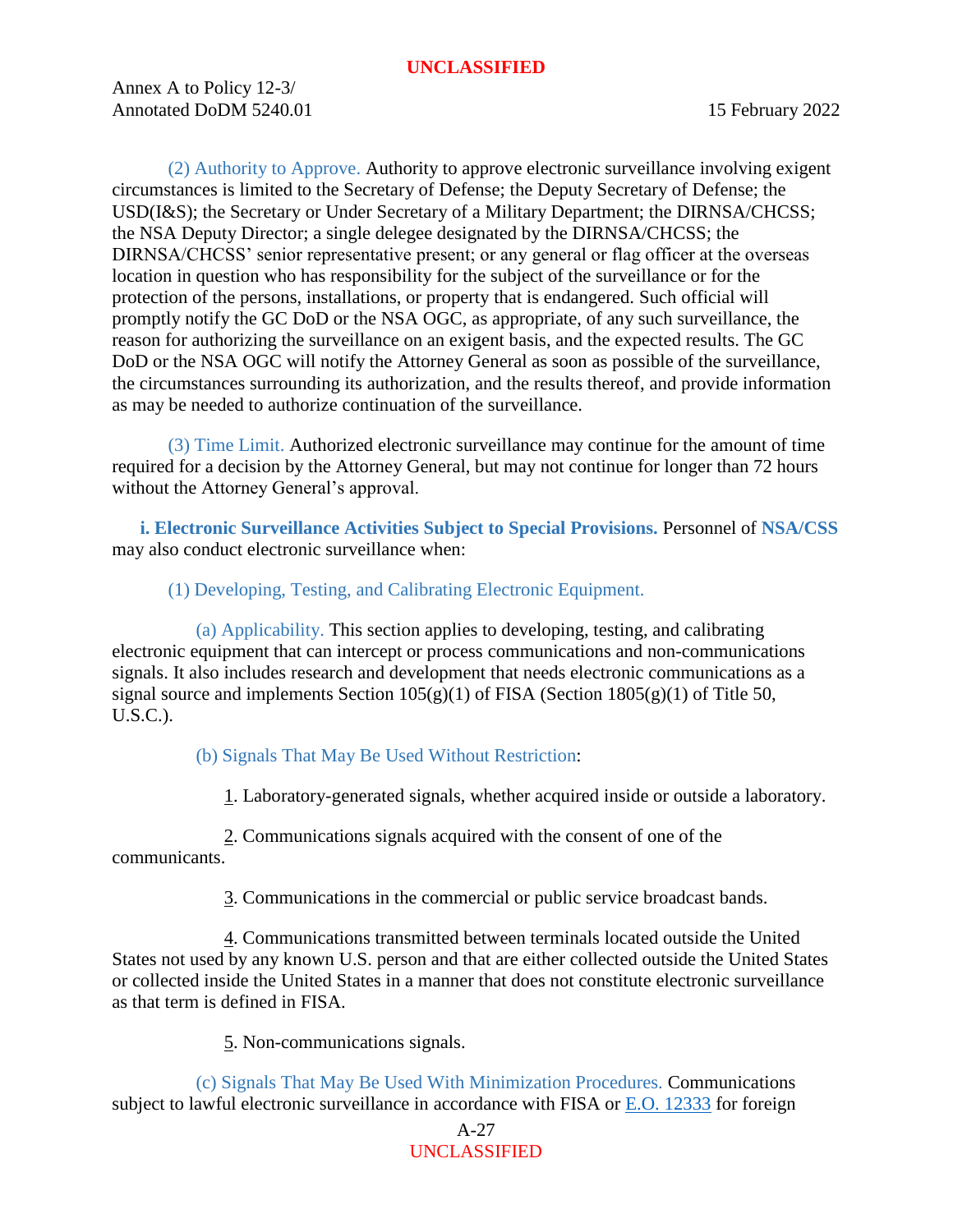(2) Authority to Approve. Authority to approve electronic surveillance involving exigent circumstances is limited to the Secretary of Defense; the Deputy Secretary of Defense; the USD(I&S); the Secretary or Under Secretary of a Military Department; the DIRNSA/CHCSS; the NSA Deputy Director; a single delegee designated by the DIRNSA/CHCSS; the DIRNSA/CHCSS' senior representative present; or any general or flag officer at the overseas location in question who has responsibility for the subject of the surveillance or for the protection of the persons, installations, or property that is endangered. Such official will promptly notify the GC DoD or the NSA OGC, as appropriate, of any such surveillance, the reason for authorizing the surveillance on an exigent basis, and the expected results. The GC DoD or the NSA OGC will notify the Attorney General as soon as possible of the surveillance, the circumstances surrounding its authorization, and the results thereof, and provide information as may be needed to authorize continuation of the surveillance.

(3) Time Limit. Authorized electronic surveillance may continue for the amount of time required for a decision by the Attorney General, but may not continue for longer than 72 hours without the Attorney General's approval.

**i. Electronic Surveillance Activities Subject to Special Provisions.** Personnel of **NSA/CSS** may also conduct electronic surveillance when:

(1) Developing, Testing, and Calibrating Electronic Equipment.

(a) Applicability. This section applies to developing, testing, and calibrating electronic equipment that can intercept or process communications and non-communications signals. It also includes research and development that needs electronic communications as a signal source and implements Section 105(g)(1) of FISA (Section 1805(g)(1) of Title 50, U.S.C.).

(b) Signals That May Be Used Without Restriction:

1. Laboratory-generated signals, whether acquired inside or outside a laboratory.

2. Communications signals acquired with the consent of one of the communicants.

3. Communications in the commercial or public service broadcast bands.

4. Communications transmitted between terminals located outside the United States not used by any known U.S. person and that are either collected outside the United States or collected inside the United States in a manner that does not constitute electronic surveillance as that term is defined in FISA.

5. Non-communications signals.

(c) Signals That May Be Used With Minimization Procedures. Communications subject to lawful electronic surveillance in accordance with FISA or [E.O. 12333](#) for foreign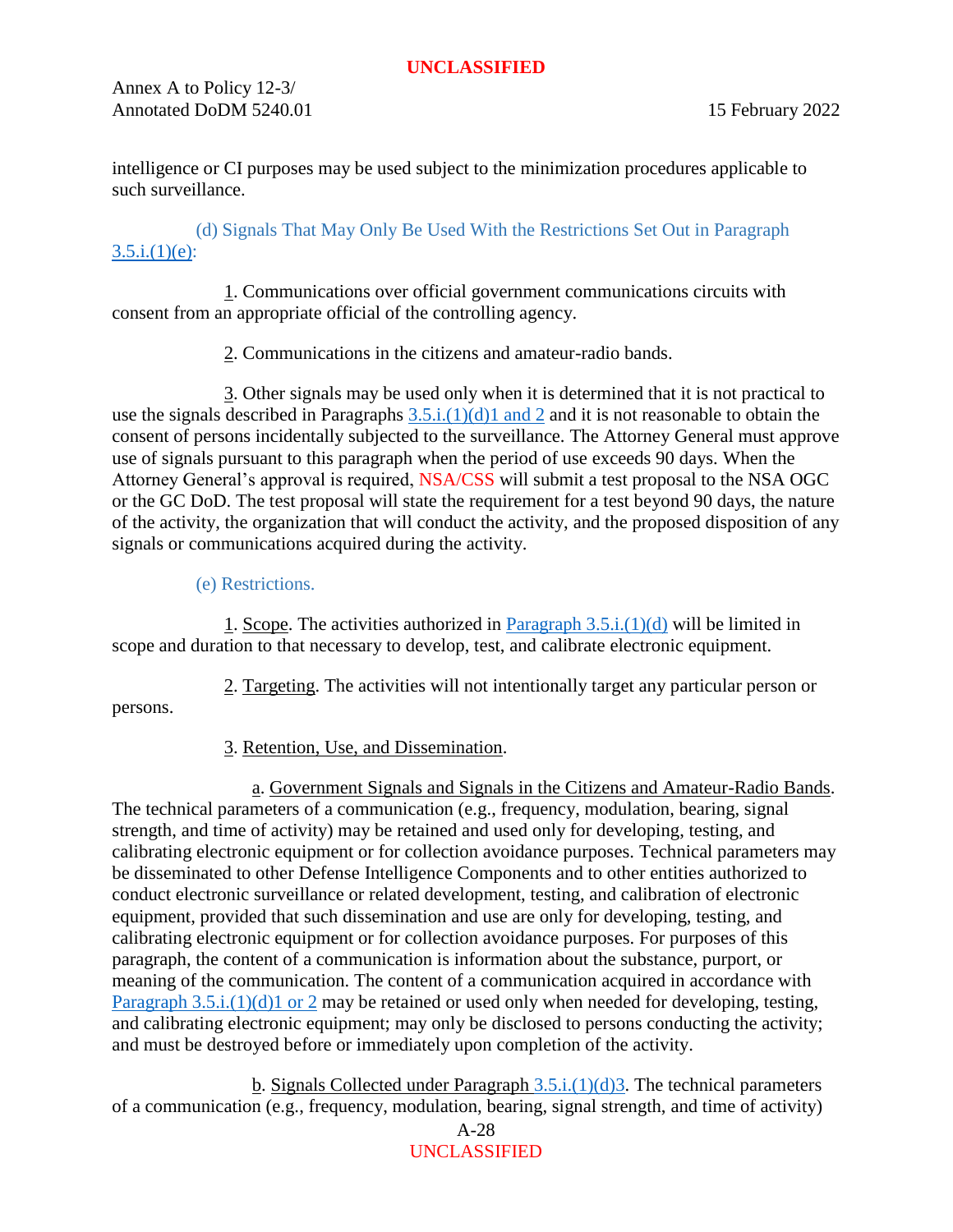intelligence or CI purposes may be used subject to the minimization procedures applicable to such surveillance.

(d) Signals That May Only Be Used With the Restrictions Set Out in Paragraph 3.5.i.(1)(e):

1. Communications over official government communications circuits with consent from an appropriate official of the controlling agency.

2. Communications in the citizens and amateur-radio bands.

3. Other signals may be used only when it is determined that it is not practical to use the signals described in Paragraphs 3.5.i.(1)(d)1 and 2 and it is not reasonable to obtain the consent of persons incidentally subjected to the surveillance. The Attorney General must approve use of signals pursuant to this paragraph when the period of use exceeds 90 days. When the Attorney General's approval is required, NSA/CSS will submit a test proposal to the NSA OGC or the GC DoD. The test proposal will state the requirement for a test beyond 90 days, the nature of the activity, the organization that will conduct the activity, and the proposed disposition of any signals or communications acquired during the activity.

(e) Restrictions.

1. Scope. The activities authorized in Paragraph 3.5.i.(1)(d) will be limited in scope and duration to that necessary to develop, test, and calibrate electronic equipment.

2. Targeting. The activities will not intentionally target any particular person or persons.

3. Retention, Use, and Dissemination.

a. Government Signals and Signals in the Citizens and Amateur-Radio Bands. The technical parameters of a communication (e.g., frequency, modulation, bearing, signal strength, and time of activity) may be retained and used only for developing, testing, and calibrating electronic equipment or for collection avoidance purposes. Technical parameters may be disseminated to other Defense Intelligence Components and to other entities authorized to conduct electronic surveillance or related development, testing, and calibration of electronic equipment, provided that such dissemination and use are only for developing, testing, and calibrating electronic equipment or for collection avoidance purposes. For purposes of this paragraph, the content of a communication is information about the substance, purport, or meaning of the communication. The content of a communication acquired in accordance with Paragraph 3.5.i.(1)(d)1 or 2 may be retained or used only when needed for developing, testing, and calibrating electronic equipment; may only be disclosed to persons conducting the activity; and must be destroyed before or immediately upon completion of the activity.

b. Signals Collected under Paragraph 3.5.i.(1)(d)3. The technical parameters of a communication (e.g., frequency, modulation, bearing, signal strength, and time of activity)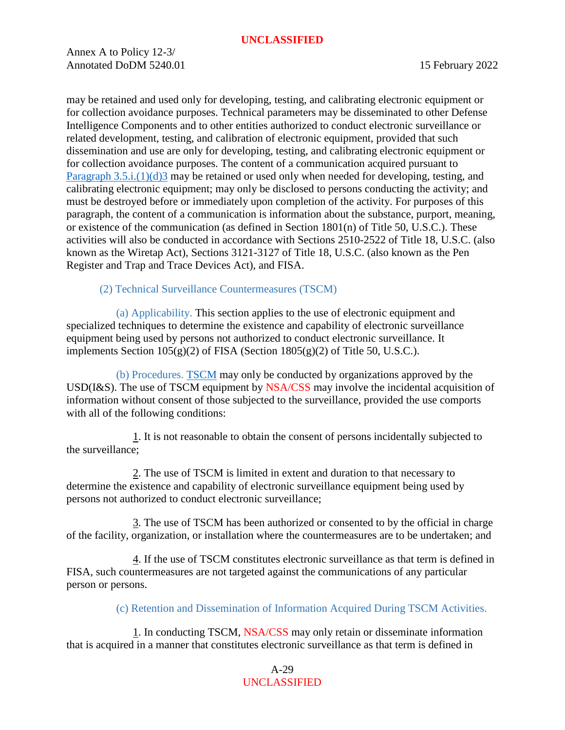may be retained and used only for developing, testing, and calibrating electronic equipment or for collection avoidance purposes. Technical parameters may be disseminated to other Defense Intelligence Components and to other entities authorized to conduct electronic surveillance or related development, testing, and calibration of electronic equipment, provided that such dissemination and use are only for developing, testing, and calibrating electronic equipment or for collection avoidance purposes. The content of a communication acquired pursuant to Paragraph 3.5.i.(1)(d)3 may be retained or used only when needed for developing, testing, and calibrating electronic equipment; may only be disclosed to persons conducting the activity; and must be destroyed before or immediately upon completion of the activity. For purposes of this paragraph, the content of a communication is information about the substance, purport, meaning, or existence of the communication (as defined in Section 1801(n) of Title 50, U.S.C.). These activities will also be conducted in accordance with Sections 2510-2522 of Title 18, U.S.C. (also known as the Wiretap Act), Sections 3121-3127 of Title 18, U.S.C. (also known as the Pen Register and Trap and Trace Devices Act), and FISA.

(2) Technical Surveillance Countermeasures (TSCM)

(a) Applicability. This section applies to the use of electronic equipment and specialized techniques to determine the existence and capability of electronic surveillance equipment being used by persons not authorized to conduct electronic surveillance. It implements Section 105(g)(2) of FISA (Section 1805(g)(2) of Title 50, U.S.C.).

(b) Procedures. TSCM may only be conducted by organizations approved by the USD(I&S). The use of TSCM equipment by NSA/CSS may involve the incidental acquisition of information without consent of those subjected to the surveillance, provided the use comports with all of the following conditions:

1. It is not reasonable to obtain the consent of persons incidentally subjected to the surveillance;

2. The use of TSCM is limited in extent and duration to that necessary to determine the existence and capability of electronic surveillance equipment being used by persons not authorized to conduct electronic surveillance;

3. The use of TSCM has been authorized or consented to by the official in charge of the facility, organization, or installation where the countermeasures are to be undertaken; and

4. If the use of TSCM constitutes electronic surveillance as that term is defined in FISA, such countermeasures are not targeted against the communications of any particular person or persons.

(c) Retention and Dissemination of Information Acquired During TSCM Activities.

1. In conducting TSCM, NSA/CSS may only retain or disseminate information that is acquired in a manner that constitutes electronic surveillance as that term is defined in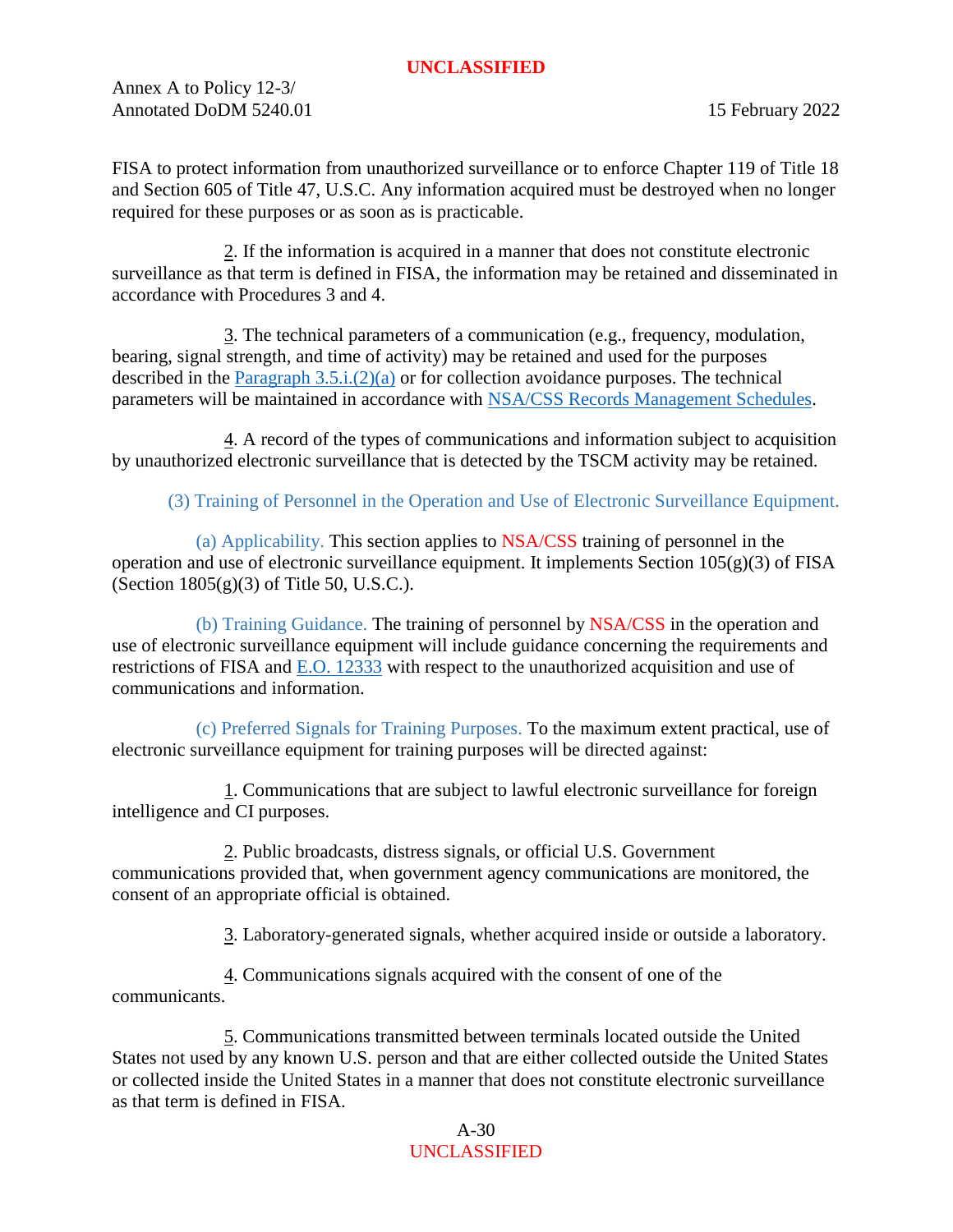FISA to protect information from unauthorized surveillance or to enforce Chapter 119 of Title 18 and Section 605 of Title 47, U.S.C. Any information acquired must be destroyed when no longer required for these purposes or as soon as is practicable.

2. If the information is acquired in a manner that does not constitute electronic surveillance as that term is defined in FISA, the information may be retained and disseminated in accordance with Procedures 3 and 4.

3. The technical parameters of a communication (e.g., frequency, modulation, bearing, signal strength, and time of activity) may be retained and used for the purposes described in the Paragraph 3.5.i.(2)(a) or for collection avoidance purposes. The technical parameters will be maintained in accordance with NSA/CSS Records Management Schedules.

4. A record of the types of communications and information subject to acquisition by unauthorized electronic surveillance that is detected by the TSCM activity may be retained.

(3) Training of Personnel in the Operation and Use of Electronic Surveillance Equipment.

(a) Applicability. This section applies to NSA/CSS training of personnel in the operation and use of electronic surveillance equipment. It implements Section 105(g)(3) of FISA (Section 1805(g)(3) of Title 50, U.S.C.).

(b) Training Guidance. The training of personnel by NSA/CSS in the operation and use of electronic surveillance equipment will include guidance concerning the requirements and restrictions of FISA and E.O. 12333 with respect to the unauthorized acquisition and use of communications and information.

(c) Preferred Signals for Training Purposes. To the maximum extent practical, use of electronic surveillance equipment for training purposes will be directed against:

1. Communications that are subject to lawful electronic surveillance for foreign intelligence and CI purposes.

2. Public broadcasts, distress signals, or official U.S. Government communications provided that, when government agency communications are monitored, the consent of an appropriate official is obtained.

3. Laboratory-generated signals, whether acquired inside or outside a laboratory.

4. Communications signals acquired with the consent of one of the communicants.

5. Communications transmitted between terminals located outside the United States not used by any known U.S. person and that are either collected outside the United States or collected inside the United States in a manner that does not constitute electronic surveillance as that term is defined in FISA.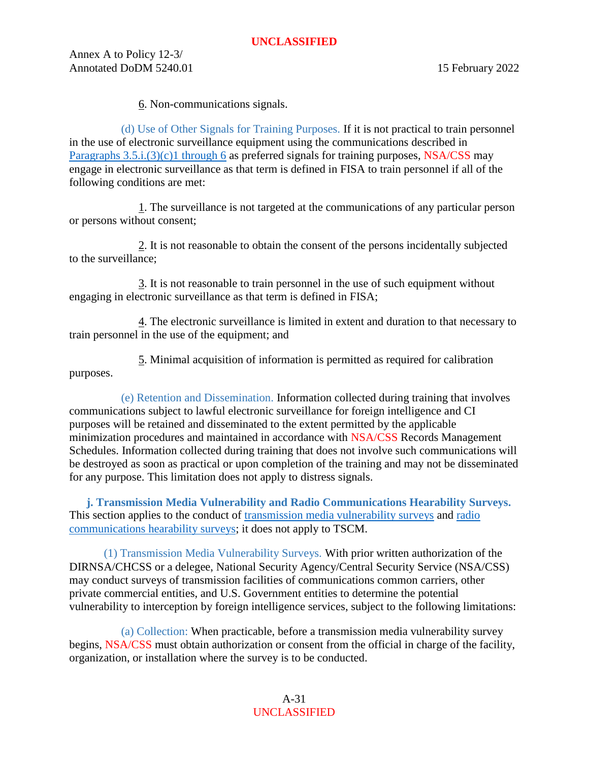6. Non-communications signals.

(d) Use of Other Signals for Training Purposes. If it is not practical to train personnel in the use of electronic surveillance equipment using the communications described in Paragraphs 3.5.i.(3)(c)1 through 6 as preferred signals for training purposes, NSA/CSS may engage in electronic surveillance as that term is defined in FISA to train personnel if all of the following conditions are met:

1. The surveillance is not targeted at the communications of any particular person or persons without consent;

2. It is not reasonable to obtain the consent of the persons incidentally subjected to the surveillance;

3. It is not reasonable to train personnel in the use of such equipment without engaging in electronic surveillance as that term is defined in FISA;

4. The electronic surveillance is limited in extent and duration to that necessary to train personnel in the use of the equipment; and

5. Minimal acquisition of information is permitted as required for calibration purposes.

(e) Retention and Dissemination. Information collected during training that involves communications subject to lawful electronic surveillance for foreign intelligence and CI purposes will be retained and disseminated to the extent permitted by the applicable minimization procedures and maintained in accordance with NSA/CSS Records Management Schedules. Information collected during training that does not involve such communications will be destroyed as soon as practical or upon completion of the training and may not be disseminated for any purpose. This limitation does not apply to distress signals.

**j. Transmission Media Vulnerability and Radio Communications Hearability Surveys.** This section applies to the conduct of transmission media vulnerability surveys and radio communications hearability surveys; it does not apply to TSCM.

(1) Transmission Media Vulnerability Surveys. With prior written authorization of the DIRNSA/CHCSS or a delegee, National Security Agency/Central Security Service (NSA/CSS) may conduct surveys of transmission facilities of communications common carriers, other private commercial entities, and U.S. Government entities to determine the potential vulnerability to interception by foreign intelligence services, subject to the following limitations:

(a) Collection: When practicable, before a transmission media vulnerability survey begins, NSA/CSS must obtain authorization or consent from the official in charge of the facility, organization, or installation where the survey is to be conducted.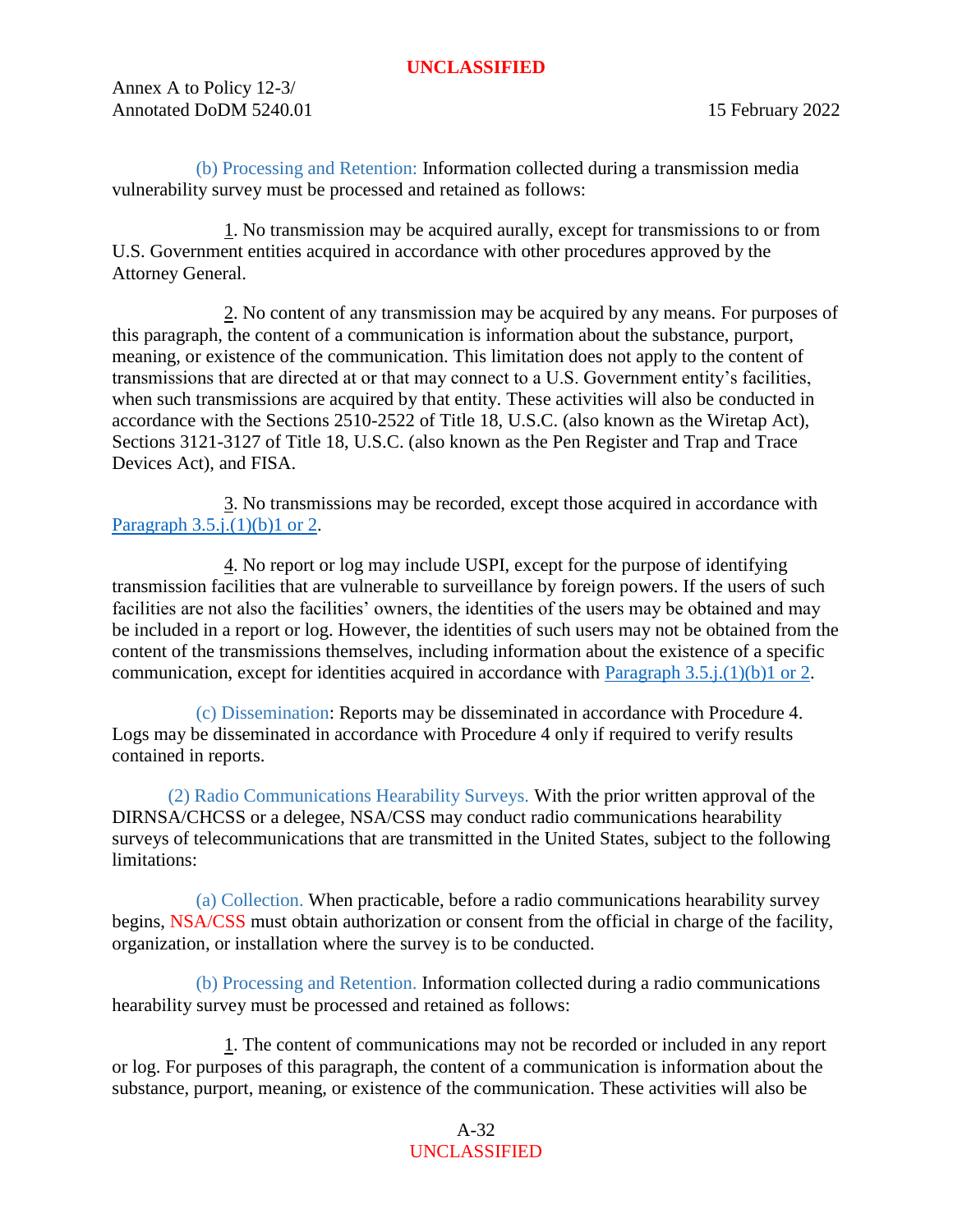(b) Processing and Retention: Information collected during a transmission media vulnerability survey must be processed and retained as follows:

1. No transmission may be acquired aurally, except for transmissions to or from U.S. Government entities acquired in accordance with other procedures approved by the Attorney General.

2. No content of any transmission may be acquired by any means. For purposes of this paragraph, the content of a communication is information about the substance, purport, meaning, or existence of the communication. This limitation does not apply to the content of transmissions that are directed at or that may connect to a U.S. Government entity's facilities, when such transmissions are acquired by that entity. These activities will also be conducted in accordance with the Sections 2510-2522 of Title 18, U.S.C. (also known as the Wiretap Act), Sections 3121-3127 of Title 18, U.S.C. (also known as the Pen Register and Trap and Trace Devices Act), and FISA.

3. No transmissions may be recorded, except those acquired in accordance with Paragraph 3.5.j.(1)(b)1 or 2.

4. No report or log may include USPI, except for the purpose of identifying transmission facilities that are vulnerable to surveillance by foreign powers. If the users of such facilities are not also the facilities' owners, the identities of the users may be obtained and may be included in a report or log. However, the identities of such users may not be obtained from the content of the transmissions themselves, including information about the existence of a specific communication, except for identities acquired in accordance with Paragraph 3.5.j.(1)(b)1 or 2.

(c) Dissemination: Reports may be disseminated in accordance with Procedure 4. Logs may be disseminated in accordance with Procedure 4 only if required to verify results contained in reports.

(2) Radio Communications Hearability Surveys. With the prior written approval of the DIRNSA/CHCSS or a delegee, NSA/CSS may conduct radio communications hearability surveys of telecommunications that are transmitted in the United States, subject to the following limitations:

(a) Collection. When practicable, before a radio communications hearability survey begins, NSA/CSS must obtain authorization or consent from the official in charge of the facility, organization, or installation where the survey is to be conducted.

(b) Processing and Retention. Information collected during a radio communications hearability survey must be processed and retained as follows:

1. The content of communications may not be recorded or included in any report or log. For purposes of this paragraph, the content of a communication is information about the substance, purport, meaning, or existence of the communication. These activities will also be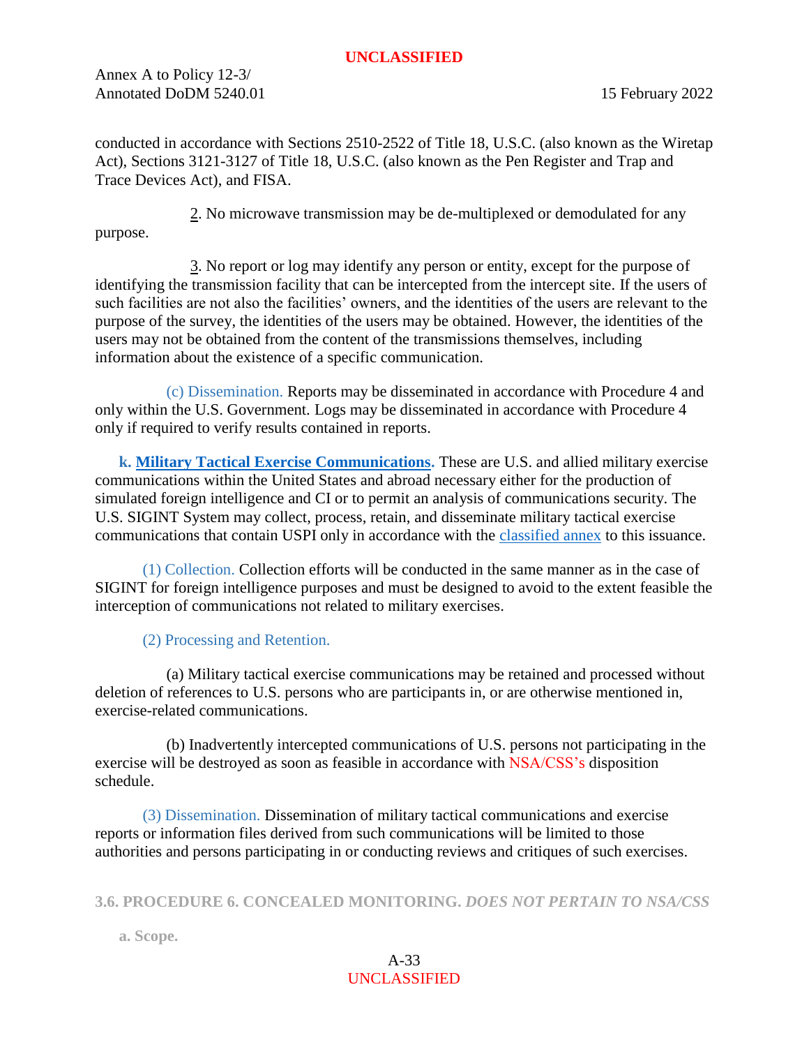conducted in accordance with Sections 2510-2522 of Title 18, U.S.C. (also known as the Wiretap Act), Sections 3121-3127 of Title 18, U.S.C. (also known as the Pen Register and Trap and Trace Devices Act), and FISA.

2. No microwave transmission may be de-multiplexed or demodulated for any purpose.

3. No report or log may identify any person or entity, except for the purpose of identifying the transmission facility that can be intercepted from the intercept site. If the users of such facilities are not also the facilities' owners, and the identities of the users are relevant to the purpose of the survey, the identities of the users may be obtained. However, the identities of the users may not be obtained from the content of the transmissions themselves, including information about the existence of a specific communication.

(c) Dissemination. Reports may be disseminated in accordance with Procedure 4 and only within the U.S. Government. Logs may be disseminated in accordance with Procedure 4 only if required to verify results contained in reports.

**k. Military Tactical Exercise Communications.** These are U.S. and allied military exercise communications within the United States and abroad necessary either for the production of simulated foreign intelligence and CI or to permit an analysis of communications security. The U.S. SIGINT System may collect, process, retain, and disseminate military tactical exercise communications that contain USPI only in accordance with the classified annex to this issuance.

(1) Collection. Collection efforts will be conducted in the same manner as in the case of SIGINT for foreign intelligence purposes and must be designed to avoid to the extent feasible the interception of communications not related to military exercises.

(2) Processing and Retention.

(a) Military tactical exercise communications may be retained and processed without deletion of references to U.S. persons who are participants in, or are otherwise mentioned in, exercise-related communications.

(b) Inadvertently intercepted communications of U.S. persons not participating in the exercise will be destroyed as soon as feasible in accordance with NSA/CSS's disposition schedule.

(3) Dissemination. Dissemination of military tactical communications and exercise reports or information files derived from such communications will be limited to those authorities and persons participating in or conducting reviews and critiques of such exercises.

## 3.6. PROCEDURE 6. CONCEALED MONITORING. *DOES NOT PERTAIN TO NSA/CSS*

**a. Scope.**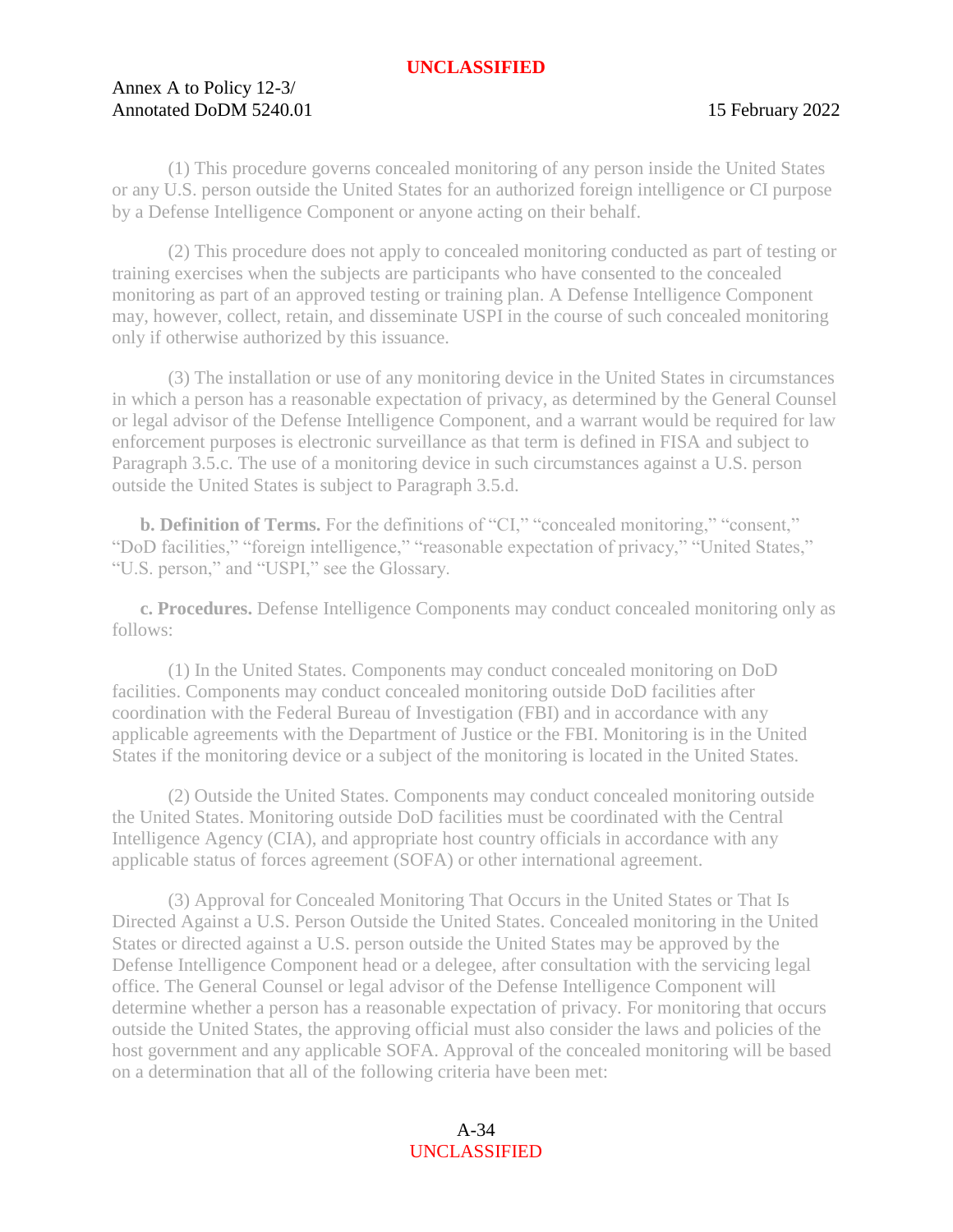(1) This procedure governs concealed monitoring of any person inside the United States or any U.S. person outside the United States for an authorized foreign intelligence or CI purpose by a Defense Intelligence Component or anyone acting on their behalf.

(2) This procedure does not apply to concealed monitoring conducted as part of testing or training exercises when the subjects are participants who have consented to the concealed monitoring as part of an approved testing or training plan. A Defense Intelligence Component may, however, collect, retain, and disseminate USPI in the course of such concealed monitoring only if otherwise authorized by this issuance.

(3) The installation or use of any monitoring device in the United States in circumstances in which a person has a reasonable expectation of privacy, as determined by the General Counsel or legal advisor of the Defense Intelligence Component, and a warrant would be required for law enforcement purposes is electronic surveillance as that term is defined in FISA and subject to Paragraph 3.5.c. The use of a monitoring device in such circumstances against a U.S. person outside the United States is subject to Paragraph 3.5.d.

**b. Definition of Terms.** For the definitions of "CI," "concealed monitoring," "consent," "DoD facilities," "foreign intelligence," "reasonable expectation of privacy," "United States," "U.S. person," and "USPI," see the Glossary.

**c. Procedures.** Defense Intelligence Components may conduct concealed monitoring only as follows:

(1) In the United States. Components may conduct concealed monitoring on DoD facilities. Components may conduct concealed monitoring outside DoD facilities after coordination with the Federal Bureau of Investigation (FBI) and in accordance with any applicable agreements with the Department of Justice or the FBI. Monitoring is in the United States if the monitoring device or a subject of the monitoring is located in the United States.

(2) Outside the United States. Components may conduct concealed monitoring outside the United States. Monitoring outside DoD facilities must be coordinated with the Central Intelligence Agency (CIA), and appropriate host country officials in accordance with any applicable status of forces agreement (SOFA) or other international agreement.

(3) Approval for Concealed Monitoring That Occurs in the United States or That Is Directed Against a U.S. Person Outside the United States. Concealed monitoring in the United States or directed against a U.S. person outside the United States may be approved by the Defense Intelligence Component head or a delegee, after consultation with the servicing legal office. The General Counsel or legal advisor of the Defense Intelligence Component will determine whether a person has a reasonable expectation of privacy. For monitoring that occurs outside the United States, the approving official must also consider the laws and policies of the host government and any applicable SOFA. Approval of the concealed monitoring will be based on a determination that all of the following criteria have been met: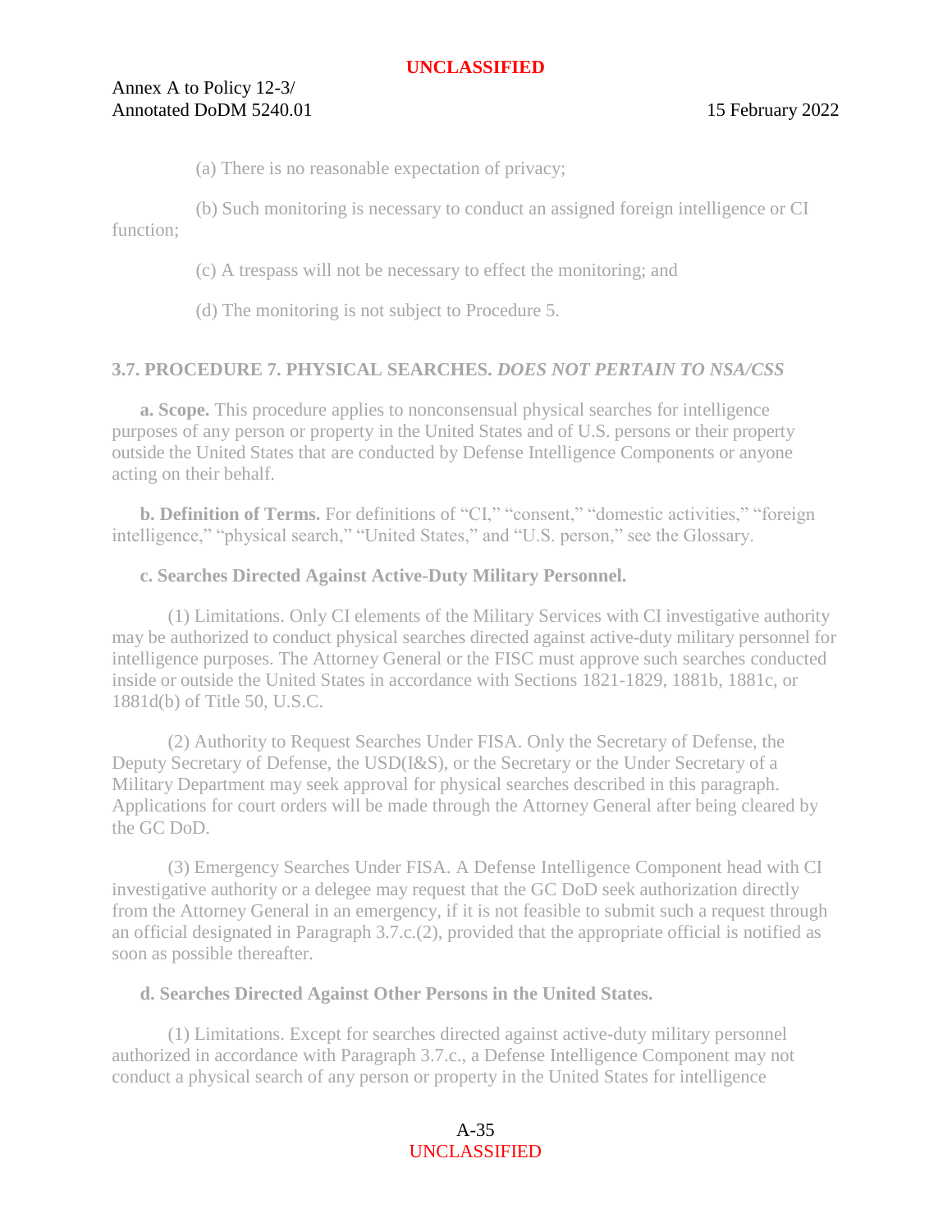(a) There is no reasonable expectation of privacy;

(b) Such monitoring is necessary to conduct an assigned foreign intelligence or CI function;

(c) A trespass will not be necessary to effect the monitoring; and

(d) The monitoring is not subject to Procedure 5.

### 3.7. PROCEDURE 7. PHYSICAL SEARCHES. *DOES NOT PERTAIN TO NSA/CSS*

**a. Scope.** This procedure applies to nonconsensual physical searches for intelligence purposes of any person or property in the United States and of U.S. persons or their property outside the United States that are conducted by Defense Intelligence Components or anyone acting on their behalf.

**b. Definition of Terms.** For definitions of "CI," "consent," "domestic activities," "foreign intelligence," "physical search," "United States," and "U.S. person," see the Glossary.

**c. Searches Directed Against Active-Duty Military Personnel.**

(1) Limitations. Only CI elements of the Military Services with CI investigative authority may be authorized to conduct physical searches directed against active-duty military personnel for intelligence purposes. The Attorney General or the FISC must approve such searches conducted inside or outside the United States in accordance with Sections 1821-1829, 1881b, 1881c, or 1881d(b) of Title 50, U.S.C.

(2) Authority to Request Searches Under FISA. Only the Secretary of Defense, the Deputy Secretary of Defense, the USD(I&S), or the Secretary or the Under Secretary of a Military Department may seek approval for physical searches described in this paragraph. Applications for court orders will be made through the Attorney General after being cleared by the GC DoD.

(3) Emergency Searches Under FISA. A Defense Intelligence Component head with CI investigative authority or a delegee may request that the GC DoD seek authorization directly from the Attorney General in an emergency, if it is not feasible to submit such a request through an official designated in Paragraph 3.7.c.(2), provided that the appropriate official is notified as soon as possible thereafter.

**d. Searches Directed Against Other Persons in the United States.**

(1) Limitations. Except for searches directed against active-duty military personnel authorized in accordance with Paragraph 3.7.c., a Defense Intelligence Component may not conduct a physical search of any person or property in the United States for intelligence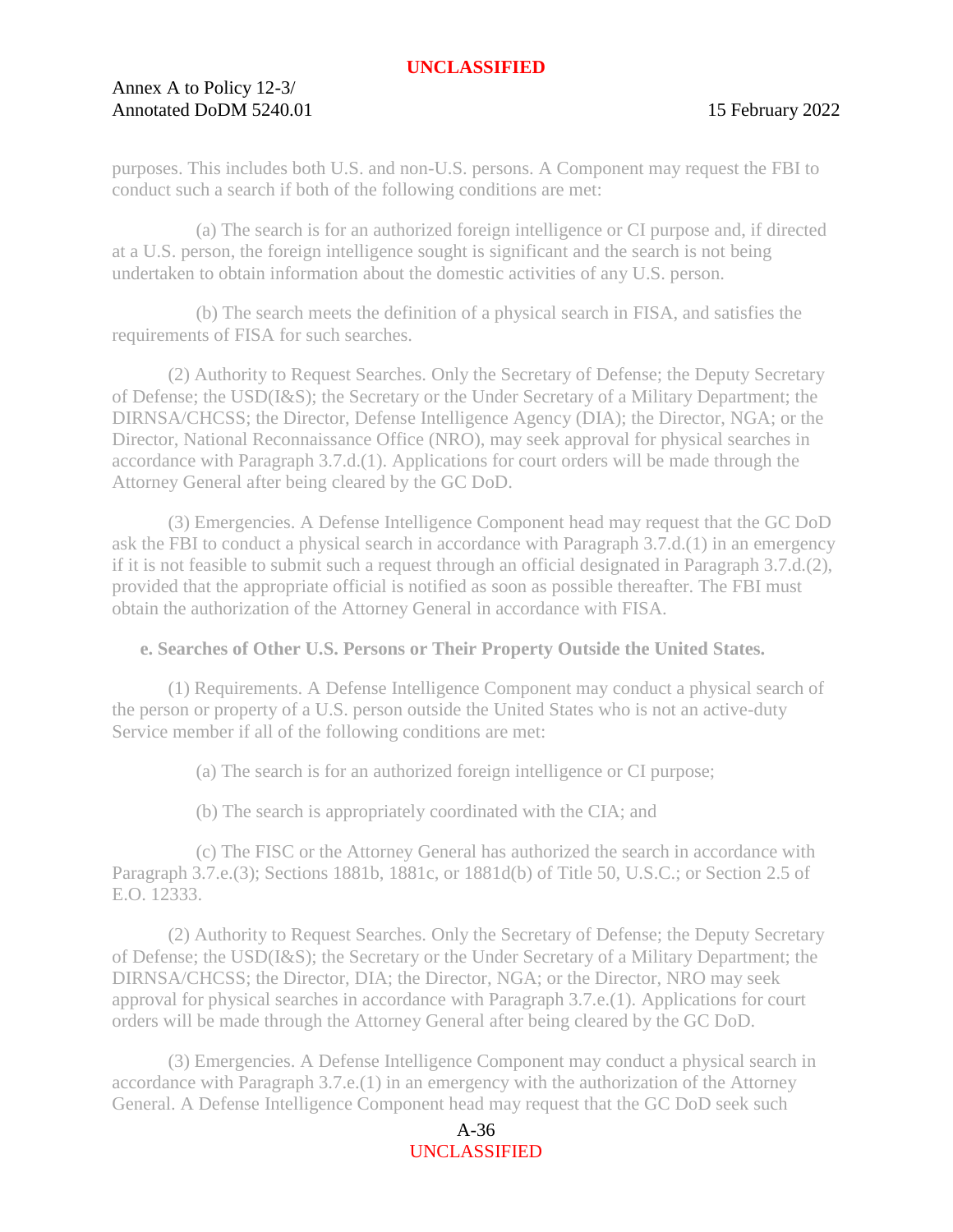purposes. This includes both U.S. and non-U.S. persons. A Component may request the FBI to conduct such a search if both of the following conditions are met:

(a) The search is for an authorized foreign intelligence or CI purpose and, if directed at a U.S. person, the foreign intelligence sought is significant and the search is not being undertaken to obtain information about the domestic activities of any U.S. person.

(b) The search meets the definition of a physical search in FISA, and satisfies the requirements of FISA for such searches.

(2) Authority to Request Searches. Only the Secretary of Defense; the Deputy Secretary of Defense; the USD(I&S); the Secretary or the Under Secretary of a Military Department; the DIRNSA/CHCSS; the Director, Defense Intelligence Agency (DIA); the Director, NGA; or the Director, National Reconnaissance Office (NRO), may seek approval for physical searches in accordance with Paragraph 3.7.d.(1). Applications for court orders will be made through the Attorney General after being cleared by the GC DoD.

(3) Emergencies. A Defense Intelligence Component head may request that the GC DoD ask the FBI to conduct a physical search in accordance with Paragraph 3.7.d.(1) in an emergency if it is not feasible to submit such a request through an official designated in Paragraph 3.7.d.(2), provided that the appropriate official is notified as soon as possible thereafter. The FBI must obtain the authorization of the Attorney General in accordance with FISA.

**e. Searches of Other U.S. Persons or Their Property Outside the United States.**

(1) Requirements. A Defense Intelligence Component may conduct a physical search of the person or property of a U.S. person outside the United States who is not an active-duty Service member if all of the following conditions are met:

(a) The search is for an authorized foreign intelligence or CI purpose;

(b) The search is appropriately coordinated with the CIA; and

(c) The FISC or the Attorney General has authorized the search in accordance with Paragraph 3.7.e.(3); Sections 1881b, 1881c, or 1881d(b) of Title 50, U.S.C.; or Section 2.5 of E.O. 12333.

(2) Authority to Request Searches. Only the Secretary of Defense; the Deputy Secretary of Defense; the USD(I&S); the Secretary or the Under Secretary of a Military Department; the DIRNSA/CHCSS; the Director, DIA; the Director, NGA; or the Director, NRO may seek approval for physical searches in accordance with Paragraph 3.7.e.(1). Applications for court orders will be made through the Attorney General after being cleared by the GC DoD.

(3) Emergencies. A Defense Intelligence Component may conduct a physical search in accordance with Paragraph 3.7.e.(1) in an emergency with the authorization of the Attorney General. A Defense Intelligence Component head may request that the GC DoD seek such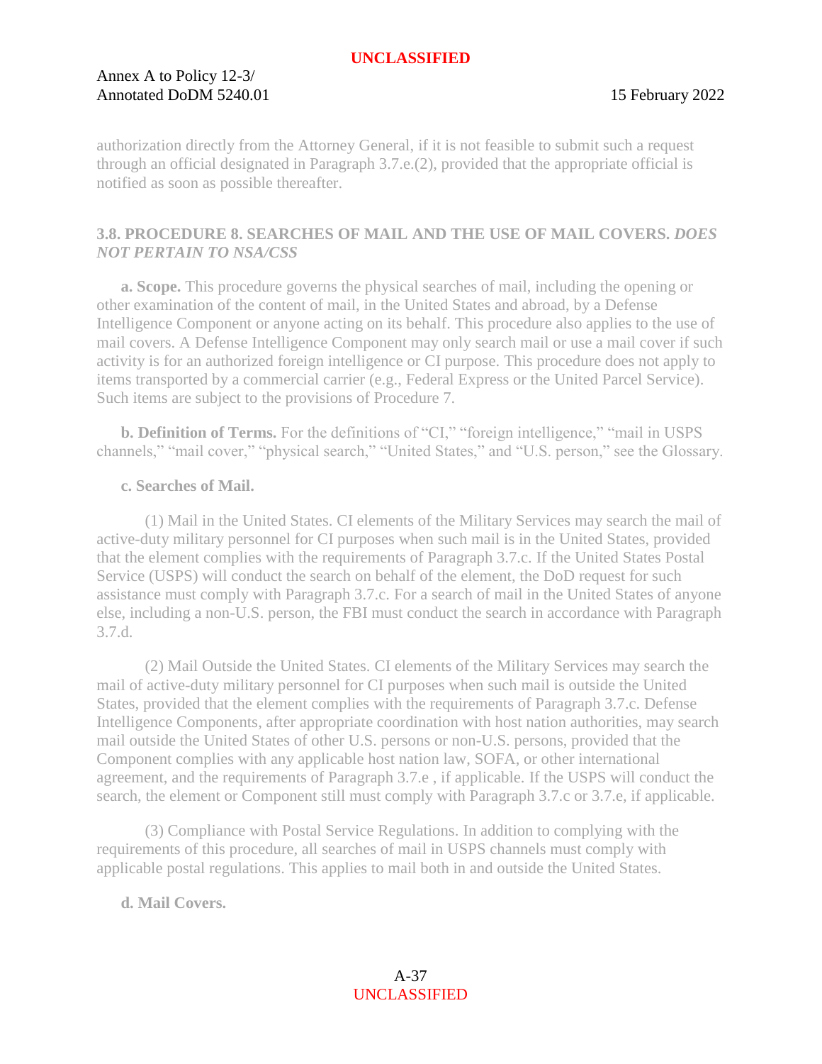authorization directly from the Attorney General, if it is not feasible to submit such a request through an official designated in Paragraph 3.7.e.(2), provided that the appropriate official is notified as soon as possible thereafter.

### 3.8. PROCEDURE 8. SEARCHES OF MAIL AND THE USE OF MAIL COVERS. *DOES NOT PERTAIN TO NSA/CSS*

**a. Scope.** This procedure governs the physical searches of mail, including the opening or other examination of the content of mail, in the United States and abroad, by a Defense Intelligence Component or anyone acting on its behalf. This procedure also applies to the use of mail covers. A Defense Intelligence Component may only search mail or use a mail cover if such activity is for an authorized foreign intelligence or CI purpose. This procedure does not apply to items transported by a commercial carrier (e.g., Federal Express or the United Parcel Service). Such items are subject to the provisions of Procedure 7.

**b. Definition of Terms.** For the definitions of "CI," "foreign intelligence," "mail in USPS channels," "mail cover," "physical search," "United States," and "U.S. person," see the Glossary.

**c. Searches of Mail.**

(1) Mail in the United States. CI elements of the Military Services may search the mail of active-duty military personnel for CI purposes when such mail is in the United States, provided that the element complies with the requirements of Paragraph 3.7.c. If the United States Postal Service (USPS) will conduct the search on behalf of the element, the DoD request for such assistance must comply with Paragraph 3.7.c. For a search of mail in the United States of anyone else, including a non-U.S. person, the FBI must conduct the search in accordance with Paragraph 3.7.d.

(2) Mail Outside the United States. CI elements of the Military Services may search the mail of active-duty military personnel for CI purposes when such mail is outside the United States, provided that the element complies with the requirements of Paragraph 3.7.c. Defense Intelligence Components, after appropriate coordination with host nation authorities, may search mail outside the United States of other U.S. persons or non-U.S. persons, provided that the Component complies with any applicable host nation law, SOFA, or other international agreement, and the requirements of Paragraph 3.7.e , if applicable. If the USPS will conduct the search, the element or Component still must comply with Paragraph 3.7.c or 3.7.e, if applicable.

(3) Compliance with Postal Service Regulations. In addition to complying with the requirements of this procedure, all searches of mail in USPS channels must comply with applicable postal regulations. This applies to mail both in and outside the United States.

**d. Mail Covers.**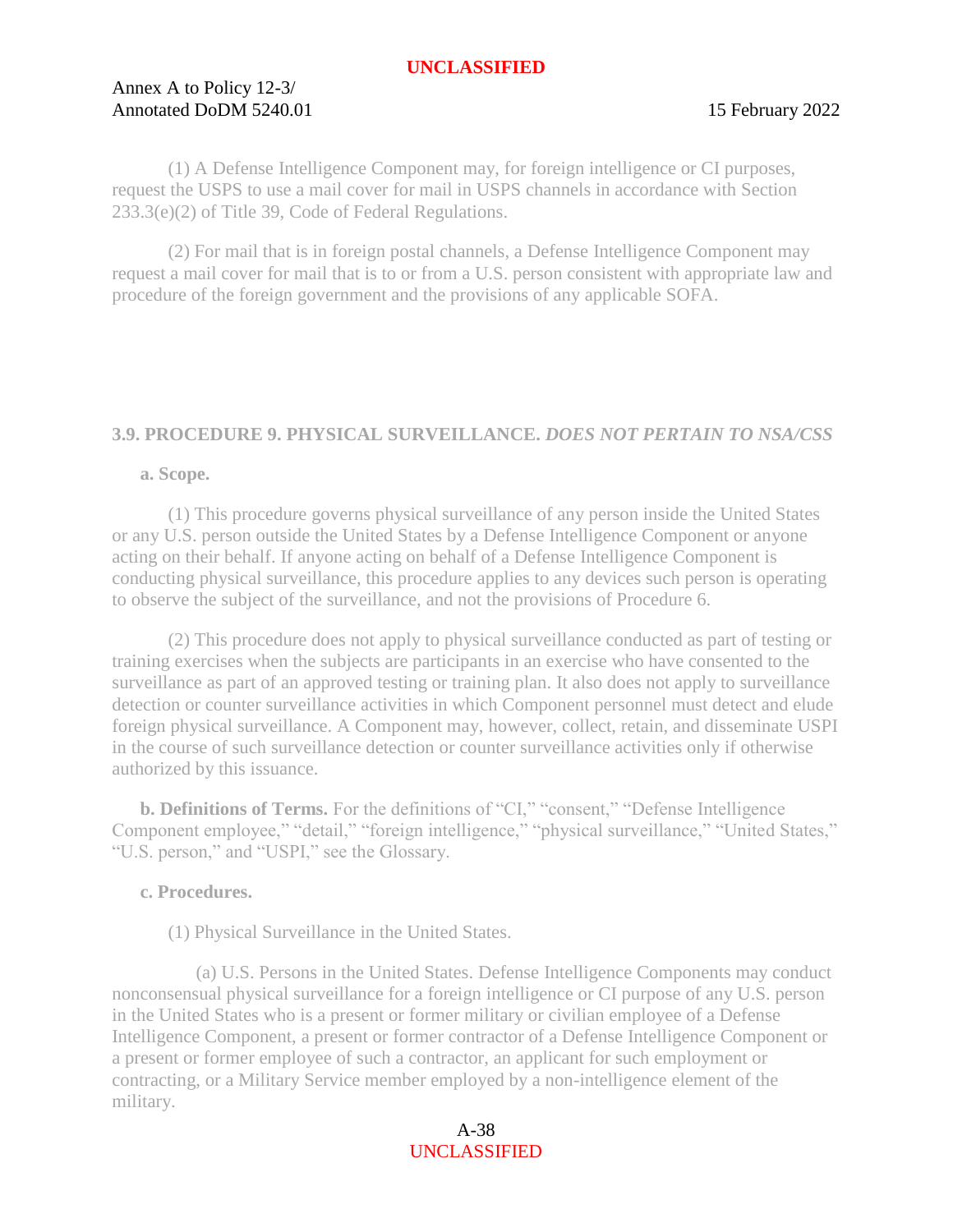(1) A Defense Intelligence Component may, for foreign intelligence or CI purposes, request the USPS to use a mail cover for mail in USPS channels in accordance with Section 233.3(e)(2) of Title 39, Code of Federal Regulations.

(2) For mail that is in foreign postal channels, a Defense Intelligence Component may request a mail cover for mail that is to or from a U.S. person consistent with appropriate law and procedure of the foreign government and the provisions of any applicable SOFA.

## 3.9. PROCEDURE 9. PHYSICAL SURVEILLANCE. *DOES NOT PERTAIN TO NSA/CSS*

**a. Scope.**

(1) This procedure governs physical surveillance of any person inside the United States or any U.S. person outside the United States by a Defense Intelligence Component or anyone acting on their behalf. If anyone acting on behalf of a Defense Intelligence Component is conducting physical surveillance, this procedure applies to any devices such person is operating to observe the subject of the surveillance, and not the provisions of Procedure 6.

(2) This procedure does not apply to physical surveillance conducted as part of testing or training exercises when the subjects are participants in an exercise who have consented to the surveillance as part of an approved testing or training plan. It also does not apply to surveillance detection or counter surveillance activities in which Component personnel must detect and elude foreign physical surveillance. A Component may, however, collect, retain, and disseminate USPI in the course of such surveillance detection or counter surveillance activities only if otherwise authorized by this issuance.

**b. Definitions of Terms.** For the definitions of "CI," "consent," "Defense Intelligence Component employee," "detail," "foreign intelligence," "physical surveillance," "United States," "U.S. person," and "USPI," see the Glossary.

**c. Procedures.**

(1) Physical Surveillance in the United States.

(a) U.S. Persons in the United States. Defense Intelligence Components may conduct nonconsensual physical surveillance for a foreign intelligence or CI purpose of any U.S. person in the United States who is a present or former military or civilian employee of a Defense Intelligence Component, a present or former contractor of a Defense Intelligence Component or a present or former employee of such a contractor, an applicant for such employment or contracting, or a Military Service member employed by a non-intelligence element of the military.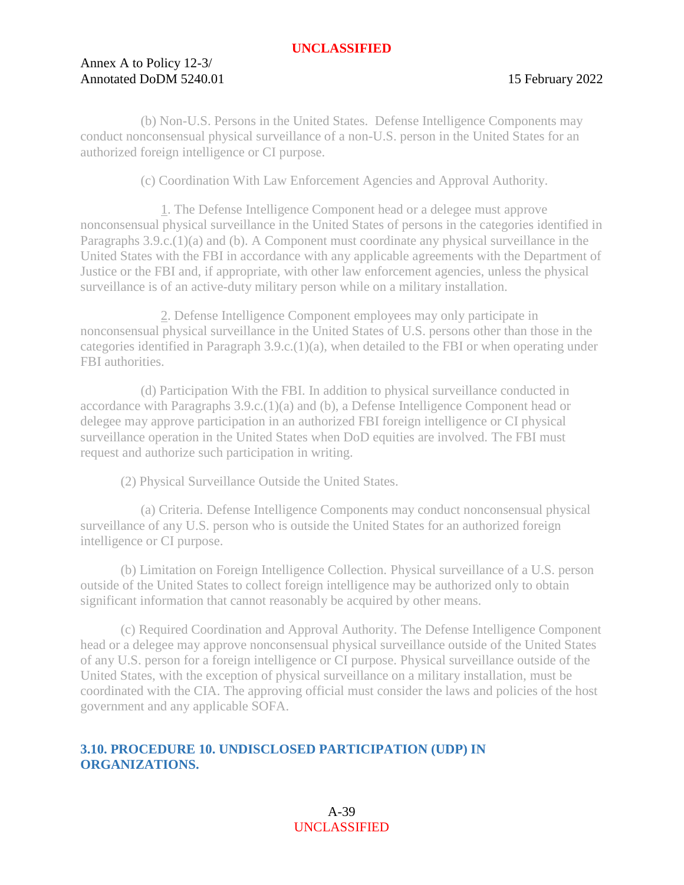(b) Non-U.S. Persons in the United States. Defense Intelligence Components may conduct nonconsensual physical surveillance of a non-U.S. person in the United States for an authorized foreign intelligence or CI purpose.

(c) Coordination With Law Enforcement Agencies and Approval Authority.

1. The Defense Intelligence Component head or a delegee must approve nonconsensual physical surveillance in the United States of persons in the categories identified in Paragraphs 3.9.c.(1)(a) and (b). A Component must coordinate any physical surveillance in the United States with the FBI in accordance with any applicable agreements with the Department of Justice or the FBI and, if appropriate, with other law enforcement agencies, unless the physical surveillance is of an active-duty military person while on a military installation.

2. Defense Intelligence Component employees may only participate in nonconsensual physical surveillance in the United States of U.S. persons other than those in the categories identified in Paragraph 3.9.c.(1)(a), when detailed to the FBI or when operating under FBI authorities.

(d) Participation With the FBI. In addition to physical surveillance conducted in accordance with Paragraphs 3.9.c.(1)(a) and (b), a Defense Intelligence Component head or delegee may approve participation in an authorized FBI foreign intelligence or CI physical surveillance operation in the United States when DoD equities are involved. The FBI must request and authorize such participation in writing.

(2) Physical Surveillance Outside the United States.

(a) Criteria. Defense Intelligence Components may conduct nonconsensual physical surveillance of any U.S. person who is outside the United States for an authorized foreign intelligence or CI purpose.

(b) Limitation on Foreign Intelligence Collection. Physical surveillance of a U.S. person outside of the United States to collect foreign intelligence may be authorized only to obtain significant information that cannot reasonably be acquired by other means.

(c) Required Coordination and Approval Authority. The Defense Intelligence Component head or a delegee may approve nonconsensual physical surveillance outside of the United States of any U.S. person for a foreign intelligence or CI purpose. Physical surveillance outside of the United States, with the exception of physical surveillance on a military installation, must be coordinated with the CIA. The approving official must consider the laws and policies of the host government and any applicable SOFA.

## 3.10. PROCEDURE 10. UNDISCLOSED PARTICIPATION (UDP) IN ORGANIZATIONS.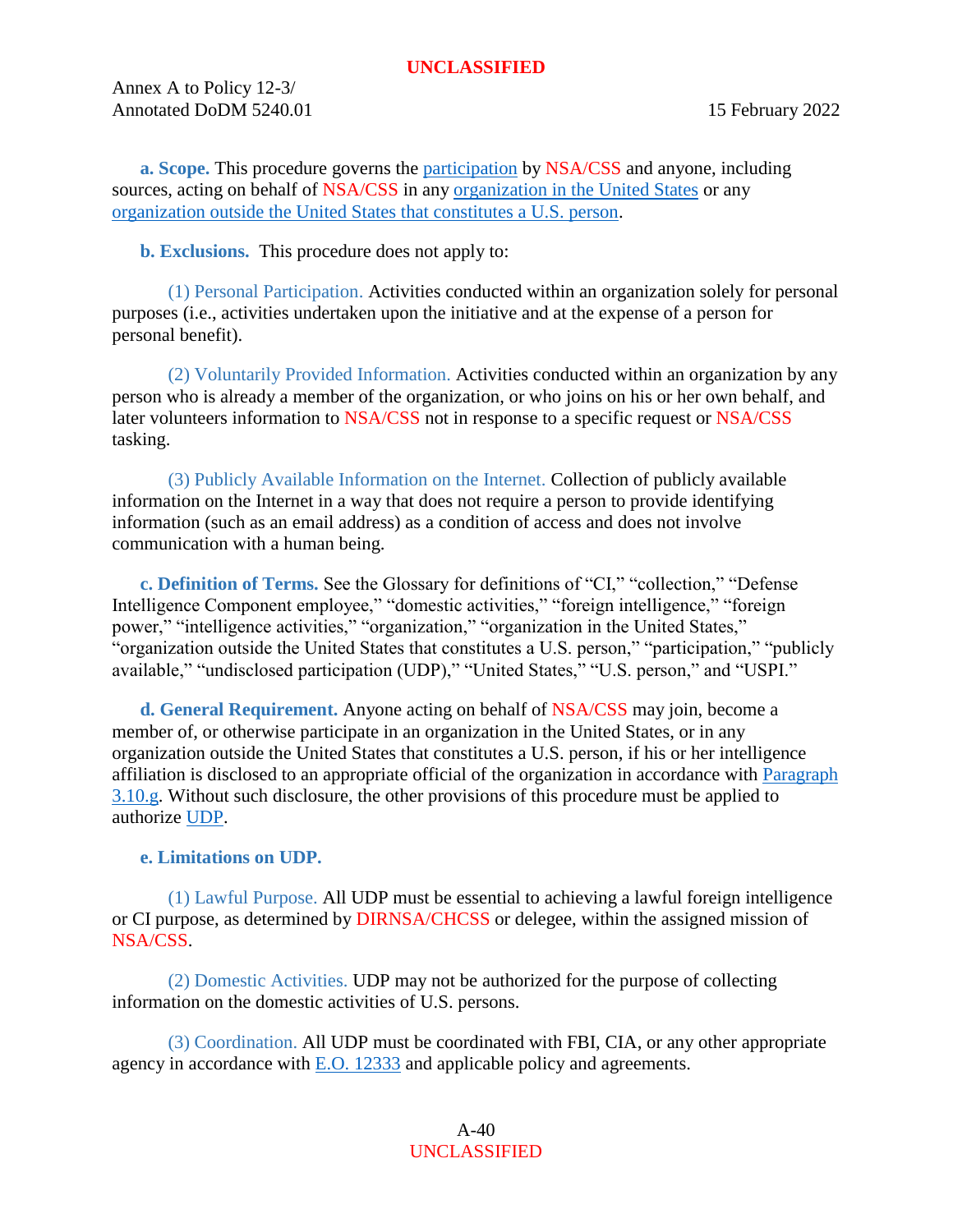**a. Scope.** This procedure governs the participation by NSA/CSS and anyone, including sources, acting on behalf of NSA/CSS in any organization in the United States or any organization outside the United States that constitutes a U.S. person.

**b. Exclusions.** This procedure does not apply to:

(1) Personal Participation. Activities conducted within an organization solely for personal purposes (i.e., activities undertaken upon the initiative and at the expense of a person for personal benefit).

(2) Voluntarily Provided Information. Activities conducted within an organization by any person who is already a member of the organization, or who joins on his or her own behalf, and later volunteers information to NSA/CSS not in response to a specific request or NSA/CSS tasking.

(3) Publicly Available Information on the Internet. Collection of publicly available information on the Internet in a way that does not require a person to provide identifying information (such as an email address) as a condition of access and does not involve communication with a human being.

**c. Definition of Terms.** See the Glossary for definitions of "CI," "collection," "Defense Intelligence Component employee," "domestic activities," "foreign intelligence," "foreign power," "intelligence activities," "organization," "organization in the United States," "organization outside the United States that constitutes a U.S. person," "participation," "publicly available," "undisclosed participation (UDP)," "United States," "U.S. person," and "USPI."

**d. General Requirement.** Anyone acting on behalf of NSA/CSS may join, become a member of, or otherwise participate in an organization in the United States, or in any organization outside the United States that constitutes a U.S. person, if his or her intelligence affiliation is disclosed to an appropriate official of the organization in accordance with Paragraph 3.10.g. Without such disclosure, the other provisions of this procedure must be applied to authorize UDP.

**e. Limitations on UDP.**

(1) Lawful Purpose. All UDP must be essential to achieving a lawful foreign intelligence or CI purpose, as determined by DIRNSA/CHCSS or delegee, within the assigned mission of NSA/CSS.

(2) Domestic Activities. UDP may not be authorized for the purpose of collecting information on the domestic activities of U.S. persons.

(3) Coordination. All UDP must be coordinated with FBI, CIA, or any other appropriate agency in accordance with E.O. 12333 and applicable policy and agreements.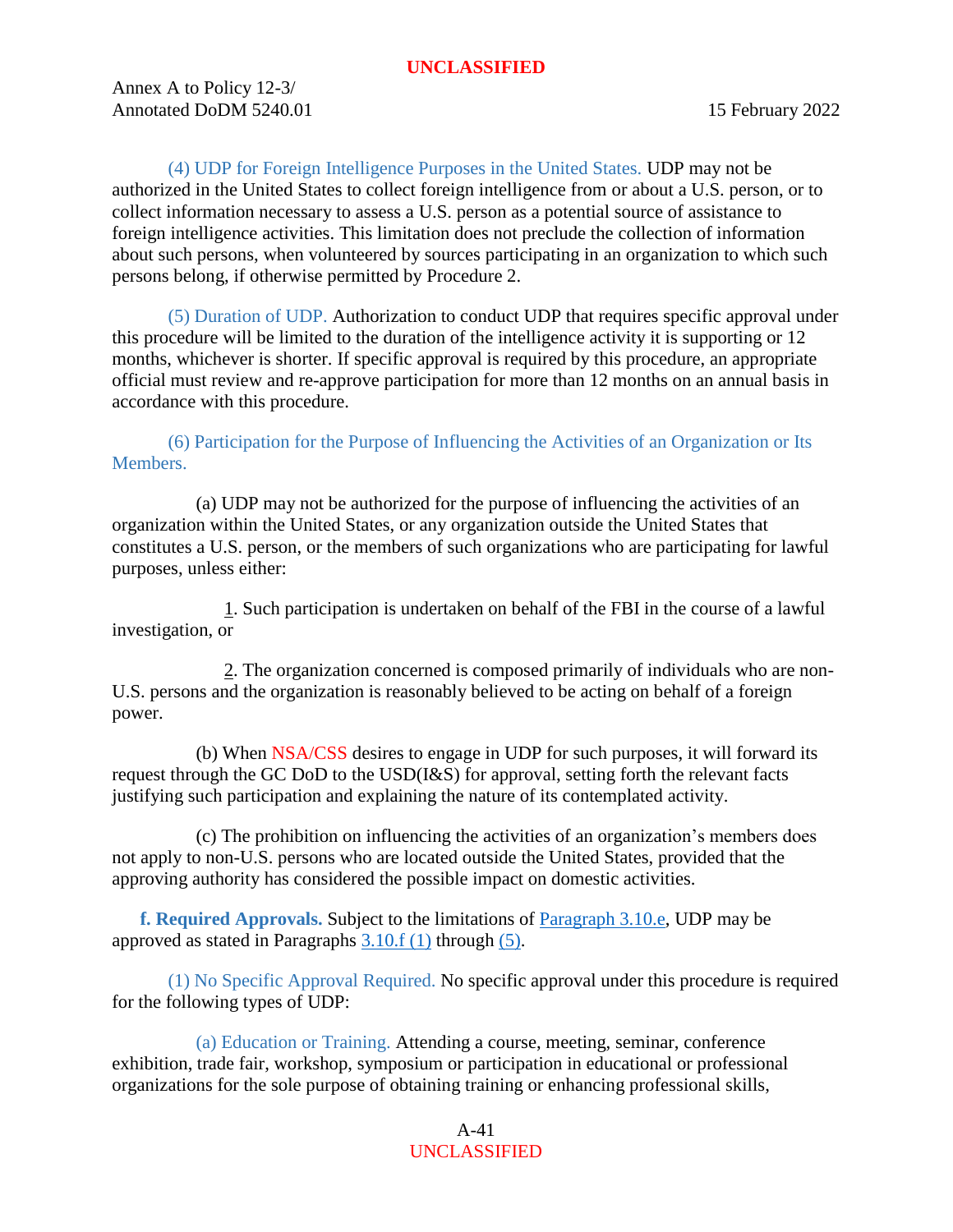(4) UDP for Foreign Intelligence Purposes in the United States. UDP may not be authorized in the United States to collect foreign intelligence from or about a U.S. person, or to collect information necessary to assess a U.S. person as a potential source of assistance to foreign intelligence activities. This limitation does not preclude the collection of information about such persons, when volunteered by sources participating in an organization to which such persons belong, if otherwise permitted by Procedure 2.

(5) Duration of UDP. Authorization to conduct UDP that requires specific approval under this procedure will be limited to the duration of the intelligence activity it is supporting or 12 months, whichever is shorter. If specific approval is required by this procedure, an appropriate official must review and re-approve participation for more than 12 months on an annual basis in accordance with this procedure.

(6) Participation for the Purpose of Influencing the Activities of an Organization or Its Members.

(a) UDP may not be authorized for the purpose of influencing the activities of an organization within the United States, or any organization outside the United States that constitutes a U.S. person, or the members of such organizations who are participating for lawful purposes, unless either:

1. Such participation is undertaken on behalf of the FBI in the course of a lawful investigation, or

2. The organization concerned is composed primarily of individuals who are non-U.S. persons and the organization is reasonably believed to be acting on behalf of a foreign power.

(b) When NSA/CSS desires to engage in UDP for such purposes, it will forward its request through the GC DoD to the USD(I&S) for approval, setting forth the relevant facts justifying such participation and explaining the nature of its contemplated activity.

(c) The prohibition on influencing the activities of an organization's members does not apply to non-U.S. persons who are located outside the United States, provided that the approving authority has considered the possible impact on domestic activities.

**f. Required Approvals.** Subject to the limitations of Paragraph 3.10.e, UDP may be approved as stated in Paragraphs 3.10.f (1) through (5).

(1) No Specific Approval Required. No specific approval under this procedure is required for the following types of UDP:

(a) Education or Training. Attending a course, meeting, seminar, conference exhibition, trade fair, workshop, symposium or participation in educational or professional organizations for the sole purpose of obtaining training or enhancing professional skills,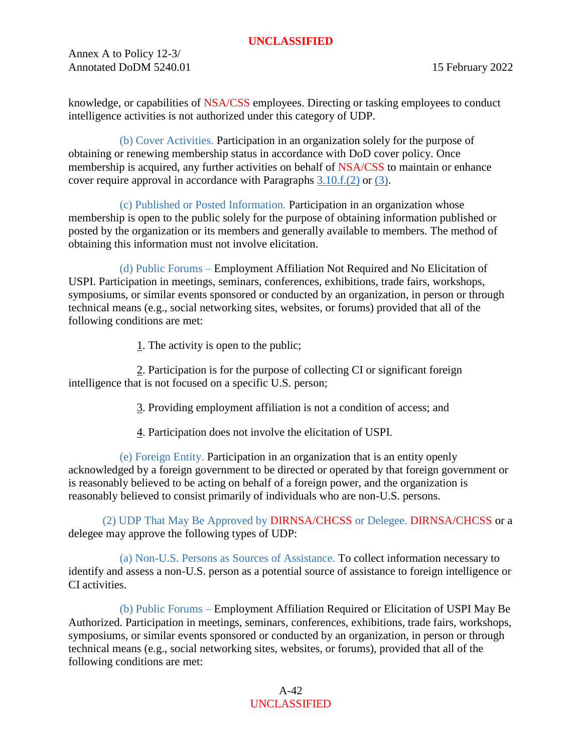knowledge, or capabilities of NSA/CSS employees. Directing or tasking employees to conduct intelligence activities is not authorized under this category of UDP.

(b) Cover Activities. Participation in an organization solely for the purpose of obtaining or renewing membership status in accordance with DoD cover policy. Once membership is acquired, any further activities on behalf of NSA/CSS to maintain or enhance cover require approval in accordance with Paragraphs 3.10.f.(2) or (3).

(c) Published or Posted Information. Participation in an organization whose membership is open to the public solely for the purpose of obtaining information published or posted by the organization or its members and generally available to members. The method of obtaining this information must not involve elicitation.

(d) Public Forums – Employment Affiliation Not Required and No Elicitation of USPI. Participation in meetings, seminars, conferences, exhibitions, trade fairs, workshops, symposiums, or similar events sponsored or conducted by an organization, in person or through technical means (e.g., social networking sites, websites, or forums) provided that all of the following conditions are met:

1. The activity is open to the public;

2. Participation is for the purpose of collecting CI or significant foreign intelligence that is not focused on a specific U.S. person;

3. Providing employment affiliation is not a condition of access; and

4. Participation does not involve the elicitation of USPI.

(e) Foreign Entity. Participation in an organization that is an entity openly acknowledged by a foreign government to be directed or operated by that foreign government or is reasonably believed to be acting on behalf of a foreign power, and the organization is reasonably believed to consist primarily of individuals who are non-U.S. persons.

(2) UDP That May Be Approved by DIRNSA/CHCSS or Delegee. DIRNSA/CHCSS or a delegee may approve the following types of UDP:

(a) Non-U.S. Persons as Sources of Assistance. To collect information necessary to identify and assess a non-U.S. person as a potential source of assistance to foreign intelligence or CI activities.

(b) Public Forums – Employment Affiliation Required or Elicitation of USPI May Be Authorized. Participation in meetings, seminars, conferences, exhibitions, trade fairs, workshops, symposiums, or similar events sponsored or conducted by an organization, in person or through technical means (e.g., social networking sites, websites, or forums), provided that all of the following conditions are met: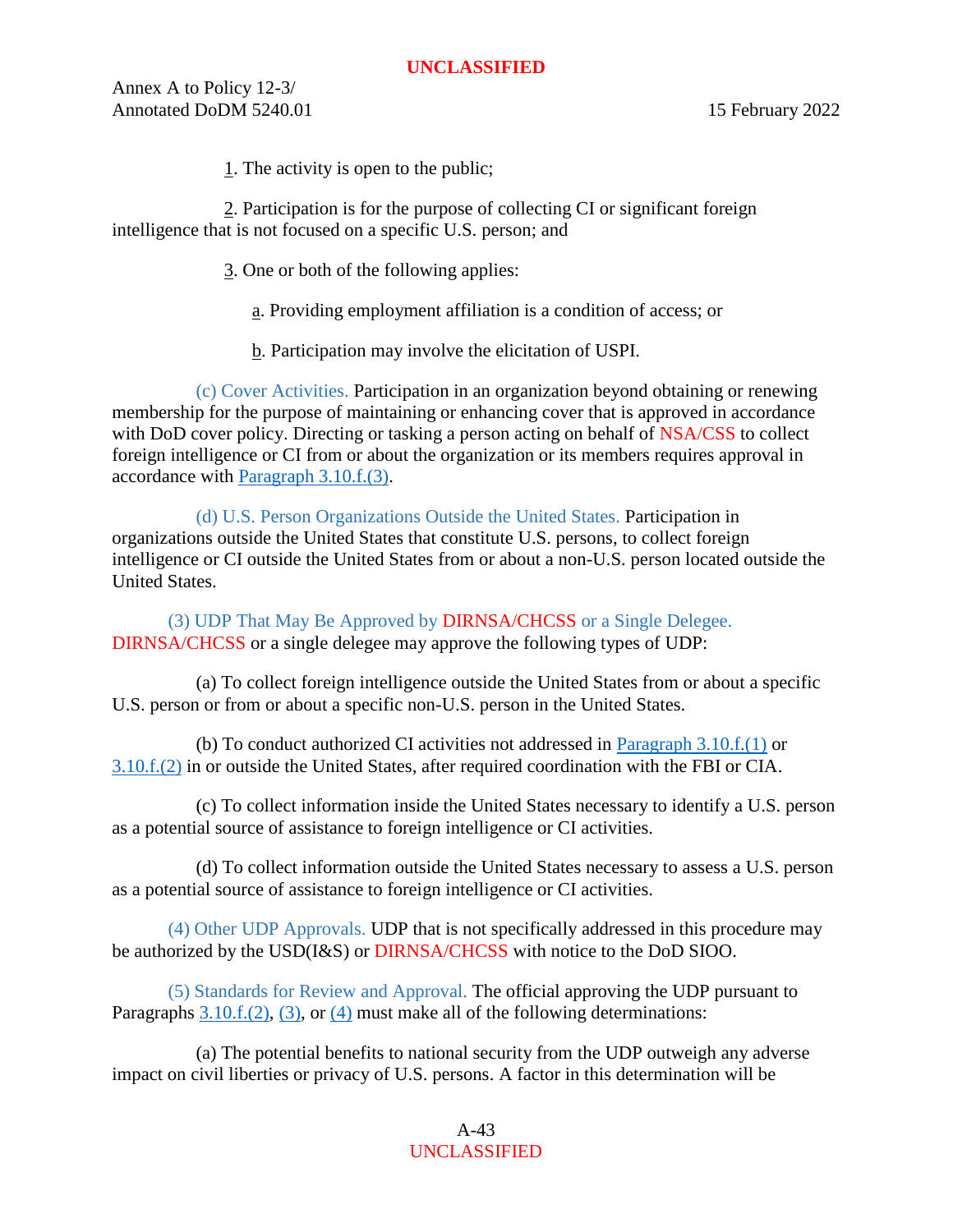1. The activity is open to the public;

2. Participation is for the purpose of collecting CI or significant foreign intelligence that is not focused on a specific U.S. person; and

3. One or both of the following applies:

a. Providing employment affiliation is a condition of access; or

b. Participation may involve the elicitation of USPI.

(c) Cover Activities. Participation in an organization beyond obtaining or renewing membership for the purpose of maintaining or enhancing cover that is approved in accordance with DoD cover policy. Directing or tasking a person acting on behalf of NSA/CSS to collect foreign intelligence or CI from or about the organization or its members requires approval in accordance with Paragraph 3.10.f.(3).

(d) U.S. Person Organizations Outside the United States. Participation in organizations outside the United States that constitute U.S. persons, to collect foreign intelligence or CI outside the United States from or about a non-U.S. person located outside the United States.

(3) UDP That May Be Approved by DIRNSA/CHCSS or a Single Delegee. DIRNSA/CHCSS or a single delegee may approve the following types of UDP:

(a) To collect foreign intelligence outside the United States from or about a specific U.S. person or from or about a specific non-U.S. person in the United States.

(b) To conduct authorized CI activities not addressed in Paragraph 3.10.f.(1) or 3.10.f.(2) in or outside the United States, after required coordination with the FBI or CIA.

(c) To collect information inside the United States necessary to identify a U.S. person as a potential source of assistance to foreign intelligence or CI activities.

(d) To collect information outside the United States necessary to assess a U.S. person as a potential source of assistance to foreign intelligence or CI activities.

(4) Other UDP Approvals. UDP that is not specifically addressed in this procedure may be authorized by the USD(I&S) or DIRNSA/CHCSS with notice to the DoD SIOO.

(5) Standards for Review and Approval. The official approving the UDP pursuant to Paragraphs 3.10.f.(2), (3), or (4) must make all of the following determinations:

(a) The potential benefits to national security from the UDP outweigh any adverse impact on civil liberties or privacy of U.S. persons. A factor in this determination will be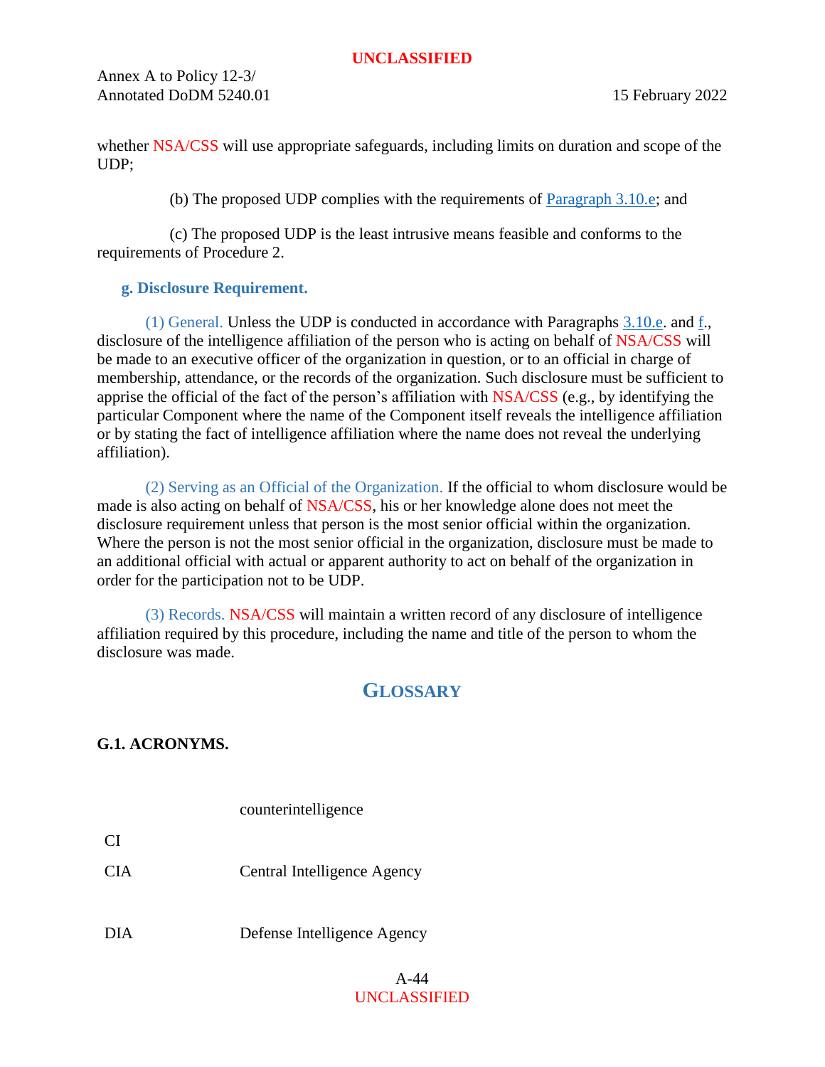whether NSA/CSS will use appropriate safeguards, including limits on duration and scope of the UDP;

(b) The proposed UDP complies with the requirements of Paragraph 3.10.e; and

(c) The proposed UDP is the least intrusive means feasible and conforms to the requirements of Procedure 2.

**g. Disclosure Requirement.**

(1) General. Unless the UDP is conducted in accordance with Paragraphs 3.10.e. and f., disclosure of the intelligence affiliation of the person who is acting on behalf of NSA/CSS will be made to an executive officer of the organization in question, or to an official in charge of membership, attendance, or the records of the organization. Such disclosure must be sufficient to apprise the official of the fact of the person's affiliation with NSA/CSS (e.g., by identifying the particular Component where the name of the Component itself reveals the intelligence affiliation or by stating the fact of intelligence affiliation where the name does not reveal the underlying affiliation).

(2) Serving as an Official of the Organization. If the official to whom disclosure would be made is also acting on behalf of NSA/CSS, his or her knowledge alone does not meet the disclosure requirement unless that person is the most senior official within the organization. Where the person is not the most senior official in the organization, disclosure must be made to an additional official with actual or apparent authority to act on behalf of the organization in order for the participation not to be UDP.

(3) Records. NSA/CSS will maintain a written record of any disclosure of intelligence affiliation required by this procedure, including the name and title of the person to whom the disclosure was made.

## GLOSSARY

### G.1. ACRONYMS.

| | |
|---|---|
| CI | counterintelligence |
| CIA | Central Intelligence Agency |
| DIA | Defense Intelligence Agency |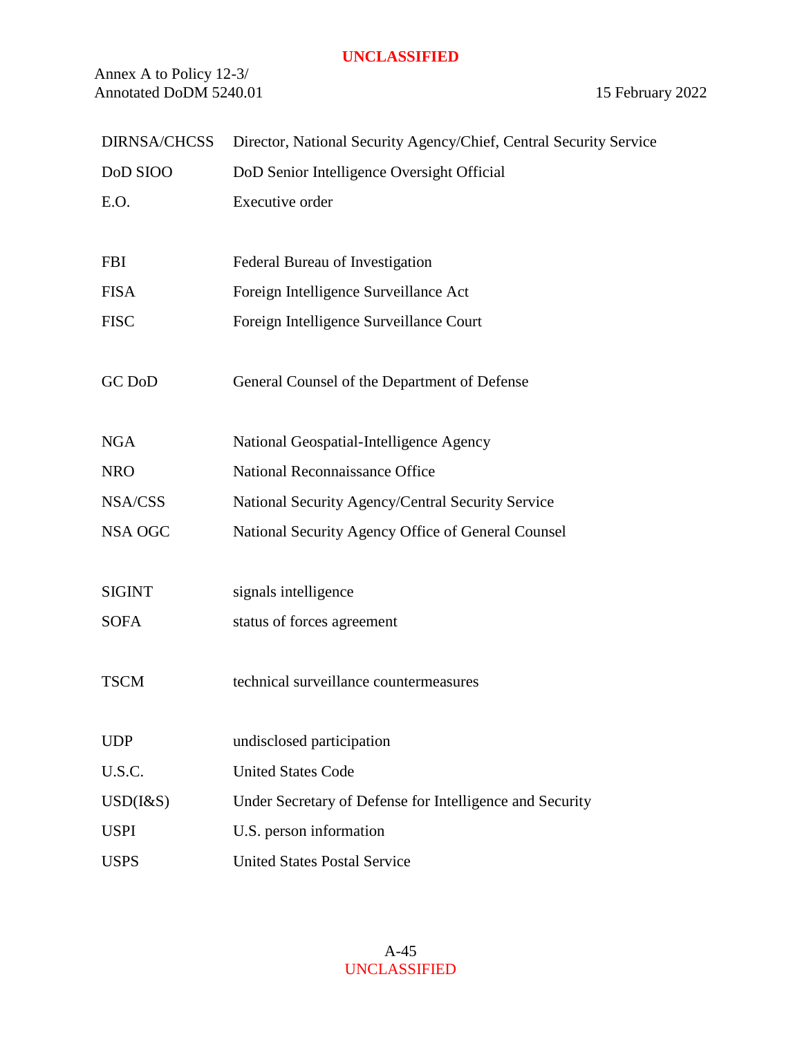| | |
|---|---|
| DIRNSA/CHCSS | Director, National Security Agency/Chief, Central Security Service |
| DoD SIOO | DoD Senior Intelligence Oversight Official |
| E.O. | Executive order |
| FBI | Federal Bureau of Investigation |
| FISA | Foreign Intelligence Surveillance Act |
| FISC | Foreign Intelligence Surveillance Court |
| GC DoD | General Counsel of the Department of Defense |
| NGA | National Geospatial-Intelligence Agency |
| NRO | National Reconnaissance Office |
| NSA/CSS | National Security Agency/Central Security Service |
| NSA OGC | National Security Agency Office of General Counsel |
| SIGINT | signals intelligence |
| SOFA | status of forces agreement |
| TSCM | technical surveillance countermeasures |
| UDP | undisclosed participation |
| U.S.C. | United States Code |
| USD(I&S) | Under Secretary of Defense for Intelligence and Security |
| USPI | U.S. person information |
| USPS | United States Postal Service |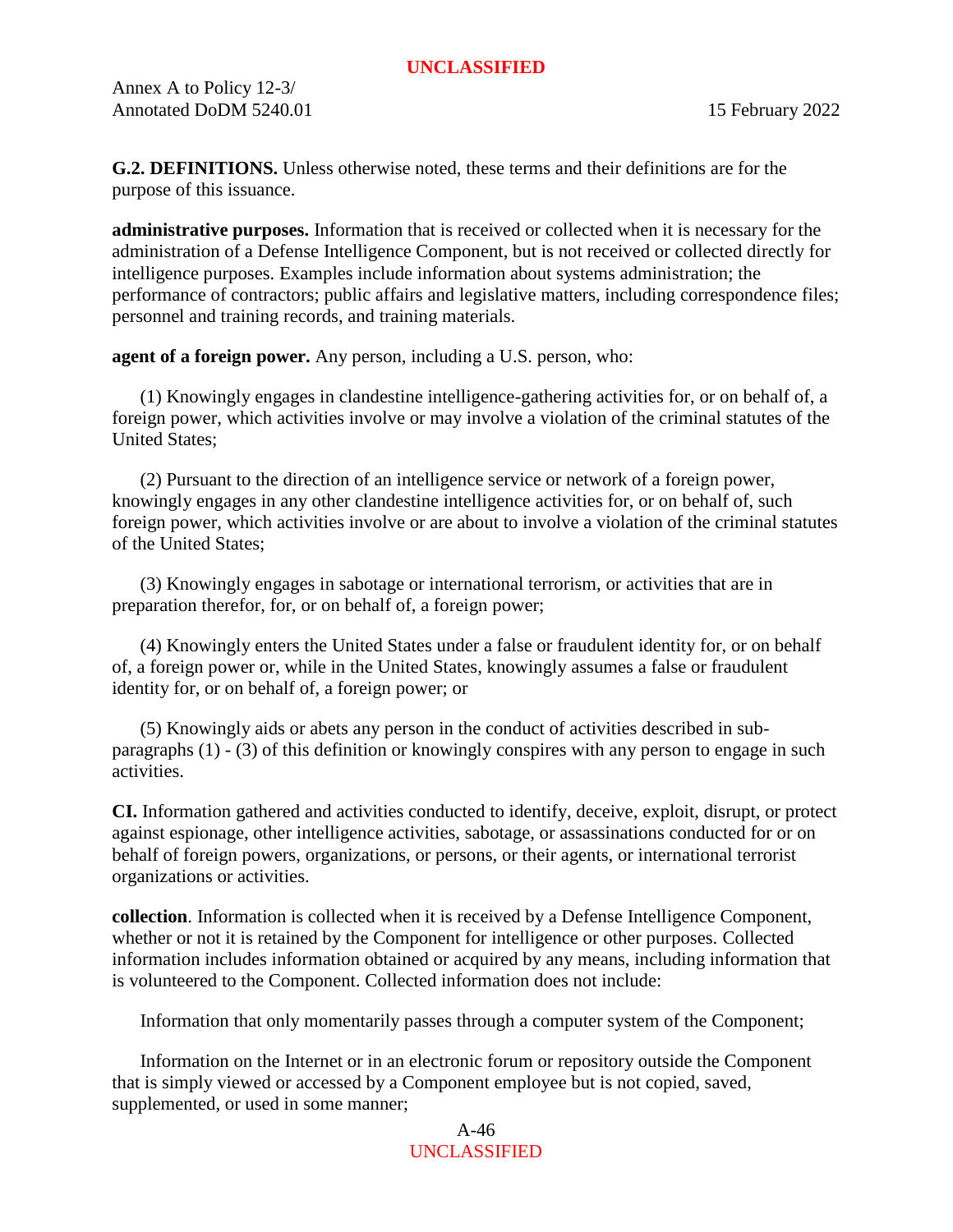**G.2. DEFINITIONS.** Unless otherwise noted, these terms and their definitions are for the purpose of this issuance.

**administrative purposes.** Information that is received or collected when it is necessary for the administration of a Defense Intelligence Component, but is not received or collected directly for intelligence purposes. Examples include information about systems administration; the performance of contractors; public affairs and legislative matters, including correspondence files; personnel and training records, and training materials.

**agent of a foreign power.** Any person, including a U.S. person, who:

(1) Knowingly engages in clandestine intelligence-gathering activities for, or on behalf of, a foreign power, which activities involve or may involve a violation of the criminal statutes of the United States;

(2) Pursuant to the direction of an intelligence service or network of a foreign power, knowingly engages in any other clandestine intelligence activities for, or on behalf of, such foreign power, which activities involve or are about to involve a violation of the criminal statutes of the United States;

(3) Knowingly engages in sabotage or international terrorism, or activities that are in preparation therefor, for, or on behalf of, a foreign power;

(4) Knowingly enters the United States under a false or fraudulent identity for, or on behalf of, a foreign power or, while in the United States, knowingly assumes a false or fraudulent identity for, or on behalf of, a foreign power; or

(5) Knowingly aids or abets any person in the conduct of activities described in sub-paragraphs (1) - (3) of this definition or knowingly conspires with any person to engage in such activities.

**CI.** Information gathered and activities conducted to identify, deceive, exploit, disrupt, or protect against espionage, other intelligence activities, sabotage, or assassinations conducted for or on behalf of foreign powers, organizations, or persons, or their agents, or international terrorist organizations or activities.

**collection**. Information is collected when it is received by a Defense Intelligence Component, whether or not it is retained by the Component for intelligence or other purposes. Collected information includes information obtained or acquired by any means, including information that is volunteered to the Component. Collected information does not include:

Information that only momentarily passes through a computer system of the Component;

Information on the Internet or in an electronic forum or repository outside the Component that is simply viewed or accessed by a Component employee but is not copied, saved, supplemented, or used in some manner;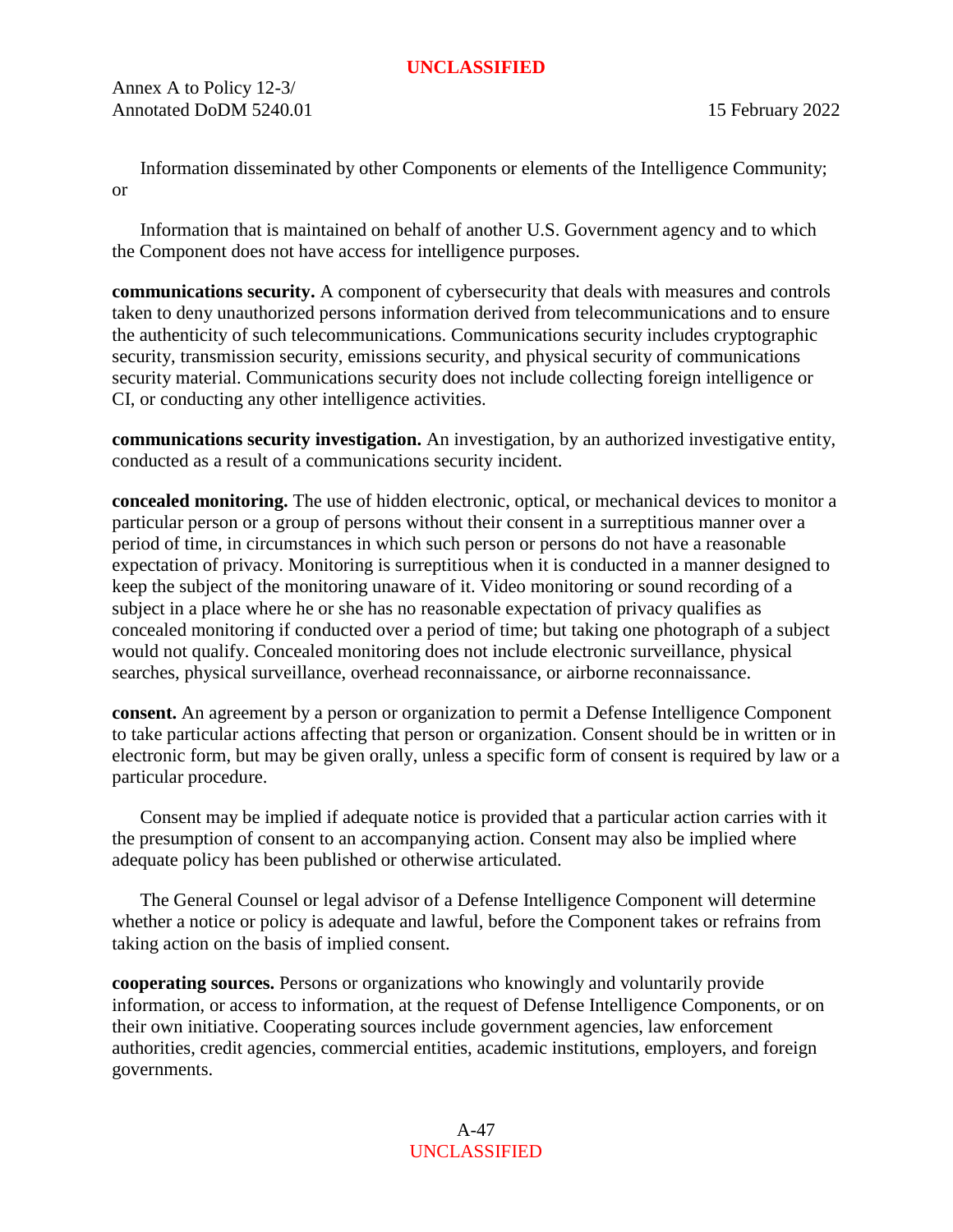Information disseminated by other Components or elements of the Intelligence Community; or

Information that is maintained on behalf of another U.S. Government agency and to which the Component does not have access for intelligence purposes.

**communications security.** A component of cybersecurity that deals with measures and controls taken to deny unauthorized persons information derived from telecommunications and to ensure the authenticity of such telecommunications. Communications security includes cryptographic security, transmission security, emissions security, and physical security of communications security material. Communications security does not include collecting foreign intelligence or CI, or conducting any other intelligence activities.

**communications security investigation.** An investigation, by an authorized investigative entity, conducted as a result of a communications security incident.

**concealed monitoring.** The use of hidden electronic, optical, or mechanical devices to monitor a particular person or a group of persons without their consent in a surreptitious manner over a period of time, in circumstances in which such person or persons do not have a reasonable expectation of privacy. Monitoring is surreptitious when it is conducted in a manner designed to keep the subject of the monitoring unaware of it. Video monitoring or sound recording of a subject in a place where he or she has no reasonable expectation of privacy qualifies as concealed monitoring if conducted over a period of time; but taking one photograph of a subject would not qualify. Concealed monitoring does not include electronic surveillance, physical searches, physical surveillance, overhead reconnaissance, or airborne reconnaissance.

**consent.** An agreement by a person or organization to permit a Defense Intelligence Component to take particular actions affecting that person or organization. Consent should be in written or in electronic form, but may be given orally, unless a specific form of consent is required by law or a particular procedure.

Consent may be implied if adequate notice is provided that a particular action carries with it the presumption of consent to an accompanying action. Consent may also be implied where adequate policy has been published or otherwise articulated.

The General Counsel or legal advisor of a Defense Intelligence Component will determine whether a notice or policy is adequate and lawful, before the Component takes or refrains from taking action on the basis of implied consent.

**cooperating sources.** Persons or organizations who knowingly and voluntarily provide information, or access to information, at the request of Defense Intelligence Components, or on their own initiative. Cooperating sources include government agencies, law enforcement authorities, credit agencies, commercial entities, academic institutions, employers, and foreign governments.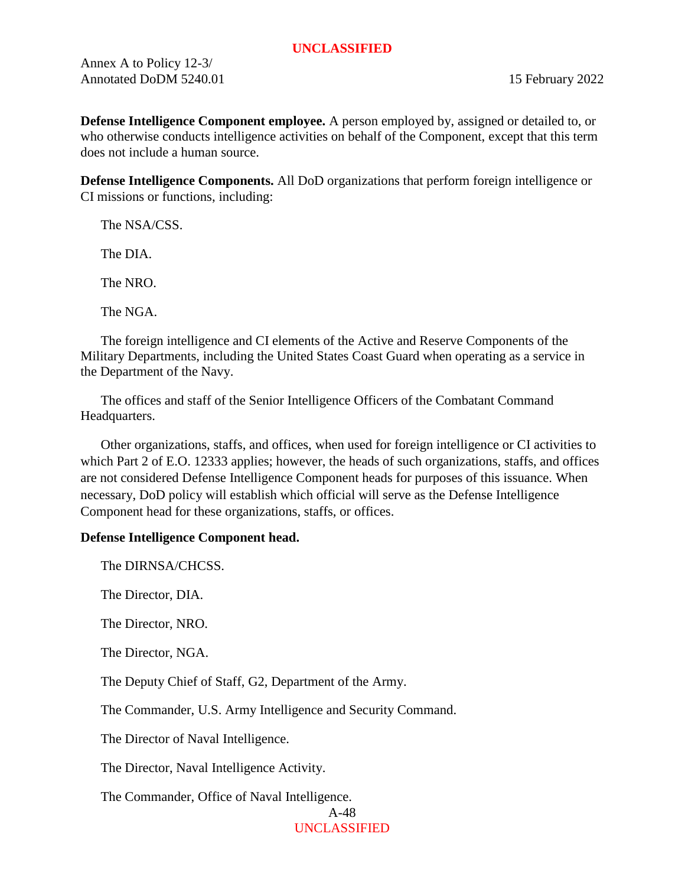**Defense Intelligence Component employee.** A person employed by, assigned or detailed to, or who otherwise conducts intelligence activities on behalf of the Component, except that this term does not include a human source.

**Defense Intelligence Components.** All DoD organizations that perform foreign intelligence or CI missions or functions, including:

The NSA/CSS.

The DIA.

The NRO.

The NGA.

The foreign intelligence and CI elements of the Active and Reserve Components of the Military Departments, including the United States Coast Guard when operating as a service in the Department of the Navy.

The offices and staff of the Senior Intelligence Officers of the Combatant Command Headquarters.

Other organizations, staffs, and offices, when used for foreign intelligence or CI activities to which Part 2 of E.O. 12333 applies; however, the heads of such organizations, staffs, and offices are not considered Defense Intelligence Component heads for purposes of this issuance. When necessary, DoD policy will establish which official will serve as the Defense Intelligence Component head for these organizations, staffs, or offices.

**Defense Intelligence Component head.**

The DIRNSA/CHCSS.

The Director, DIA.

The Director, NRO.

The Director, NGA.

The Deputy Chief of Staff, G2, Department of the Army.

The Commander, U.S. Army Intelligence and Security Command.

The Director of Naval Intelligence.

The Director, Naval Intelligence Activity.

The Commander, Office of Naval Intelligence.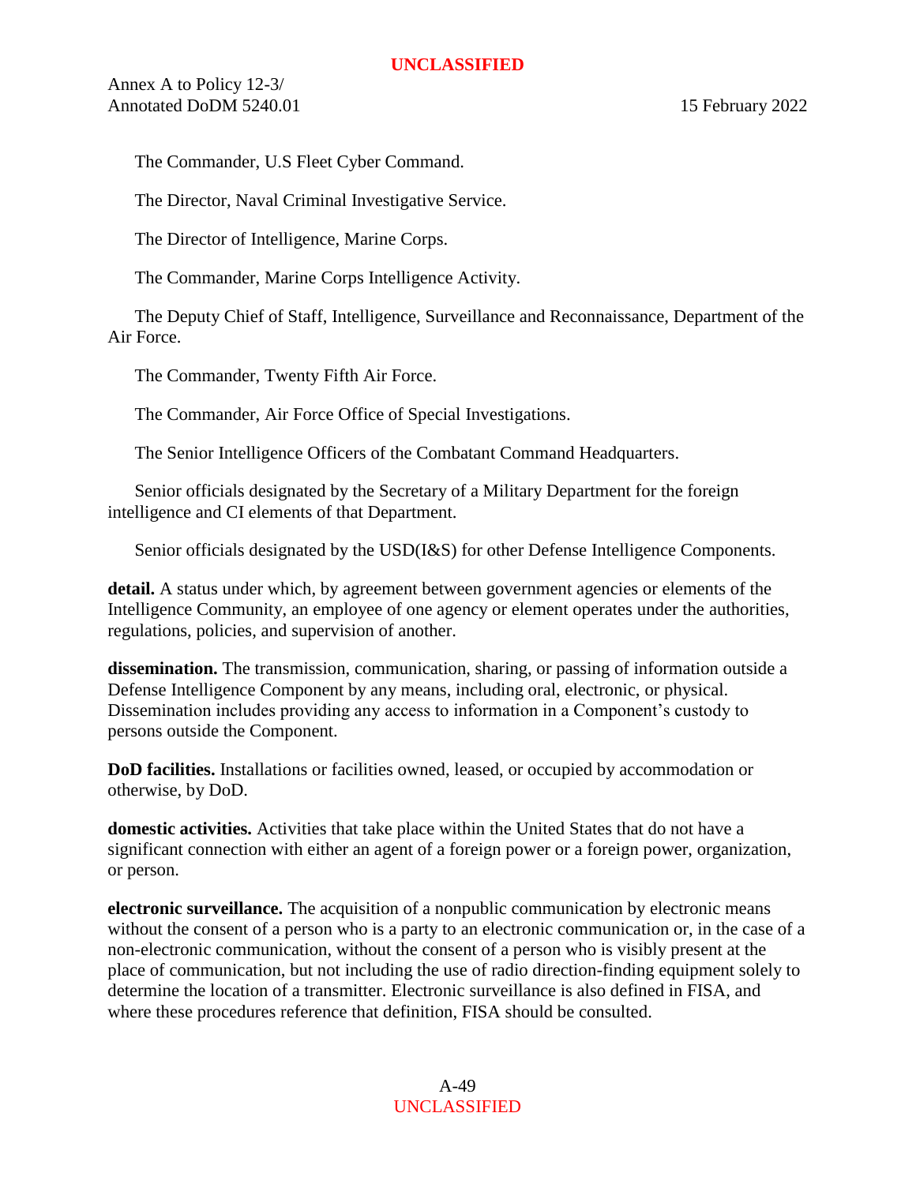The Commander, U.S Fleet Cyber Command.

The Director, Naval Criminal Investigative Service.

The Director of Intelligence, Marine Corps.

The Commander, Marine Corps Intelligence Activity.

The Deputy Chief of Staff, Intelligence, Surveillance and Reconnaissance, Department of the Air Force.

The Commander, Twenty Fifth Air Force.

The Commander, Air Force Office of Special Investigations.

The Senior Intelligence Officers of the Combatant Command Headquarters.

Senior officials designated by the Secretary of a Military Department for the foreign intelligence and CI elements of that Department.

Senior officials designated by the USD(I&S) for other Defense Intelligence Components.

**detail.** A status under which, by agreement between government agencies or elements of the Intelligence Community, an employee of one agency or element operates under the authorities, regulations, policies, and supervision of another.

**dissemination.** The transmission, communication, sharing, or passing of information outside a Defense Intelligence Component by any means, including oral, electronic, or physical. Dissemination includes providing any access to information in a Component's custody to persons outside the Component.

**DoD facilities.** Installations or facilities owned, leased, or occupied by accommodation or otherwise, by DoD.

**domestic activities.** Activities that take place within the United States that do not have a significant connection with either an agent of a foreign power or a foreign power, organization, or person.

**electronic surveillance.** The acquisition of a nonpublic communication by electronic means without the consent of a person who is a party to an electronic communication or, in the case of a non-electronic communication, without the consent of a person who is visibly present at the place of communication, but not including the use of radio direction-finding equipment solely to determine the location of a transmitter. Electronic surveillance is also defined in FISA, and where these procedures reference that definition, FISA should be consulted.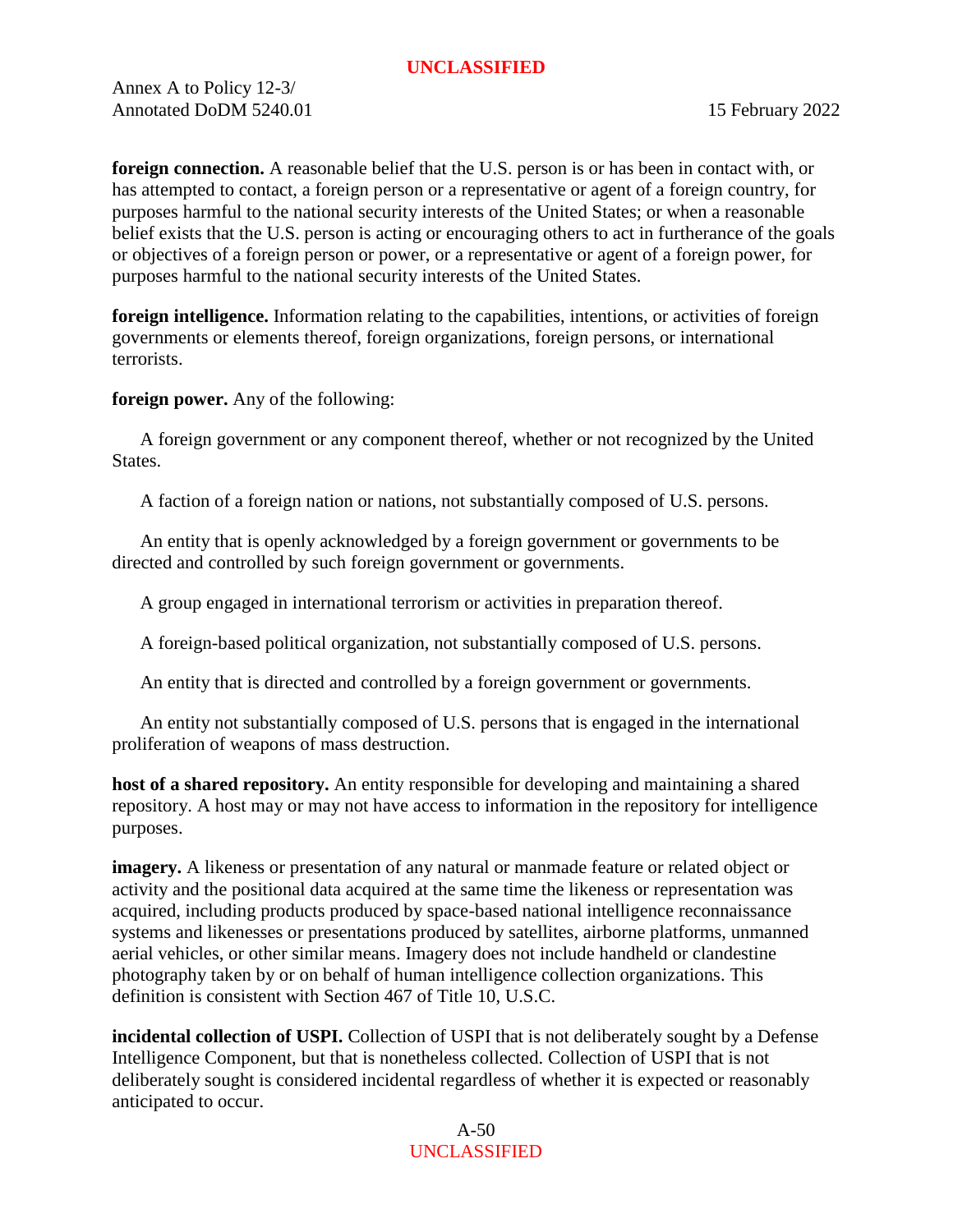**foreign connection.** A reasonable belief that the U.S. person is or has been in contact with, or has attempted to contact, a foreign person or a representative or agent of a foreign country, for purposes harmful to the national security interests of the United States; or when a reasonable belief exists that the U.S. person is acting or encouraging others to act in furtherance of the goals or objectives of a foreign person or power, or a representative or agent of a foreign power, for purposes harmful to the national security interests of the United States.

**foreign intelligence.** Information relating to the capabilities, intentions, or activities of foreign governments or elements thereof, foreign organizations, foreign persons, or international terrorists.

**foreign power.** Any of the following:

A foreign government or any component thereof, whether or not recognized by the United States.

A faction of a foreign nation or nations, not substantially composed of U.S. persons.

An entity that is openly acknowledged by a foreign government or governments to be directed and controlled by such foreign government or governments.

A group engaged in international terrorism or activities in preparation thereof.

A foreign-based political organization, not substantially composed of U.S. persons.

An entity that is directed and controlled by a foreign government or governments.

An entity not substantially composed of U.S. persons that is engaged in the international proliferation of weapons of mass destruction.

**host of a shared repository.** An entity responsible for developing and maintaining a shared repository. A host may or may not have access to information in the repository for intelligence purposes.

**imagery.** A likeness or presentation of any natural or manmade feature or related object or activity and the positional data acquired at the same time the likeness or representation was acquired, including products produced by space-based national intelligence reconnaissance systems and likenesses or presentations produced by satellites, airborne platforms, unmanned aerial vehicles, or other similar means. Imagery does not include handheld or clandestine photography taken by or on behalf of human intelligence collection organizations. This definition is consistent with Section 467 of Title 10, U.S.C.

**incidental collection of USPI.** Collection of USPI that is not deliberately sought by a Defense Intelligence Component, but that is nonetheless collected. Collection of USPI that is not deliberately sought is considered incidental regardless of whether it is expected or reasonably anticipated to occur.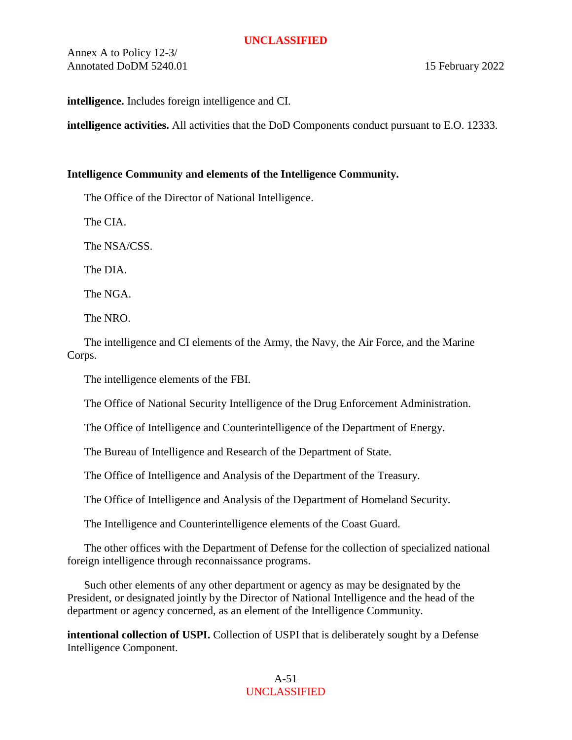**intelligence.** Includes foreign intelligence and CI.

**intelligence activities.** All activities that the DoD Components conduct pursuant to E.O. 12333.

**Intelligence Community and elements of the Intelligence Community.**

The Office of the Director of National Intelligence.

The CIA.

The NSA/CSS.

The DIA.

The NGA.

The NRO.

The intelligence and CI elements of the Army, the Navy, the Air Force, and the Marine Corps.

The intelligence elements of the FBI.

The Office of National Security Intelligence of the Drug Enforcement Administration.

The Office of Intelligence and Counterintelligence of the Department of Energy.

The Bureau of Intelligence and Research of the Department of State.

The Office of Intelligence and Analysis of the Department of the Treasury.

The Office of Intelligence and Analysis of the Department of Homeland Security.

The Intelligence and Counterintelligence elements of the Coast Guard.

The other offices with the Department of Defense for the collection of specialized national foreign intelligence through reconnaissance programs.

Such other elements of any other department or agency as may be designated by the President, or designated jointly by the Director of National Intelligence and the head of the department or agency concerned, as an element of the Intelligence Community.

**intentional collection of USPI.** Collection of USPI that is deliberately sought by a Defense Intelligence Component.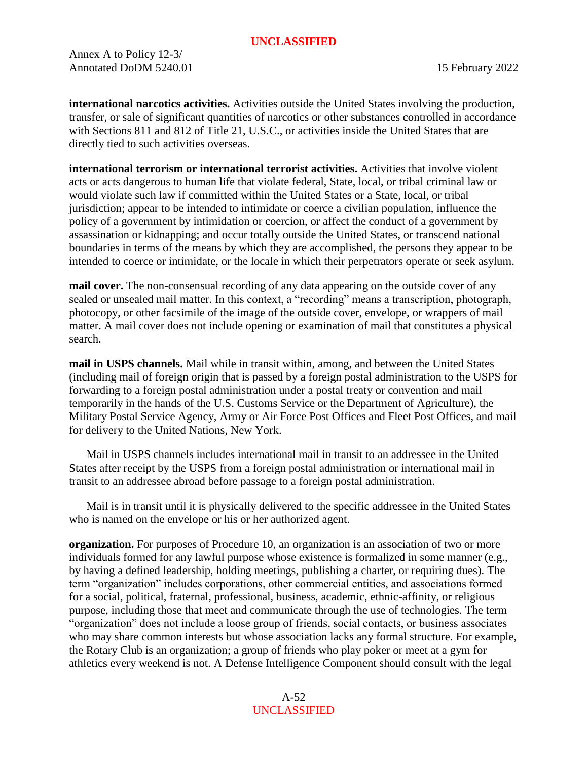**international narcotics activities.** Activities outside the United States involving the production, transfer, or sale of significant quantities of narcotics or other substances controlled in accordance with Sections 811 and 812 of Title 21, U.S.C., or activities inside the United States that are directly tied to such activities overseas.

**international terrorism or international terrorist activities.** Activities that involve violent acts or acts dangerous to human life that violate federal, State, local, or tribal criminal law or would violate such law if committed within the United States or a State, local, or tribal jurisdiction; appear to be intended to intimidate or coerce a civilian population, influence the policy of a government by intimidation or coercion, or affect the conduct of a government by assassination or kidnapping; and occur totally outside the United States, or transcend national boundaries in terms of the means by which they are accomplished, the persons they appear to be intended to coerce or intimidate, or the locale in which their perpetrators operate or seek asylum.

**mail cover.** The non-consensual recording of any data appearing on the outside cover of any sealed or unsealed mail matter. In this context, a "recording" means a transcription, photograph, photocopy, or other facsimile of the image of the outside cover, envelope, or wrappers of mail matter. A mail cover does not include opening or examination of mail that constitutes a physical search.

**mail in USPS channels.** Mail while in transit within, among, and between the United States (including mail of foreign origin that is passed by a foreign postal administration to the USPS for forwarding to a foreign postal administration under a postal treaty or convention and mail temporarily in the hands of the U.S. Customs Service or the Department of Agriculture), the Military Postal Service Agency, Army or Air Force Post Offices and Fleet Post Offices, and mail for delivery to the United Nations, New York.

Mail in USPS channels includes international mail in transit to an addressee in the United States after receipt by the USPS from a foreign postal administration or international mail in transit to an addressee abroad before passage to a foreign postal administration.

Mail is in transit until it is physically delivered to the specific addressee in the United States who is named on the envelope or his or her authorized agent.

**organization.** For purposes of Procedure 10, an organization is an association of two or more individuals formed for any lawful purpose whose existence is formalized in some manner (e.g., by having a defined leadership, holding meetings, publishing a charter, or requiring dues). The term "organization" includes corporations, other commercial entities, and associations formed for a social, political, fraternal, professional, business, academic, ethnic-affinity, or religious purpose, including those that meet and communicate through the use of technologies. The term "organization" does not include a loose group of friends, social contacts, or business associates who may share common interests but whose association lacks any formal structure. For example, the Rotary Club is an organization; a group of friends who play poker or meet at a gym for athletics every weekend is not. A Defense Intelligence Component should consult with the legal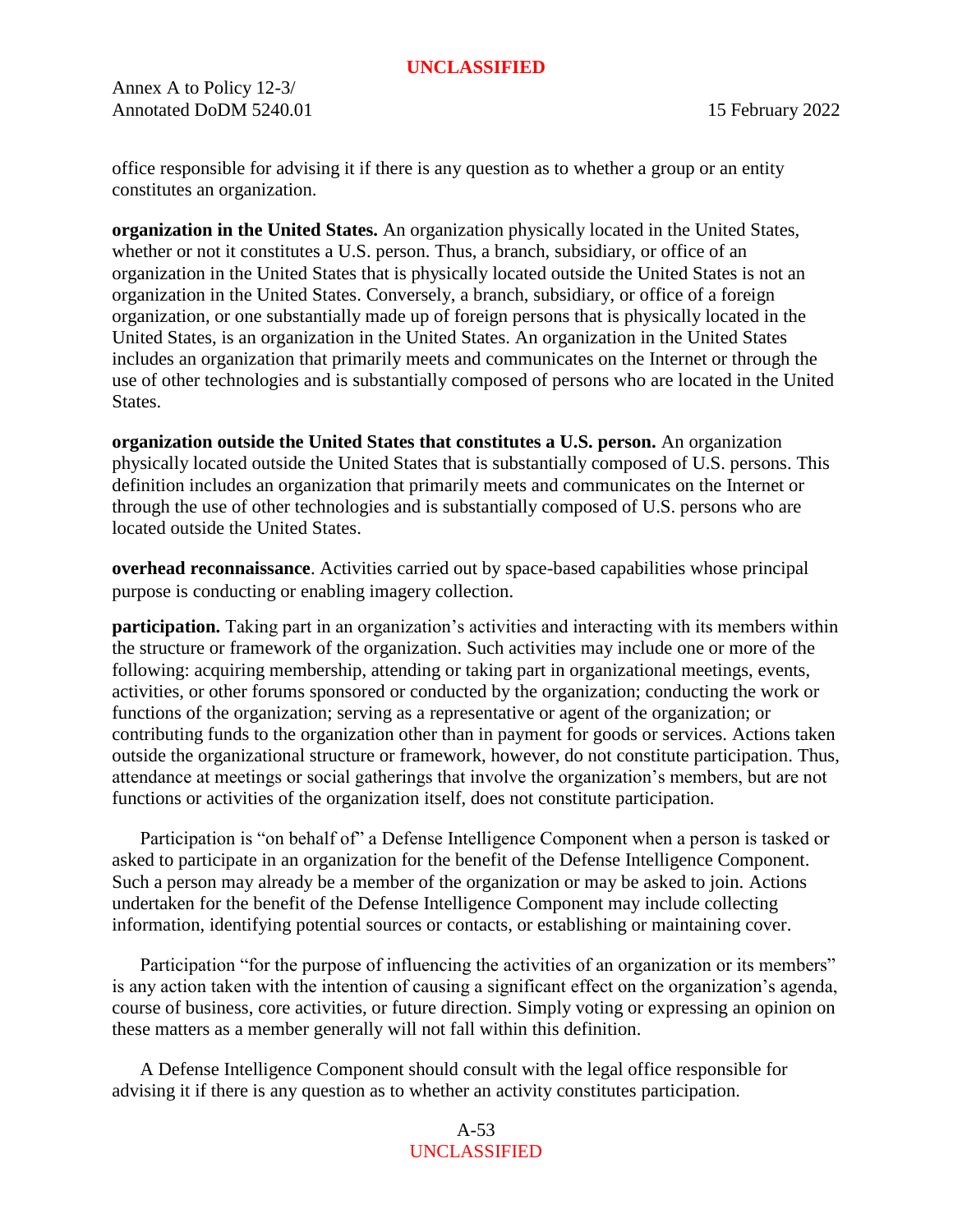office responsible for advising it if there is any question as to whether a group or an entity constitutes an organization.

**organization in the United States.** An organization physically located in the United States, whether or not it constitutes a U.S. person. Thus, a branch, subsidiary, or office of an organization in the United States that is physically located outside the United States is not an organization in the United States. Conversely, a branch, subsidiary, or office of a foreign organization, or one substantially made up of foreign persons that is physically located in the United States, is an organization in the United States. An organization in the United States includes an organization that primarily meets and communicates on the Internet or through the use of other technologies and is substantially composed of persons who are located in the United States.

**organization outside the United States that constitutes a U.S. person.** An organization physically located outside the United States that is substantially composed of U.S. persons. This definition includes an organization that primarily meets and communicates on the Internet or through the use of other technologies and is substantially composed of U.S. persons who are located outside the United States.

**overhead reconnaissance**. Activities carried out by space-based capabilities whose principal purpose is conducting or enabling imagery collection.

**participation.** Taking part in an organization's activities and interacting with its members within the structure or framework of the organization. Such activities may include one or more of the following: acquiring membership, attending or taking part in organizational meetings, events, activities, or other forums sponsored or conducted by the organization; conducting the work or functions of the organization; serving as a representative or agent of the organization; or contributing funds to the organization other than in payment for goods or services. Actions taken outside the organizational structure or framework, however, do not constitute participation. Thus, attendance at meetings or social gatherings that involve the organization's members, but are not functions or activities of the organization itself, does not constitute participation.

Participation is "on behalf of" a Defense Intelligence Component when a person is tasked or asked to participate in an organization for the benefit of the Defense Intelligence Component. Such a person may already be a member of the organization or may be asked to join. Actions undertaken for the benefit of the Defense Intelligence Component may include collecting information, identifying potential sources or contacts, or establishing or maintaining cover.

Participation "for the purpose of influencing the activities of an organization or its members" is any action taken with the intention of causing a significant effect on the organization's agenda, course of business, core activities, or future direction. Simply voting or expressing an opinion on these matters as a member generally will not fall within this definition.

A Defense Intelligence Component should consult with the legal office responsible for advising it if there is any question as to whether an activity constitutes participation.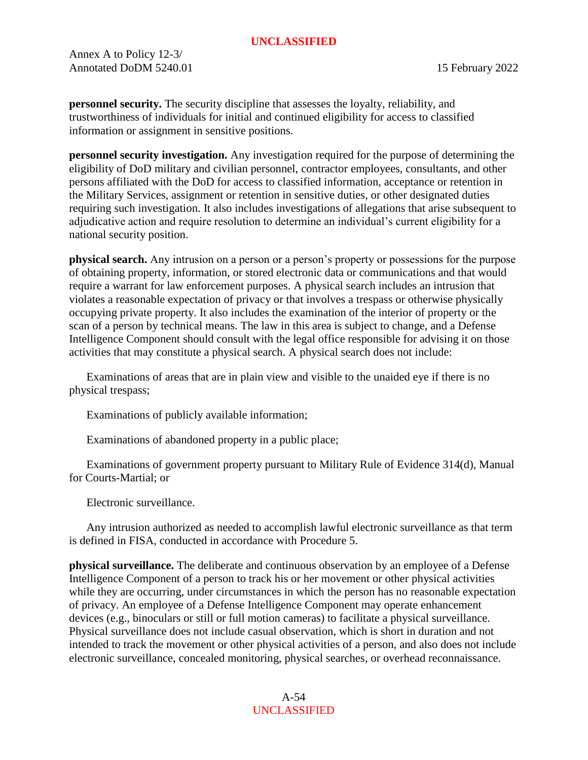**personnel security.** The security discipline that assesses the loyalty, reliability, and trustworthiness of individuals for initial and continued eligibility for access to classified information or assignment in sensitive positions.

**personnel security investigation.** Any investigation required for the purpose of determining the eligibility of DoD military and civilian personnel, contractor employees, consultants, and other persons affiliated with the DoD for access to classified information, acceptance or retention in the Military Services, assignment or retention in sensitive duties, or other designated duties requiring such investigation. It also includes investigations of allegations that arise subsequent to adjudicative action and require resolution to determine an individual's current eligibility for a national security position.

**physical search.** Any intrusion on a person or a person's property or possessions for the purpose of obtaining property, information, or stored electronic data or communications and that would require a warrant for law enforcement purposes. A physical search includes an intrusion that violates a reasonable expectation of privacy or that involves a trespass or otherwise physically occupying private property. It also includes the examination of the interior of property or the scan of a person by technical means. The law in this area is subject to change, and a Defense Intelligence Component should consult with the legal office responsible for advising it on those activities that may constitute a physical search. A physical search does not include:

Examinations of areas that are in plain view and visible to the unaided eye if there is no physical trespass;

Examinations of publicly available information;

Examinations of abandoned property in a public place;

Examinations of government property pursuant to Military Rule of Evidence 314(d), Manual for Courts-Martial; or

Electronic surveillance.

Any intrusion authorized as needed to accomplish lawful electronic surveillance as that term is defined in FISA, conducted in accordance with Procedure 5.

**physical surveillance.** The deliberate and continuous observation by an employee of a Defense Intelligence Component of a person to track his or her movement or other physical activities while they are occurring, under circumstances in which the person has no reasonable expectation of privacy. An employee of a Defense Intelligence Component may operate enhancement devices (e.g., binoculars or still or full motion cameras) to facilitate a physical surveillance. Physical surveillance does not include casual observation, which is short in duration and not intended to track the movement or other physical activities of a person, and also does not include electronic surveillance, concealed monitoring, physical searches, or overhead reconnaissance.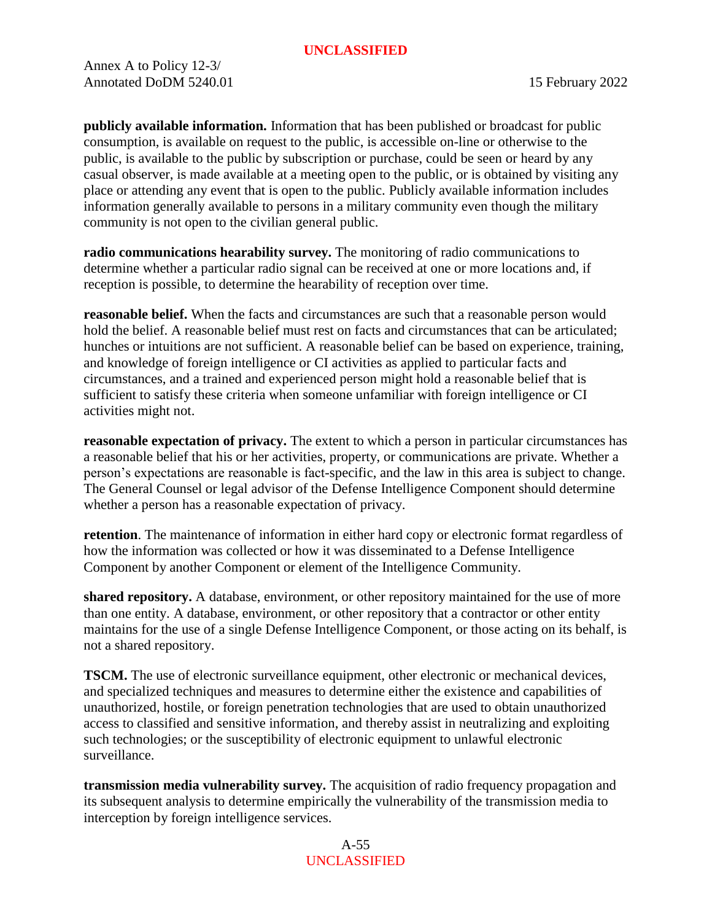**publicly available information.** Information that has been published or broadcast for public consumption, is available on request to the public, is accessible on-line or otherwise to the public, is available to the public by subscription or purchase, could be seen or heard by any casual observer, is made available at a meeting open to the public, or is obtained by visiting any place or attending any event that is open to the public. Publicly available information includes information generally available to persons in a military community even though the military community is not open to the civilian general public.

**radio communications hearability survey.** The monitoring of radio communications to determine whether a particular radio signal can be received at one or more locations and, if reception is possible, to determine the hearability of reception over time.

**reasonable belief.** When the facts and circumstances are such that a reasonable person would hold the belief. A reasonable belief must rest on facts and circumstances that can be articulated; hunches or intuitions are not sufficient. A reasonable belief can be based on experience, training, and knowledge of foreign intelligence or CI activities as applied to particular facts and circumstances, and a trained and experienced person might hold a reasonable belief that is sufficient to satisfy these criteria when someone unfamiliar with foreign intelligence or CI activities might not.

**reasonable expectation of privacy.** The extent to which a person in particular circumstances has a reasonable belief that his or her activities, property, or communications are private. Whether a person's expectations are reasonable is fact-specific, and the law in this area is subject to change. The General Counsel or legal advisor of the Defense Intelligence Component should determine whether a person has a reasonable expectation of privacy.

**retention**. The maintenance of information in either hard copy or electronic format regardless of how the information was collected or how it was disseminated to a Defense Intelligence Component by another Component or element of the Intelligence Community.

**shared repository.** A database, environment, or other repository maintained for the use of more than one entity. A database, environment, or other repository that a contractor or other entity maintains for the use of a single Defense Intelligence Component, or those acting on its behalf, is not a shared repository.

**TSCM.** The use of electronic surveillance equipment, other electronic or mechanical devices, and specialized techniques and measures to determine either the existence and capabilities of unauthorized, hostile, or foreign penetration technologies that are used to obtain unauthorized access to classified and sensitive information, and thereby assist in neutralizing and exploiting such technologies; or the susceptibility of electronic equipment to unlawful electronic surveillance.

**transmission media vulnerability survey.** The acquisition of radio frequency propagation and its subsequent analysis to determine empirically the vulnerability of the transmission media to interception by foreign intelligence services.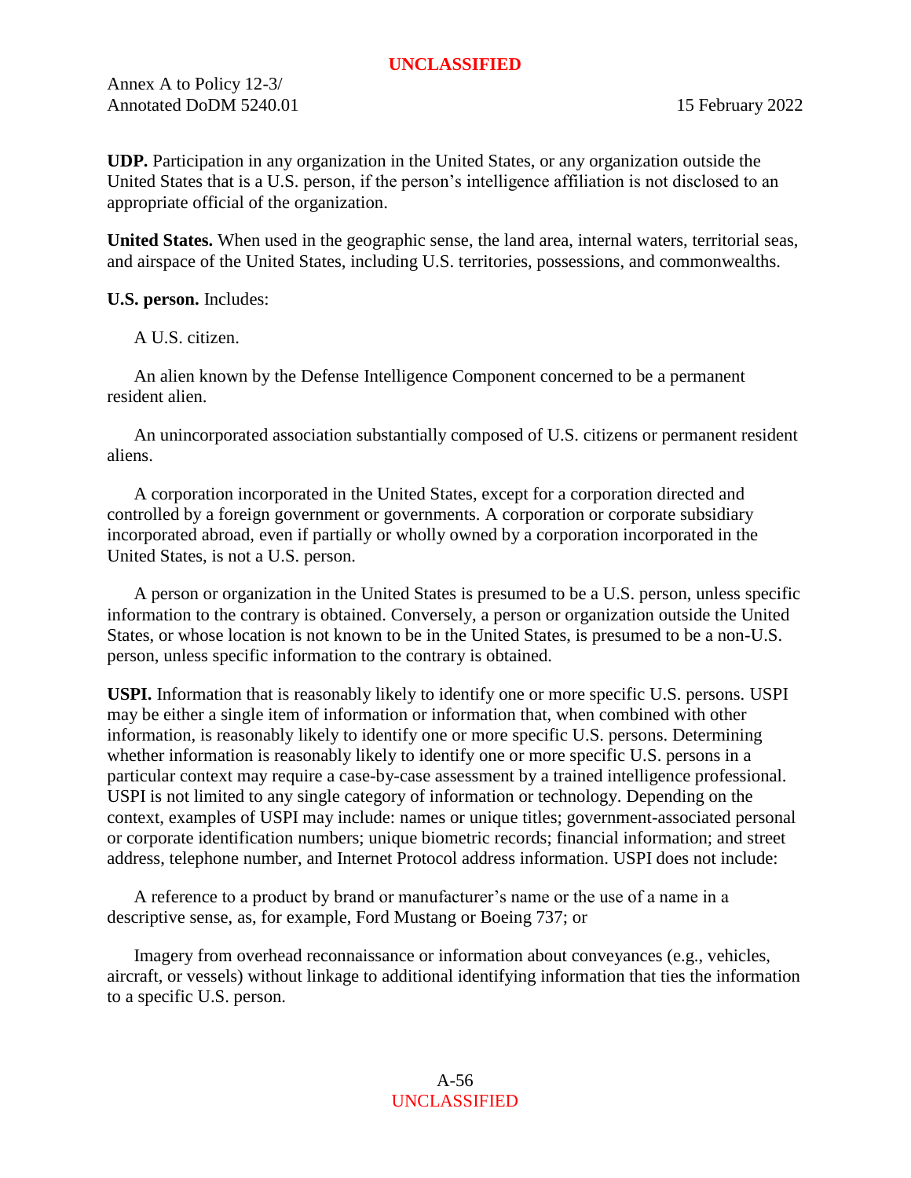**UDP.** Participation in any organization in the United States, or any organization outside the United States that is a U.S. person, if the person's intelligence affiliation is not disclosed to an appropriate official of the organization.

**United States.** When used in the geographic sense, the land area, internal waters, territorial seas, and airspace of the United States, including U.S. territories, possessions, and commonwealths.

**U.S. person.** Includes:

A U.S. citizen.

An alien known by the Defense Intelligence Component concerned to be a permanent resident alien.

An unincorporated association substantially composed of U.S. citizens or permanent resident aliens.

A corporation incorporated in the United States, except for a corporation directed and controlled by a foreign government or governments. A corporation or corporate subsidiary incorporated abroad, even if partially or wholly owned by a corporation incorporated in the United States, is not a U.S. person.

A person or organization in the United States is presumed to be a U.S. person, unless specific information to the contrary is obtained. Conversely, a person or organization outside the United States, or whose location is not known to be in the United States, is presumed to be a non-U.S. person, unless specific information to the contrary is obtained.

**USPI.** Information that is reasonably likely to identify one or more specific U.S. persons. USPI may be either a single item of information or information that, when combined with other information, is reasonably likely to identify one or more specific U.S. persons. Determining whether information is reasonably likely to identify one or more specific U.S. persons in a particular context may require a case-by-case assessment by a trained intelligence professional. USPI is not limited to any single category of information or technology. Depending on the context, examples of USPI may include: names or unique titles; government-associated personal or corporate identification numbers; unique biometric records; financial information; and street address, telephone number, and Internet Protocol address information. USPI does not include:

A reference to a product by brand or manufacturer's name or the use of a name in a descriptive sense, as, for example, Ford Mustang or Boeing 737; or

Imagery from overhead reconnaissance or information about conveyances (e.g., vehicles, aircraft, or vessels) without linkage to additional identifying information that ties the information to a specific U.S. person.